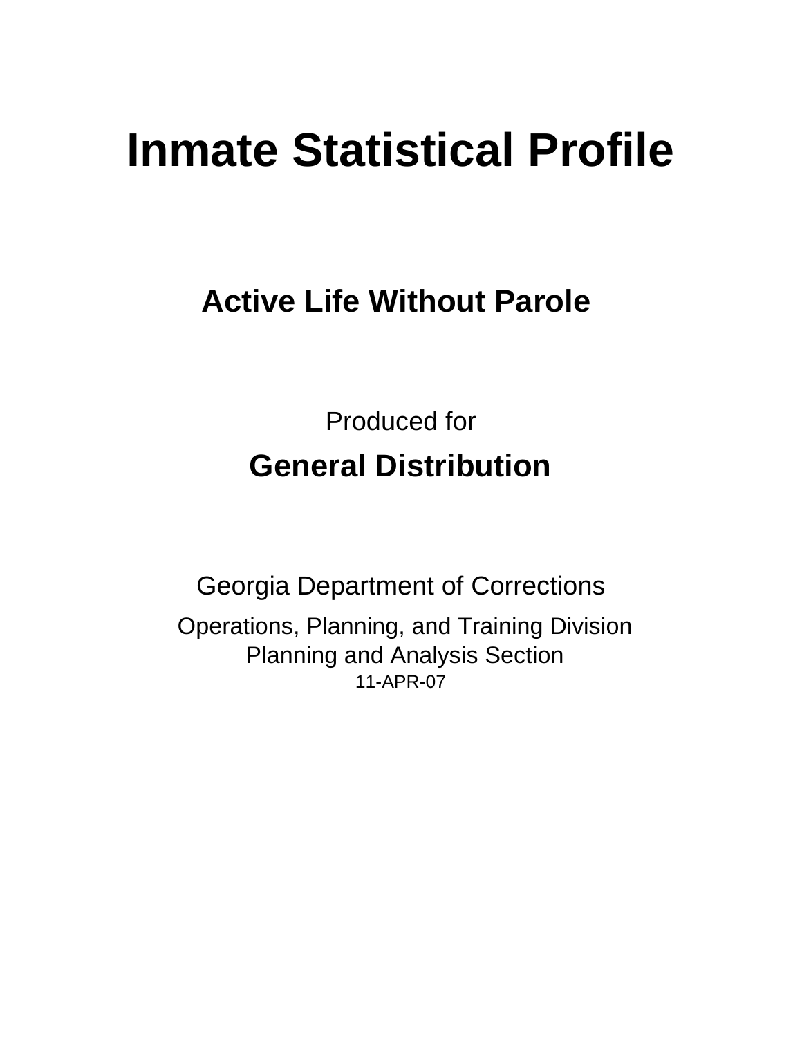# Inmate Statistical Profile

## Active Life Without Parole

Produced for

**General Distribution**

Georgia Department of Corrections

Operations, Planning, and Training Division
Planning and Analysis Section
11-APR-07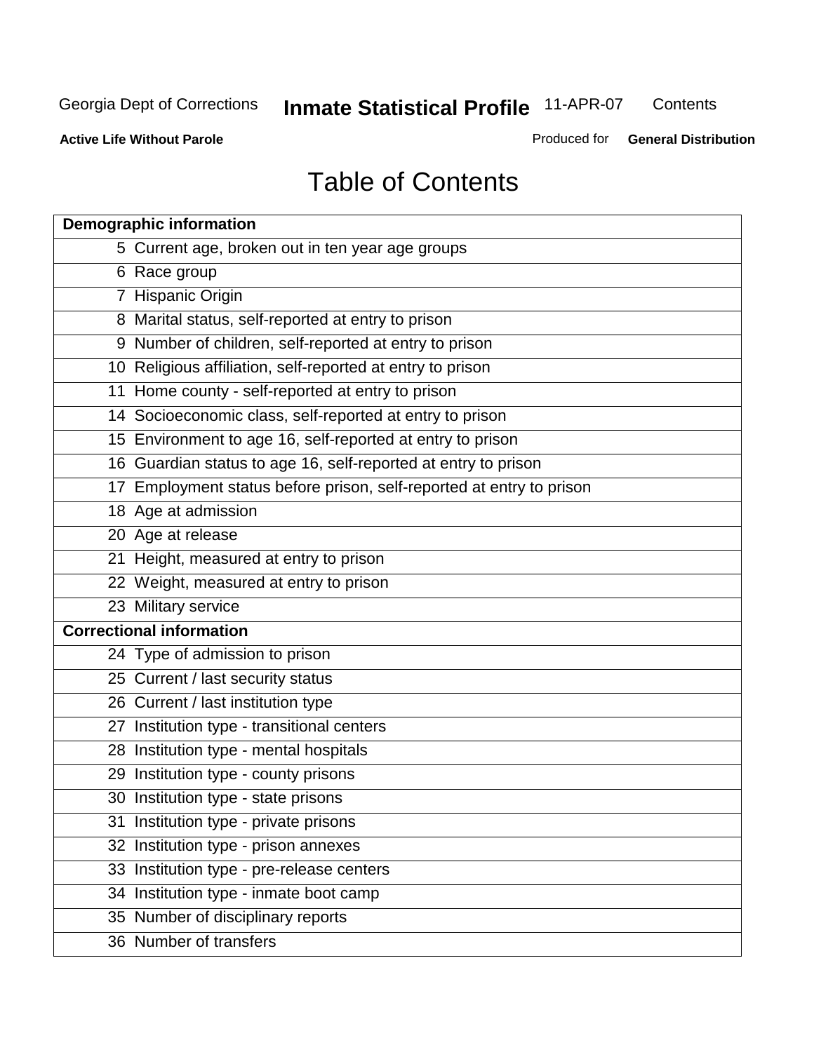# Table of Contents

| Demographic information | |
|---|---|
| 5 | Current age, broken out in ten year age groups |
| 6 | Race group |
| 7 | Hispanic Origin |
| 8 | Marital status, self-reported at entry to prison |
| 9 | Number of children, self-reported at entry to prison |
| 10 | Religious affiliation, self-reported at entry to prison |
| 11 | Home county - self-reported at entry to prison |
| 14 | Socioeconomic class, self-reported at entry to prison |
| 15 | Environment to age 16, self-reported at entry to prison |
| 16 | Guardian status to age 16, self-reported at entry to prison |
| 17 | Employment status before prison, self-reported at entry to prison |
| 18 | Age at admission |
| 20 | Age at release |
| 21 | Height, measured at entry to prison |
| 22 | Weight, measured at entry to prison |
| 23 | Military service |
| **Correctional information** | |
| 24 | Type of admission to prison |
| 25 | Current / last security status |
| 26 | Current / last institution type |
| 27 | Institution type - transitional centers |
| 28 | Institution type - mental hospitals |
| 29 | Institution type - county prisons |
| 30 | Institution type - state prisons |
| 31 | Institution type - private prisons |
| 32 | Institution type - prison annexes |
| 33 | Institution type - pre-release centers |
| 34 | Institution type - inmate boot camp |
| 35 | Number of disciplinary reports |
| 36 | Number of transfers |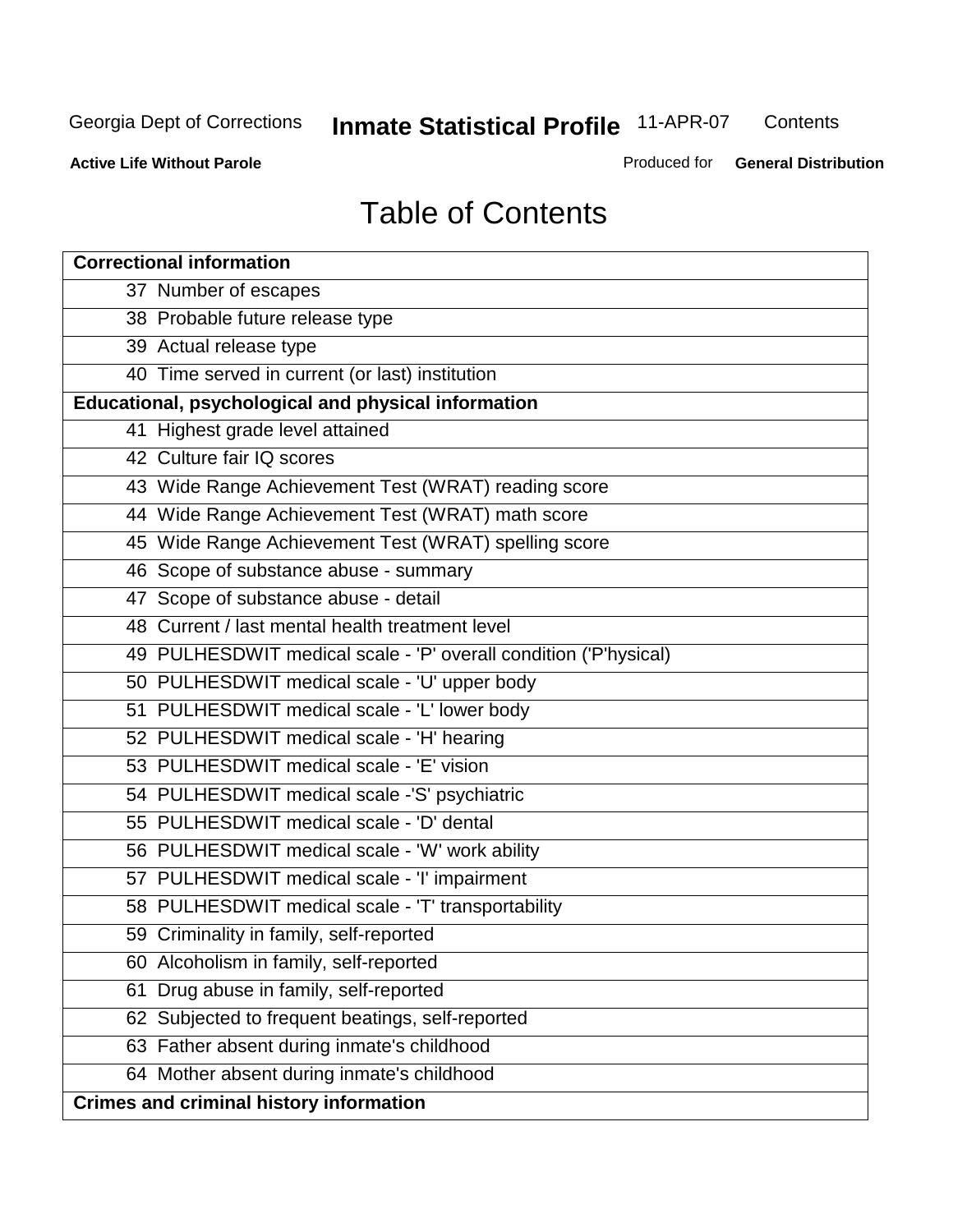# Table of Contents

| Correctional information | |
|---|---|
| 37 | Number of escapes |
| 38 | Probable future release type |
| 39 | Actual release type |
| 40 | Time served in current (or last) institution |
| **Educational, psychological and physical information** | |
| 41 | Highest grade level attained |
| 42 | Culture fair IQ scores |
| 43 | Wide Range Achievement Test (WRAT) reading score |
| 44 | Wide Range Achievement Test (WRAT) math score |
| 45 | Wide Range Achievement Test (WRAT) spelling score |
| 46 | Scope of substance abuse - summary |
| 47 | Scope of substance abuse - detail |
| 48 | Current / last mental health treatment level |
| 49 | PULHESDWIT medical scale - 'P' overall condition ('P'hysical) |
| 50 | PULHESDWIT medical scale - 'U' upper body |
| 51 | PULHESDWIT medical scale - 'L' lower body |
| 52 | PULHESDWIT medical scale - 'H' hearing |
| 53 | PULHESDWIT medical scale - 'E' vision |
| 54 | PULHESDWIT medical scale -'S' psychiatric |
| 55 | PULHESDWIT medical scale - 'D' dental |
| 56 | PULHESDWIT medical scale - 'W' work ability |
| 57 | PULHESDWIT medical scale - 'I' impairment |
| 58 | PULHESDWIT medical scale - 'T' transportability |
| 59 | Criminality in family, self-reported |
| 60 | Alcoholism in family, self-reported |
| 61 | Drug abuse in family, self-reported |
| 62 | Subjected to frequent beatings, self-reported |
| 63 | Father absent during inmate's childhood |
| 64 | Mother absent during inmate's childhood |
| **Crimes and criminal history information** | |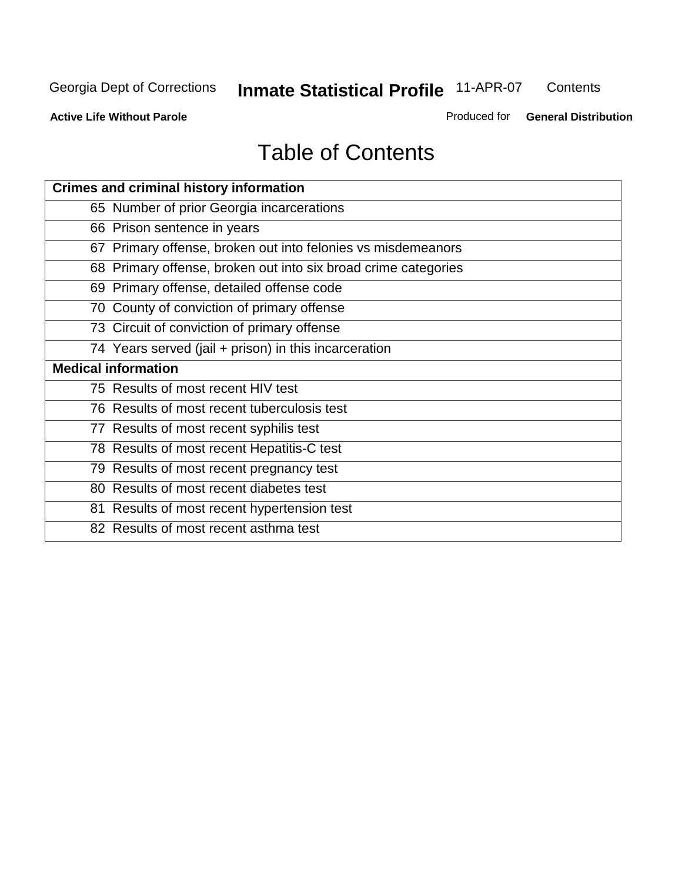# Table of Contents

| Crimes and criminal history information |
|---|
| 65 Number of prior Georgia incarcerations |
| 66 Prison sentence in years |
| 67 Primary offense, broken out into felonies vs misdemeanors |
| 68 Primary offense, broken out into six broad crime categories |
| 69 Primary offense, detailed offense code |
| 70 County of conviction of primary offense |
| 73 Circuit of conviction of primary offense |
| 74 Years served (jail + prison) in this incarceration |
| **Medical information** |
| 75 Results of most recent HIV test |
| 76 Results of most recent tuberculosis test |
| 77 Results of most recent syphilis test |
| 78 Results of most recent Hepatitis-C test |
| 79 Results of most recent pregnancy test |
| 80 Results of most recent diabetes test |
| 81 Results of most recent hypertension test |
| 82 Results of most recent asthma test |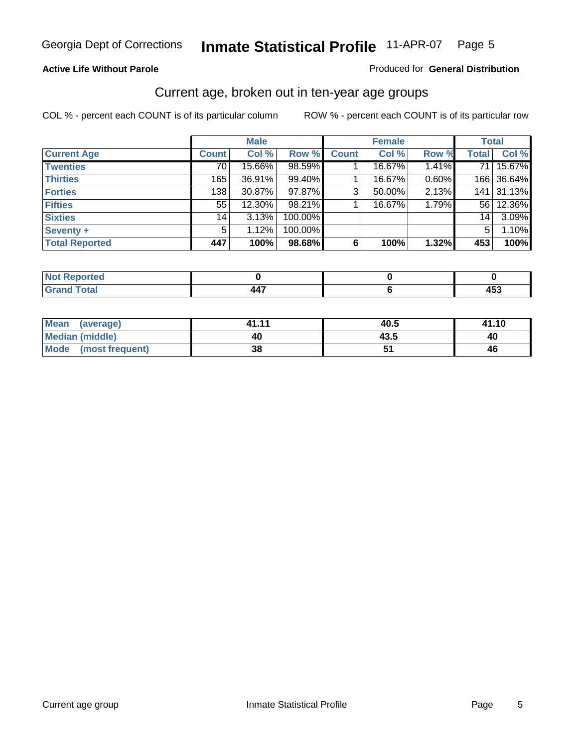Georgia Dept of Corrections **Inmate Statistical Profile** 11-APR-07

**Active Life Without Parole**

Produced for **General Distribution**

## Current age, broken out in ten-year age groups

COL % - percent each COUNT is of its particular column ROW % - percent each COUNT is of its particular row

| | Male | | | Female | | | Total | |
|---|---|---|---|---|---|---|---|---|
| **Current Age** | **Count** | **Col %** | **Row %** | **Count** | **Col %** | **Row %** | **Total** | **Col %** |
| **Twenties** | 70 | 15.66% | 98.59% | 1 | 16.67% | 1.41% | 71 | 15.67% |
| **Thirties** | 165 | 36.91% | 99.40% | 1 | 16.67% | 0.60% | 166 | 36.64% |
| **Forties** | 138 | 30.87% | 97.87% | 3 | 50.00% | 2.13% | 141 | 31.13% |
| **Fifties** | 55 | 12.30% | 98.21% | 1 | 16.67% | 1.79% | 56 | 12.36% |
| **Sixties** | 14 | 3.13% | 100.00% | | | | 14 | 3.09% |
| **Seventy +** | 5 | 1.12% | 100.00% | | | | 5 | 1.10% |
| **Total Reported** | **447** | **100%** | **98.68%** | **6** | **100%** | **1.32%** | **453** | **100%** |

| | Male | Female | Total |
|---|---|---|---|
| **Not Reported** | **0** | **0** | **0** |
| **Grand Total** | **447** | **6** | **453** |

| | Male | Female | Total |
|---|---|---|---|
| **Mean (average)** | **41.11** | **40.5** | **41.10** |
| **Median (middle)** | **40** | **43.5** | **40** |
| **Mode (most frequent)** | **38** | **51** | **46** |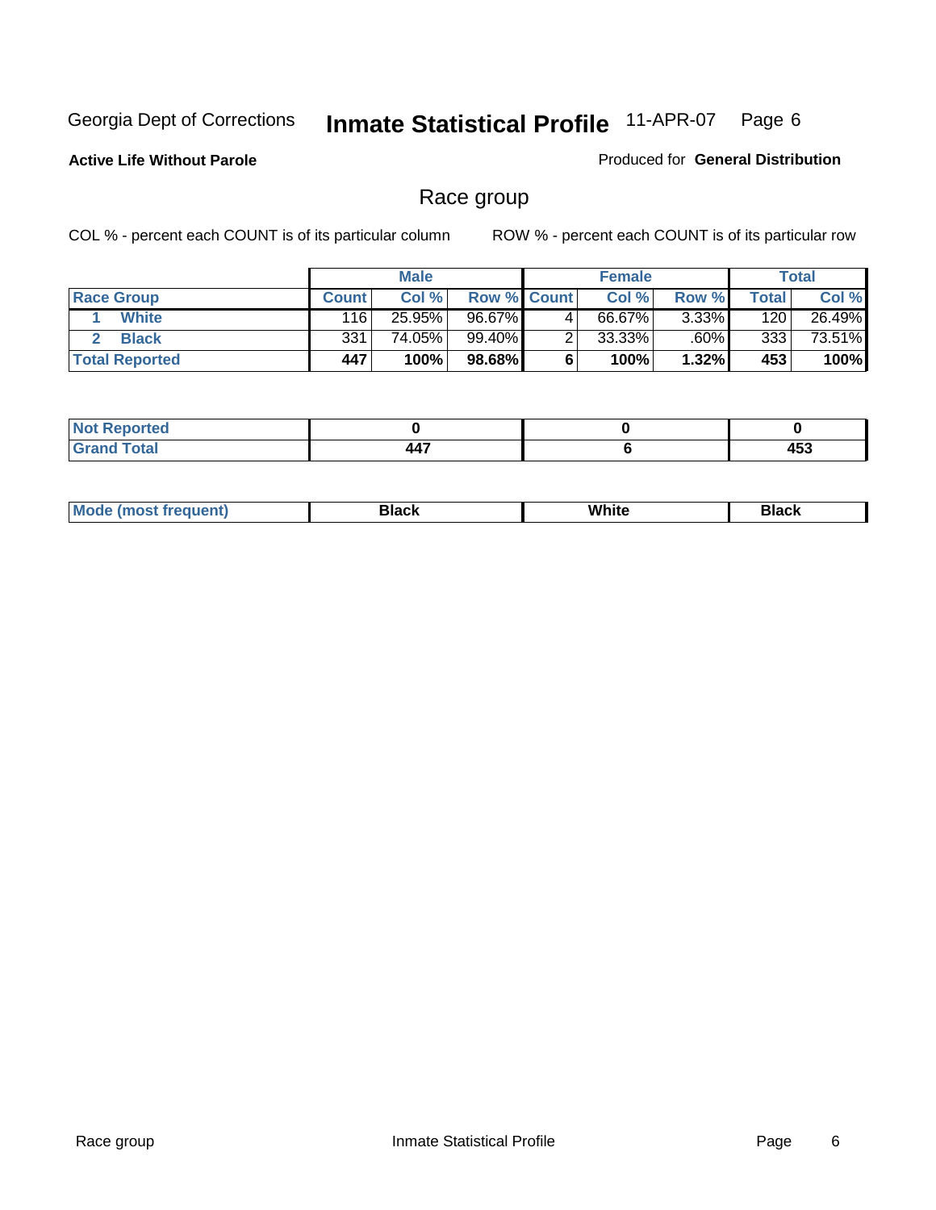Georgia Dept of Corrections **Inmate Statistical Profile** 11-APR-07

**Active Life Without Parole**

Produced for **General Distribution**

## Race group

COL % - percent each COUNT is of its particular column ROW % - percent each COUNT is of its particular row

| | Male | | | Female | | | Total | |
|---|---|---|---|---|---|---|---|---|
| **Race Group** | **Count** | **Col %** | **Row %** | **Count** | **Col %** | **Row %** | **Total** | **Col %** |
| 1 White | 116 | 25.95% | 96.67% | 4 | 66.67% | 3.33% | 120 | 26.49% |
| 2 Black | 331 | 74.05% | 99.40% | 2 | 33.33% | .60% | 333 | 73.51% |
| **Total Reported** | **447** | **100%** | **98.68%** | **6** | **100%** | **1.32%** | **453** | **100%** |

| | Male | Female | Total |
|---|---|---|---|
| **Not Reported** | **0** | **0** | **0** |
| **Grand Total** | **447** | **6** | **453** |

| | Male | Female | Total |
|---|---|---|---|
| **Mode (most frequent)** | **Black** | **White** | **Black** |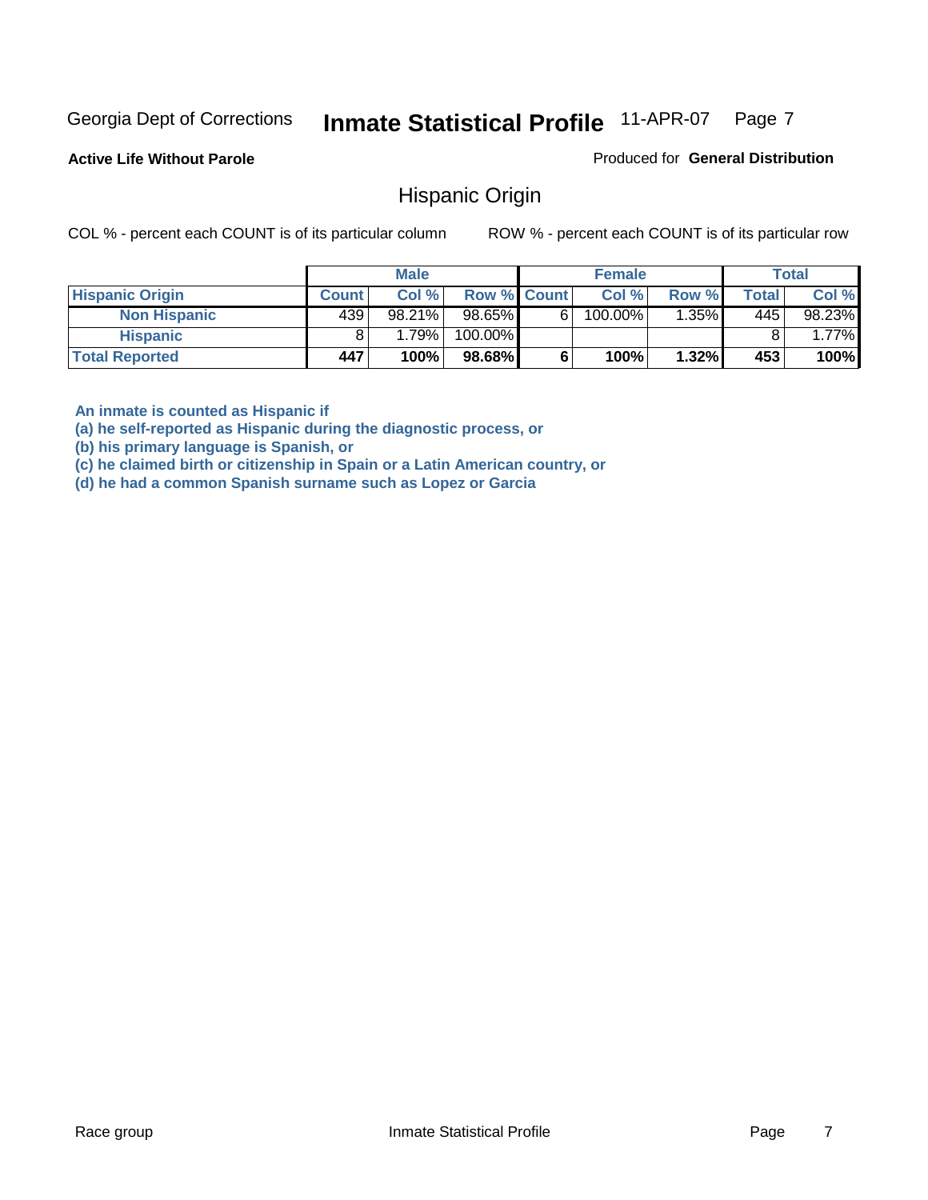Georgia Dept of Corrections **Inmate Statistical Profile** 11-APR-07

**Active Life Without Parole**

Produced for **General Distribution**

## Hispanic Origin

COL % - percent each COUNT is of its particular column

ROW % - percent each COUNT is of its particular row

| | Male | | | Female | | | Total | |
|---|---|---|---|---|---|---|---|---|
| **Hispanic Origin** | **Count** | **Col %** | **Row %** | **Count** | **Col %** | **Row %** | **Total** | **Col %** |
| **Non Hispanic** | 439 | 98.21% | 98.65% | 6 | 100.00% | 1.35% | 445 | 98.23% |
| **Hispanic** | 8 | 1.79% | 100.00% | | | | 8 | 1.77% |
| **Total Reported** | **447** | **100%** | **98.68%** | **6** | **100%** | **1.32%** | **453** | **100%** |

**An inmate is counted as Hispanic if**
**(a) he self-reported as Hispanic during the diagnostic process, or**
**(b) his primary language is Spanish, or**
**(c) he claimed birth or citizenship in Spain or a Latin American country, or**
**(d) he had a common Spanish surname such as Lopez or Garcia**

Race group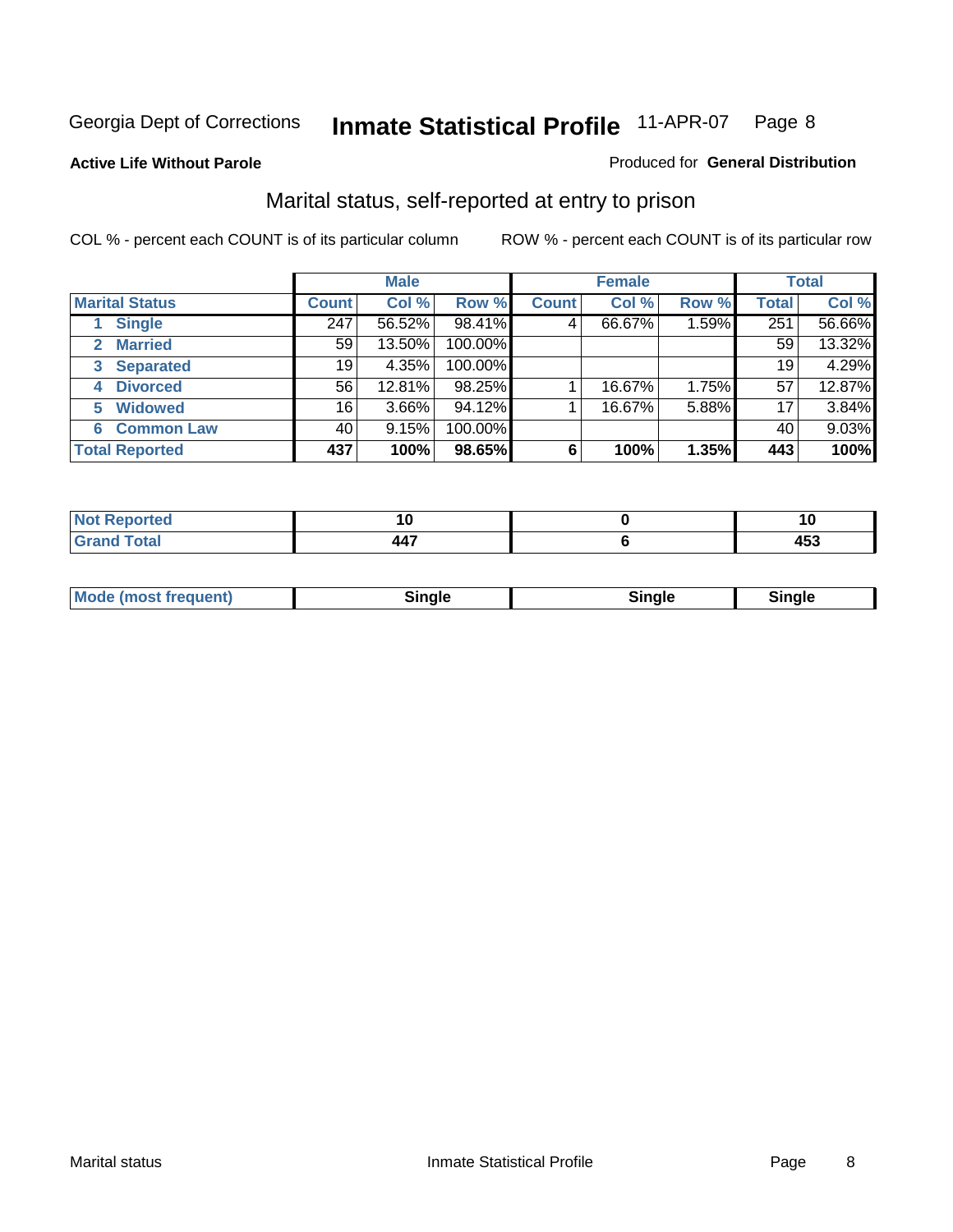Georgia Dept of Corrections **Inmate Statistical Profile** 11-APR-07 Page 8

**Active Life Without Parole**

Produced for **General Distribution**

## Marital status, self-reported at entry to prison

COL % - percent each COUNT is of its particular column

ROW % - percent each COUNT is of its particular row

| | Male | | | Female | | | Total | |
|---|---|---|---|---|---|---|---|---|
| **Marital Status** | **Count** | **Col %** | **Row %** | **Count** | **Col %** | **Row %** | **Total** | **Col %** |
| 1 Single | 247 | 56.52% | 98.41% | 4 | 66.67% | 1.59% | 251 | 56.66% |
| 2 Married | 59 | 13.50% | 100.00% | | | | 59 | 13.32% |
| 3 Separated | 19 | 4.35% | 100.00% | | | | 19 | 4.29% |
| 4 Divorced | 56 | 12.81% | 98.25% | 1 | 16.67% | 1.75% | 57 | 12.87% |
| 5 Widowed | 16 | 3.66% | 94.12% | 1 | 16.67% | 5.88% | 17 | 3.84% |
| 6 Common Law | 40 | 9.15% | 100.00% | | | | 40 | 9.03% |
| **Total Reported** | **437** | **100%** | **98.65%** | **6** | **100%** | **1.35%** | **443** | **100%** |

| | Male | Female | Total |
|---|---|---|---|
| Not Reported | 10 | 0 | 10 |
| Grand Total | 447 | 6 | 453 |

| | Male | Female | Total |
|---|---|---|---|
| Mode (most frequent) | Single | Single | Single |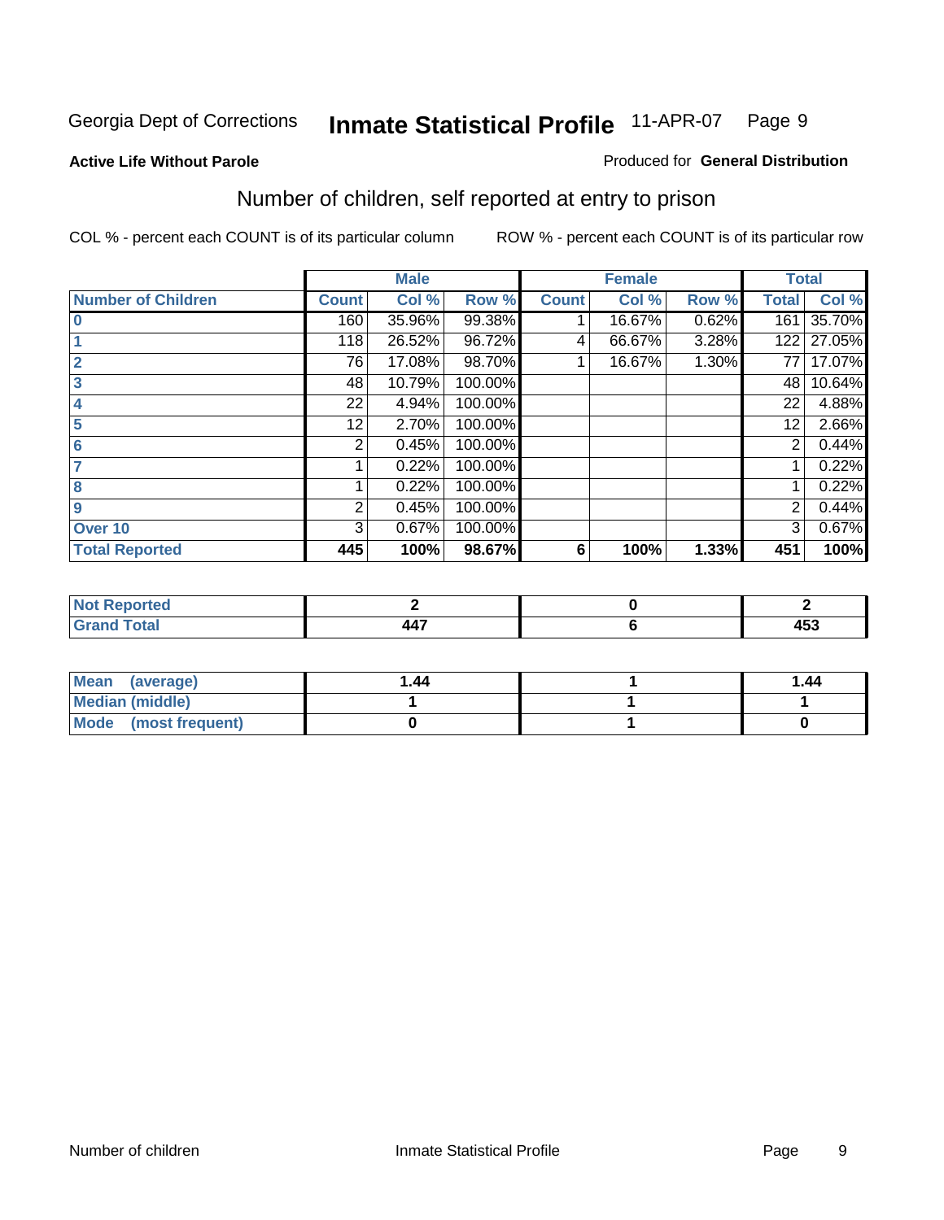Georgia Dept of Corrections **Inmate Statistical Profile** 11-APR-07

**Active Life Without Parole**

Produced for **General Distribution**

## Number of children, self reported at entry to prison

COL % - percent each COUNT is of its particular column

ROW % - percent each COUNT is of its particular row

| | Male | | | Female | | | Total | |
|---|---|---|---|---|---|---|---|---|
| **Number of Children** | **Count** | **Col %** | **Row %** | **Count** | **Col %** | **Row %** | **Total** | **Col %** |
| 0 | 160 | 35.96% | 99.38% | 1 | 16.67% | 0.62% | 161 | 35.70% |
| 1 | 118 | 26.52% | 96.72% | 4 | 66.67% | 3.28% | 122 | 27.05% |
| 2 | 76 | 17.08% | 98.70% | 1 | 16.67% | 1.30% | 77 | 17.07% |
| 3 | 48 | 10.79% | 100.00% | | | | 48 | 10.64% |
| 4 | 22 | 4.94% | 100.00% | | | | 22 | 4.88% |
| 5 | 12 | 2.70% | 100.00% | | | | 12 | 2.66% |
| 6 | 2 | 0.45% | 100.00% | | | | 2 | 0.44% |
| 7 | 1 | 0.22% | 100.00% | | | | 1 | 0.22% |
| 8 | 1 | 0.22% | 100.00% | | | | 1 | 0.22% |
| 9 | 2 | 0.45% | 100.00% | | | | 2 | 0.44% |
| Over 10 | 3 | 0.67% | 100.00% | | | | 3 | 0.67% |
| **Total Reported** | **445** | **100%** | **98.67%** | **6** | **100%** | **1.33%** | **451** | **100%** |

| | Male | Female | Total |
|---|---|---|---|
| **Not Reported** | **2** | **0** | **2** |
| **Grand Total** | **447** | **6** | **453** |

| | Male | Female | Total |
|---|---|---|---|
| **Mean (average)** | **1.44** | **1** | **1.44** |
| **Median (middle)** | **1** | **1** | **1** |
| **Mode (most frequent)** | **0** | **1** | **0** |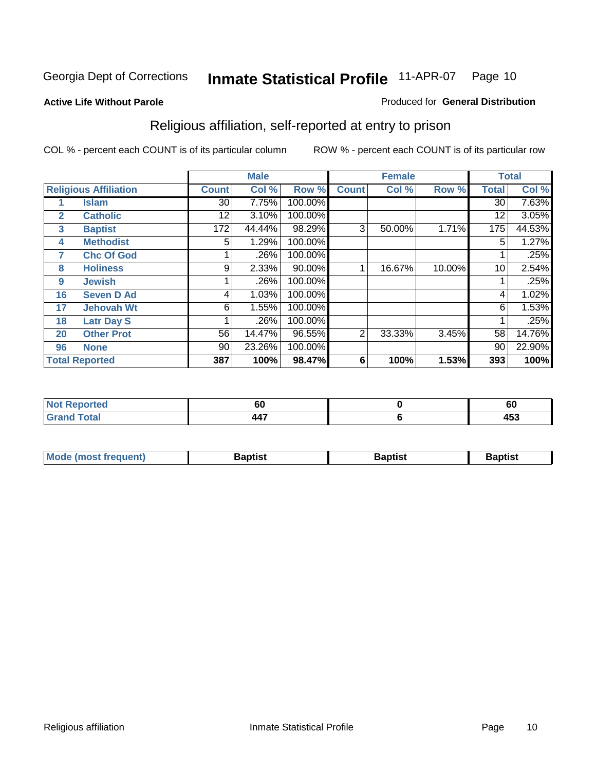Georgia Dept of Corrections **Inmate Statistical Profile** 11-APR-07

**Active Life Without Parole**

Produced for **General Distribution**

## Religious affiliation, self-reported at entry to prison

COL % - percent each COUNT is of its particular column ROW % - percent each COUNT is of its particular row

| Religious Affiliation | | Male | | | Female | | | Total | |
|---|---|---|---|---|---|---|---|---|---|
| | | Count | Col % | Row % | Count | Col % | Row % | Total | Col % |
| 1 | Islam | 30 | 7.75% | 100.00% | | | | 30 | 7.63% |
| 2 | Catholic | 12 | 3.10% | 100.00% | | | | 12 | 3.05% |
| 3 | Baptist | 172 | 44.44% | 98.29% | 3 | 50.00% | 1.71% | 175 | 44.53% |
| 4 | Methodist | 5 | 1.29% | 100.00% | | | | 5 | 1.27% |
| 7 | Chc Of God | 1 | .26% | 100.00% | | | | 1 | .25% |
| 8 | Holiness | 9 | 2.33% | 90.00% | 1 | 16.67% | 10.00% | 10 | 2.54% |
| 9 | Jewish | 1 | .26% | 100.00% | | | | 1 | .25% |
| 16 | Seven D Ad | 4 | 1.03% | 100.00% | | | | 4 | 1.02% |
| 17 | Jehovah Wt | 6 | 1.55% | 100.00% | | | | 6 | 1.53% |
| 18 | Latr Day S | 1 | .26% | 100.00% | | | | 1 | .25% |
| 20 | Other Prot | 56 | 14.47% | 96.55% | 2 | 33.33% | 3.45% | 58 | 14.76% |
| 96 | None | 90 | 23.26% | 100.00% | | | | 90 | 22.90% |
| **Total Reported** | | **387** | **100%** | **98.47%** | **6** | **100%** | **1.53%** | **393** | **100%** |

| | Male | Female | Total |
|---|---|---|---|
| Not Reported | 60 | 0 | 60 |
| Grand Total | 447 | 6 | 453 |

| | Male | Female | Total |
|---|---|---|---|
| Mode (most frequent) | Baptist | Baptist | Baptist |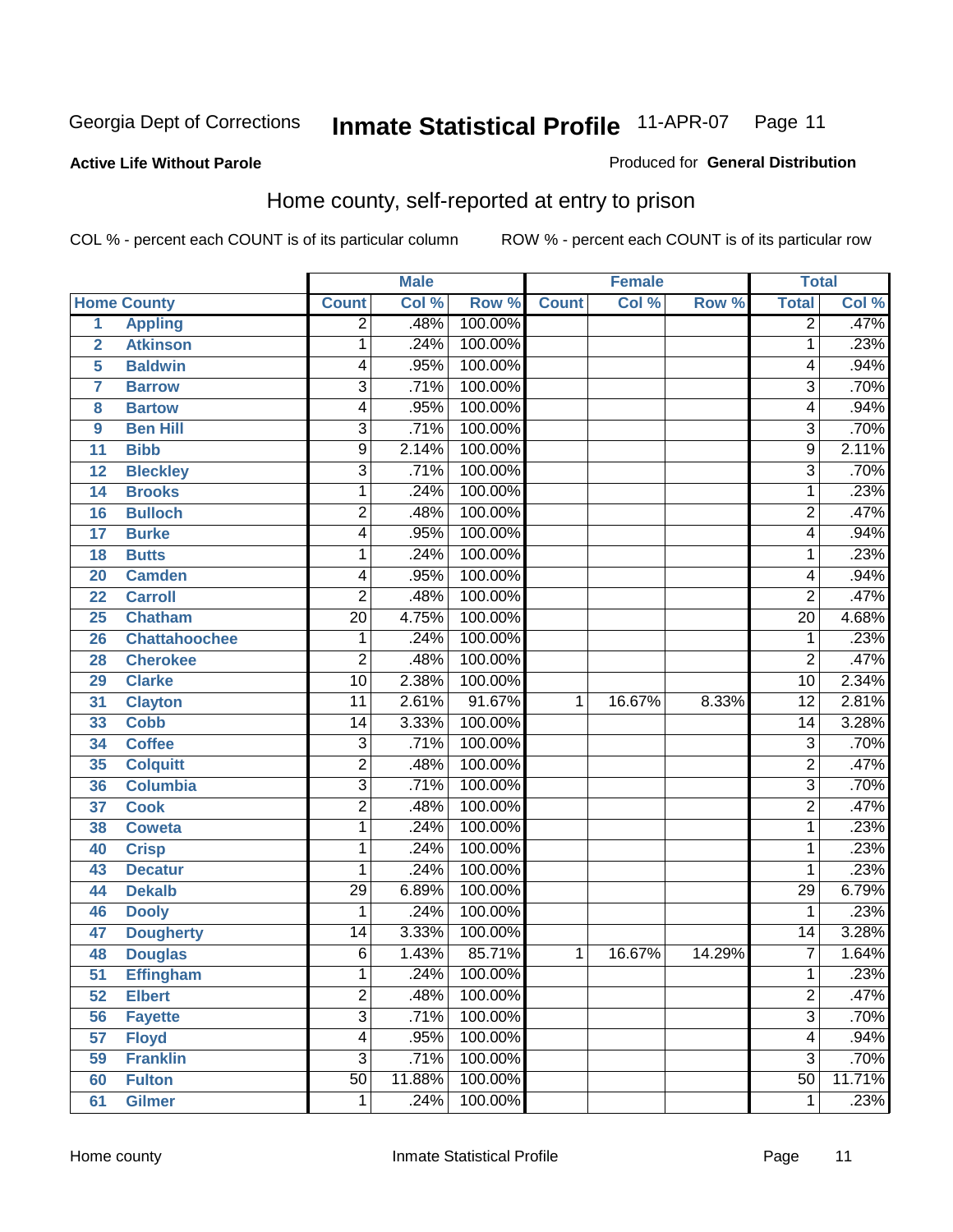Georgia Dept of Corrections **Inmate Statistical Profile** 11-APR-07

**Active Life Without Parole**

Produced for **General Distribution**

## Home county, self-reported at entry to prison

COL % - percent each COUNT is of its particular column    ROW % - percent each COUNT is of its particular row

| | | Male | | | Female | | | Total | |
|---|---|---|---|---|---|---|---|---|---|
| Home County | | Count | Col % | Row % | Count | Col % | Row % | Total | Col % |
| 1 | Appling | 2 | .48% | 100.00% | | | | 2 | .47% |
| 2 | Atkinson | 1 | .24% | 100.00% | | | | 1 | .23% |
| 5 | Baldwin | 4 | .95% | 100.00% | | | | 4 | .94% |
| 7 | Barrow | 3 | .71% | 100.00% | | | | 3 | .70% |
| 8 | Bartow | 4 | .95% | 100.00% | | | | 4 | .94% |
| 9 | Ben Hill | 3 | .71% | 100.00% | | | | 3 | .70% |
| 11 | Bibb | 9 | 2.14% | 100.00% | | | | 9 | 2.11% |
| 12 | Bleckley | 3 | .71% | 100.00% | | | | 3 | .70% |
| 14 | Brooks | 1 | .24% | 100.00% | | | | 1 | .23% |
| 16 | Bulloch | 2 | .48% | 100.00% | | | | 2 | .47% |
| 17 | Burke | 4 | .95% | 100.00% | | | | 4 | .94% |
| 18 | Butts | 1 | .24% | 100.00% | | | | 1 | .23% |
| 20 | Camden | 4 | .95% | 100.00% | | | | 4 | .94% |
| 22 | Carroll | 2 | .48% | 100.00% | | | | 2 | .47% |
| 25 | Chatham | 20 | 4.75% | 100.00% | | | | 20 | 4.68% |
| 26 | Chattahoochee | 1 | .24% | 100.00% | | | | 1 | .23% |
| 28 | Cherokee | 2 | .48% | 100.00% | | | | 2 | .47% |
| 29 | Clarke | 10 | 2.38% | 100.00% | | | | 10 | 2.34% |
| 31 | Clayton | 11 | 2.61% | 91.67% | 1 | 16.67% | 8.33% | 12 | 2.81% |
| 33 | Cobb | 14 | 3.33% | 100.00% | | | | 14 | 3.28% |
| 34 | Coffee | 3 | .71% | 100.00% | | | | 3 | .70% |
| 35 | Colquitt | 2 | .48% | 100.00% | | | | 2 | .47% |
| 36 | Columbia | 3 | .71% | 100.00% | | | | 3 | .70% |
| 37 | Cook | 2 | .48% | 100.00% | | | | 2 | .47% |
| 38 | Coweta | 1 | .24% | 100.00% | | | | 1 | .23% |
| 40 | Crisp | 1 | .24% | 100.00% | | | | 1 | .23% |
| 43 | Decatur | 1 | .24% | 100.00% | | | | 1 | .23% |
| 44 | Dekalb | 29 | 6.89% | 100.00% | | | | 29 | 6.79% |
| 46 | Dooly | 1 | .24% | 100.00% | | | | 1 | .23% |
| 47 | Dougherty | 14 | 3.33% | 100.00% | | | | 14 | 3.28% |
| 48 | Douglas | 6 | 1.43% | 85.71% | 1 | 16.67% | 14.29% | 7 | 1.64% |
| 51 | Effingham | 1 | .24% | 100.00% | | | | 1 | .23% |
| 52 | Elbert | 2 | .48% | 100.00% | | | | 2 | .47% |
| 56 | Fayette | 3 | .71% | 100.00% | | | | 3 | .70% |
| 57 | Floyd | 4 | .95% | 100.00% | | | | 4 | .94% |
| 59 | Franklin | 3 | .71% | 100.00% | | | | 3 | .70% |
| 60 | Fulton | 50 | 11.88% | 100.00% | | | | 50 | 11.71% |
| 61 | Gilmer | 1 | .24% | 100.00% | | | | 1 | .23% |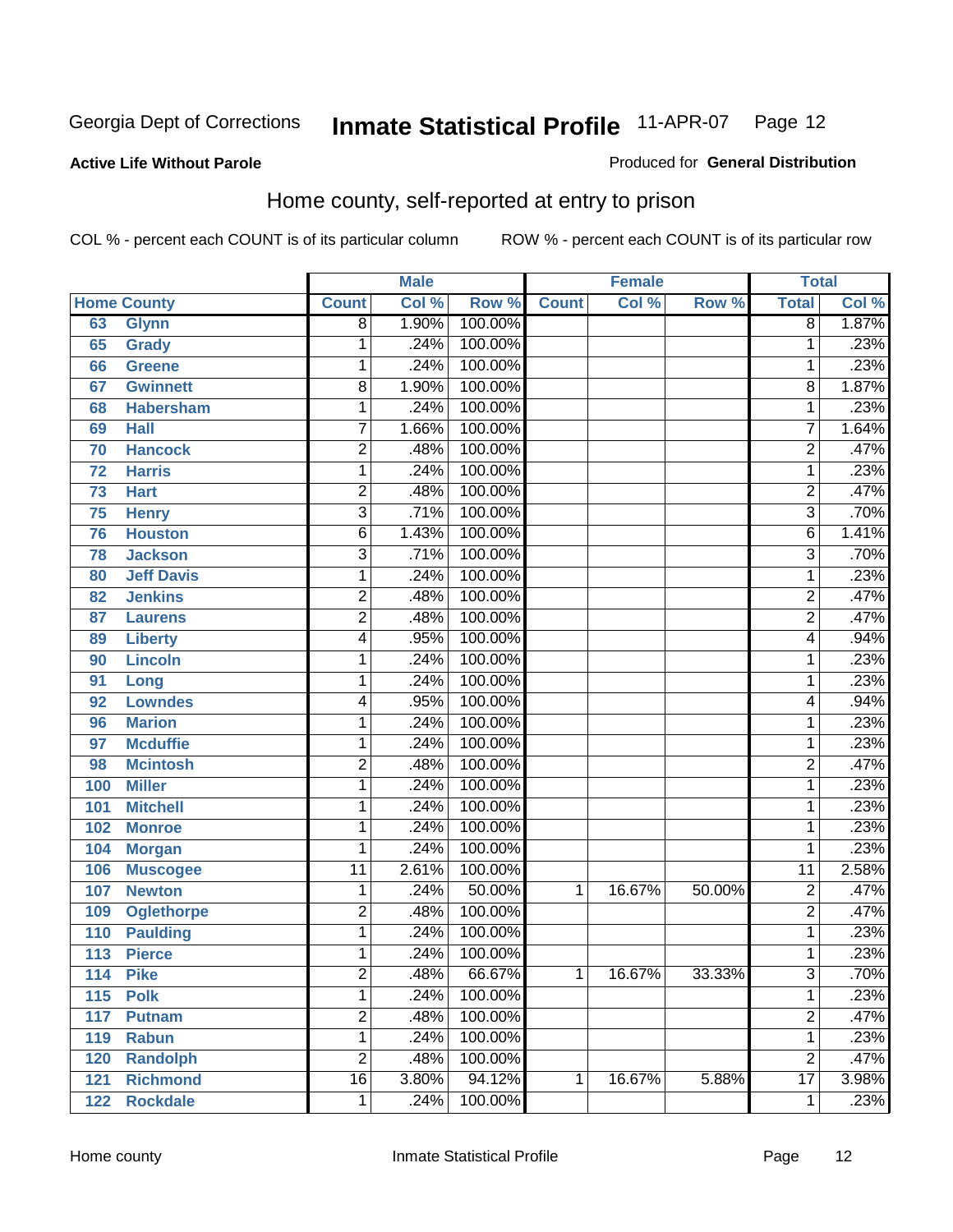Georgia Dept of Corrections **Inmate Statistical Profile** 11-APR-07

**Active Life Without Parole**

Produced for **General Distribution**

## Home county, self-reported at entry to prison

COL % - percent each COUNT is of its particular column ROW % - percent each COUNT is of its particular row

| Home County | | Male | | | Female | | | Total | |
|---|---|---|---|---|---|---|---|---|---|
| | | Count | Col % | Row % | Count | Col % | Row % | Total | Col % |
| 63 | Glynn | 8 | 1.90% | 100.00% | | | | 8 | 1.87% |
| 65 | Grady | 1 | .24% | 100.00% | | | | 1 | .23% |
| 66 | Greene | 1 | .24% | 100.00% | | | | 1 | .23% |
| 67 | Gwinnett | 8 | 1.90% | 100.00% | | | | 8 | 1.87% |
| 68 | Habersham | 1 | .24% | 100.00% | | | | 1 | .23% |
| 69 | Hall | 7 | 1.66% | 100.00% | | | | 7 | 1.64% |
| 70 | Hancock | 2 | .48% | 100.00% | | | | 2 | .47% |
| 72 | Harris | 1 | .24% | 100.00% | | | | 1 | .23% |
| 73 | Hart | 2 | .48% | 100.00% | | | | 2 | .47% |
| 75 | Henry | 3 | .71% | 100.00% | | | | 3 | .70% |
| 76 | Houston | 6 | 1.43% | 100.00% | | | | 6 | 1.41% |
| 78 | Jackson | 3 | .71% | 100.00% | | | | 3 | .70% |
| 80 | Jeff Davis | 1 | .24% | 100.00% | | | | 1 | .23% |
| 82 | Jenkins | 2 | .48% | 100.00% | | | | 2 | .47% |
| 87 | Laurens | 2 | .48% | 100.00% | | | | 2 | .47% |
| 89 | Liberty | 4 | .95% | 100.00% | | | | 4 | .94% |
| 90 | Lincoln | 1 | .24% | 100.00% | | | | 1 | .23% |
| 91 | Long | 1 | .24% | 100.00% | | | | 1 | .23% |
| 92 | Lowndes | 4 | .95% | 100.00% | | | | 4 | .94% |
| 96 | Marion | 1 | .24% | 100.00% | | | | 1 | .23% |
| 97 | Mcduffie | 1 | .24% | 100.00% | | | | 1 | .23% |
| 98 | Mcintosh | 2 | .48% | 100.00% | | | | 2 | .47% |
| 100 | Miller | 1 | .24% | 100.00% | | | | 1 | .23% |
| 101 | Mitchell | 1 | .24% | 100.00% | | | | 1 | .23% |
| 102 | Monroe | 1 | .24% | 100.00% | | | | 1 | .23% |
| 104 | Morgan | 1 | .24% | 100.00% | | | | 1 | .23% |
| 106 | Muscogee | 11 | 2.61% | 100.00% | | | | 11 | 2.58% |
| 107 | Newton | 1 | .24% | 50.00% | 1 | 16.67% | 50.00% | 2 | .47% |
| 109 | Oglethorpe | 2 | .48% | 100.00% | | | | 2 | .47% |
| 110 | Paulding | 1 | .24% | 100.00% | | | | 1 | .23% |
| 113 | Pierce | 1 | .24% | 100.00% | | | | 1 | .23% |
| 114 | Pike | 2 | .48% | 66.67% | 1 | 16.67% | 33.33% | 3 | .70% |
| 115 | Polk | 1 | .24% | 100.00% | | | | 1 | .23% |
| 117 | Putnam | 2 | .48% | 100.00% | | | | 2 | .47% |
| 119 | Rabun | 1 | .24% | 100.00% | | | | 1 | .23% |
| 120 | Randolph | 2 | .48% | 100.00% | | | | 2 | .47% |
| 121 | Richmond | 16 | 3.80% | 94.12% | 1 | 16.67% | 5.88% | 17 | 3.98% |
| 122 | Rockdale | 1 | .24% | 100.00% | | | | 1 | .23% |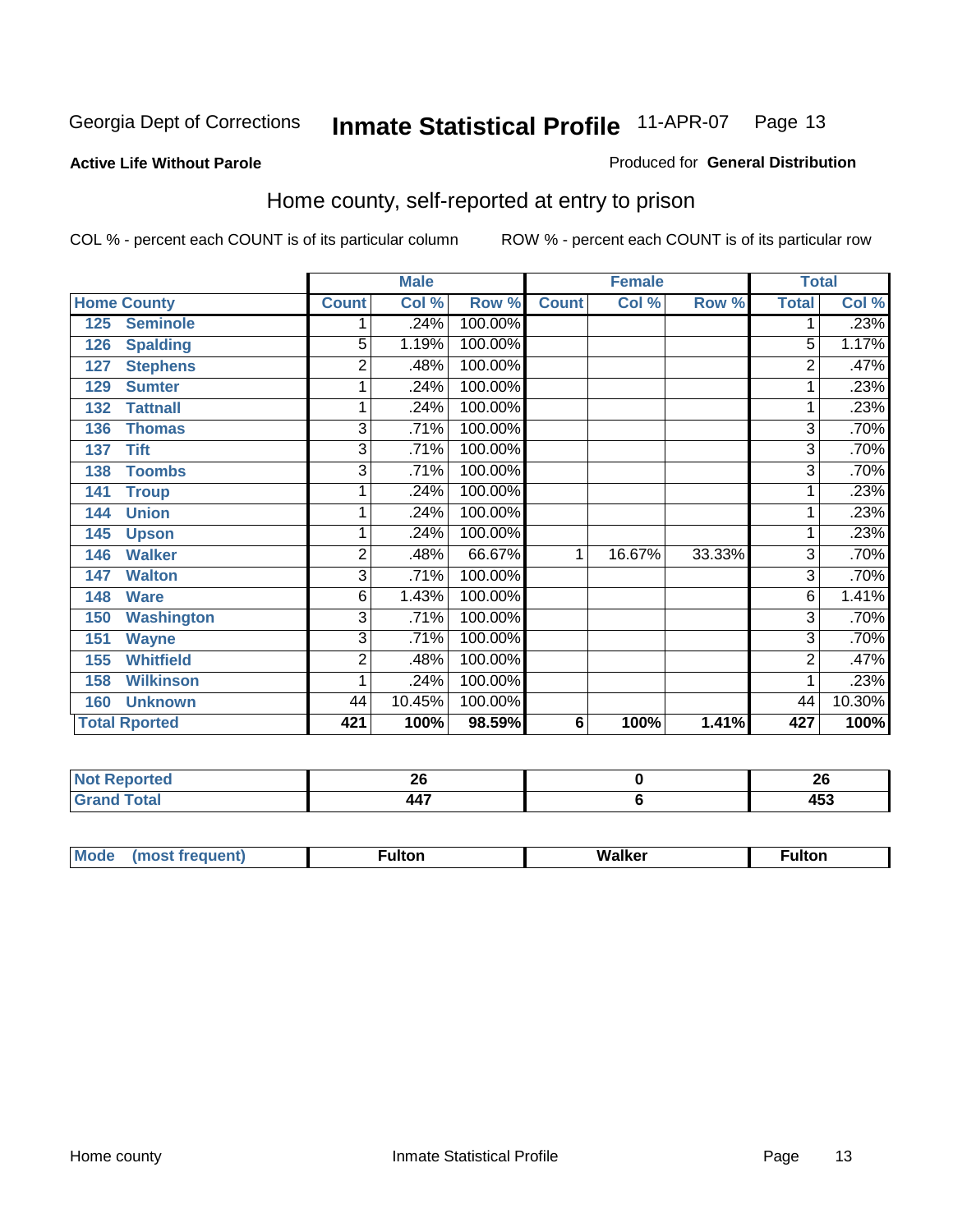Georgia Dept of Corrections **Inmate Statistical Profile** 11-APR-07

**Active Life Without Parole**

Produced for **General Distribution**

## Home county, self-reported at entry to prison

COL % - percent each COUNT is of its particular column ROW % - percent each COUNT is of its particular row

| Home County | Male | | | Female | | | Total | |
|---|---|---|---|---|---|---|---|---|
| | Count | Col % | Row % | Count | Col % | Row % | Total | Col % |
| 125 Seminole | 1 | .24% | 100.00% | | | | 1 | .23% |
| 126 Spalding | 5 | 1.19% | 100.00% | | | | 5 | 1.17% |
| 127 Stephens | 2 | .48% | 100.00% | | | | 2 | .47% |
| 129 Sumter | 1 | .24% | 100.00% | | | | 1 | .23% |
| 132 Tattnall | 1 | .24% | 100.00% | | | | 1 | .23% |
| 136 Thomas | 3 | .71% | 100.00% | | | | 3 | .70% |
| 137 Tift | 3 | .71% | 100.00% | | | | 3 | .70% |
| 138 Toombs | 3 | .71% | 100.00% | | | | 3 | .70% |
| 141 Troup | 1 | .24% | 100.00% | | | | 1 | .23% |
| 144 Union | 1 | .24% | 100.00% | | | | 1 | .23% |
| 145 Upson | 1 | .24% | 100.00% | | | | 1 | .23% |
| 146 Walker | 2 | .48% | 66.67% | 1 | 16.67% | 33.33% | 3 | .70% |
| 147 Walton | 3 | .71% | 100.00% | | | | 3 | .70% |
| 148 Ware | 6 | 1.43% | 100.00% | | | | 6 | 1.41% |
| 150 Washington | 3 | .71% | 100.00% | | | | 3 | .70% |
| 151 Wayne | 3 | .71% | 100.00% | | | | 3 | .70% |
| 155 Whitfield | 2 | .48% | 100.00% | | | | 2 | .47% |
| 158 Wilkinson | 1 | .24% | 100.00% | | | | 1 | .23% |
| 160 Unknown | 44 | 10.45% | 100.00% | | | | 44 | 10.30% |
| **Total Rported** | **421** | **100%** | **98.59%** | **6** | **100%** | **1.41%** | **427** | **100%** |

| | Male | Female | Total |
|---|---|---|---|
| Not Reported | 26 | 0 | 26 |
| Grand Total | 447 | 6 | 453 |

| | Male | Female | Total |
|---|---|---|---|
| Mode (most frequent) | Fulton | Walker | Fulton |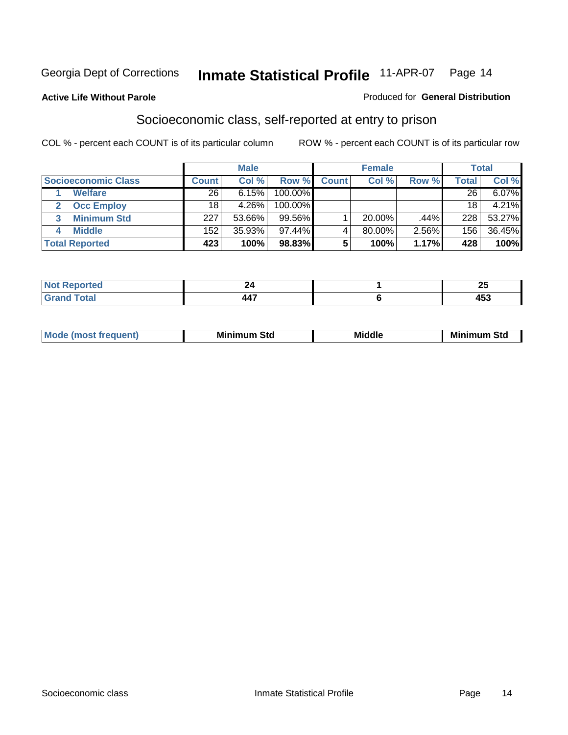Georgia Dept of Corrections **Inmate Statistical Profile** 11-APR-07

**Active Life Without Parole**

Produced for **General Distribution**

## Socioeconomic class, self-reported at entry to prison

COL % - percent each COUNT is of its particular column ROW % - percent each COUNT is of its particular row

| | Male | | | Female | | | Total | |
|---|---|---|---|---|---|---|---|---|
| **Socioeconomic Class** | **Count** | **Col %** | **Row %** | **Count** | **Col %** | **Row %** | **Total** | **Col %** |
| 1 **Welfare** | 26 | 6.15% | 100.00% | | | | 26 | 6.07% |
| 2 **Occ Employ** | 18 | 4.26% | 100.00% | | | | 18 | 4.21% |
| 3 **Minimum Std** | 227 | 53.66% | 99.56% | 1 | 20.00% | .44% | 228 | 53.27% |
| 4 **Middle** | 152 | 35.93% | 97.44% | 4 | 80.00% | 2.56% | 156 | 36.45% |
| **Total Reported** | **423** | **100%** | **98.83%** | **5** | **100%** | **1.17%** | **428** | **100%** |

| | Male | Female | Total |
|---|---|---|---|
| **Not Reported** | **24** | **1** | **25** |
| **Grand Total** | **447** | **6** | **453** |

| | Male | Female | Total |
|---|---|---|---|
| **Mode (most frequent)** | **Minimum Std** | **Middle** | **Minimum Std** |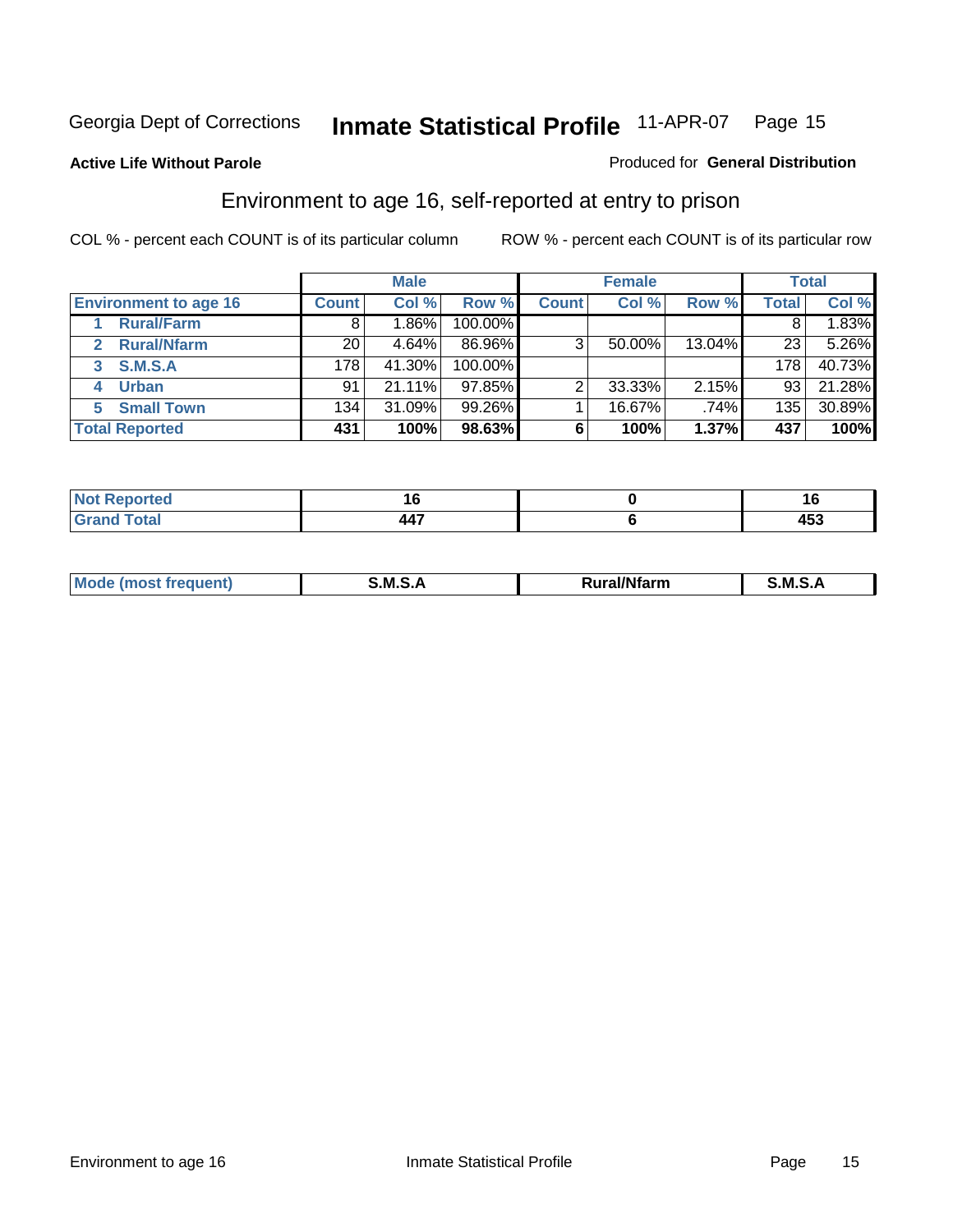Georgia Dept of Corrections **Inmate Statistical Profile** 11-APR-07

**Active Life Without Parole**

Produced for **General Distribution**

## Environment to age 16, self-reported at entry to prison

COL % - percent each COUNT is of its particular column ROW % - percent each COUNT is of its particular row

| | Male | | | Female | | | Total | |
|---|---|---|---|---|---|---|---|---|
| **Environment to age 16** | **Count** | **Col %** | **Row %** | **Count** | **Col %** | **Row %** | **Total** | **Col %** |
| **1 Rural/Farm** | 8 | 1.86% | 100.00% | | | | 8 | 1.83% |
| **2 Rural/Nfarm** | 20 | 4.64% | 86.96% | 3 | 50.00% | 13.04% | 23 | 5.26% |
| **3 S.M.S.A** | 178 | 41.30% | 100.00% | | | | 178 | 40.73% |
| **4 Urban** | 91 | 21.11% | 97.85% | 2 | 33.33% | 2.15% | 93 | 21.28% |
| **5 Small Town** | 134 | 31.09% | 99.26% | 1 | 16.67% | .74% | 135 | 30.89% |
| **Total Reported** | **431** | **100%** | **98.63%** | **6** | **100%** | **1.37%** | **437** | **100%** |

| | Male | Female | Total |
|---|---|---|---|
| **Not Reported** | **16** | **0** | **16** |
| **Grand Total** | **447** | **6** | **453** |

| | Male | Female | Total |
|---|---|---|---|
| **Mode (most frequent)** | **S.M.S.A** | **Rural/Nfarm** | **S.M.S.A** |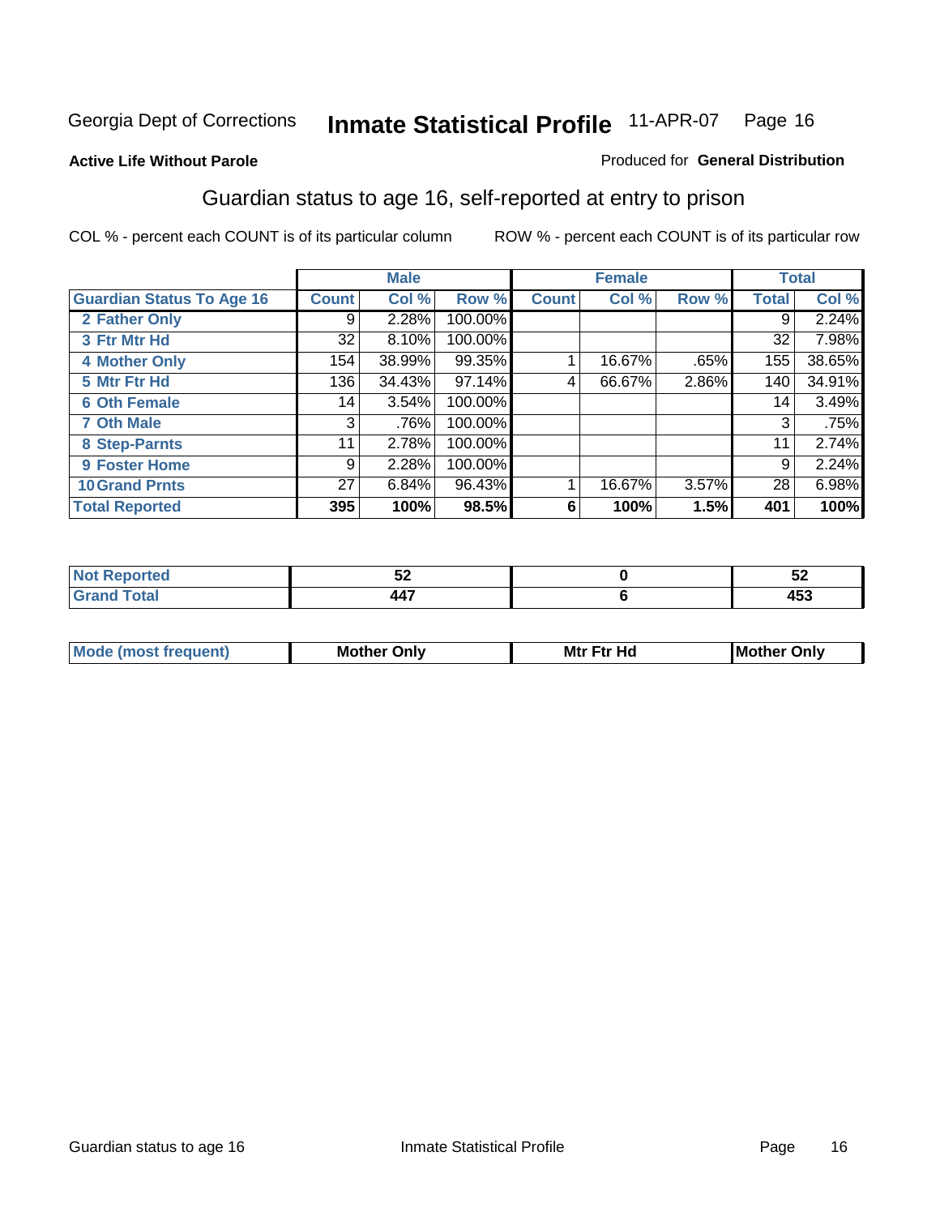Georgia Dept of Corrections **Inmate Statistical Profile** 11-APR-07

**Active Life Without Parole**

Produced for **General Distribution**

## Guardian status to age 16, self-reported at entry to prison

COL % - percent each COUNT is of its particular column    ROW % - percent each COUNT is of its particular row

| | Male | | | Female | | | Total | |
|---|---|---|---|---|---|---|---|---|
| **Guardian Status To Age 16** | **Count** | **Col %** | **Row %** | **Count** | **Col %** | **Row %** | **Total** | **Col %** |
| **2 Father Only** | 9 | 2.28% | 100.00% | | | | 9 | 2.24% |
| **3 Ftr Mtr Hd** | 32 | 8.10% | 100.00% | | | | 32 | 7.98% |
| **4 Mother Only** | 154 | 38.99% | 99.35% | 1 | 16.67% | .65% | 155 | 38.65% |
| **5 Mtr Ftr Hd** | 136 | 34.43% | 97.14% | 4 | 66.67% | 2.86% | 140 | 34.91% |
| **6 Oth Female** | 14 | 3.54% | 100.00% | | | | 14 | 3.49% |
| **7 Oth Male** | 3 | .76% | 100.00% | | | | 3 | .75% |
| **8 Step-Parnts** | 11 | 2.78% | 100.00% | | | | 11 | 2.74% |
| **9 Foster Home** | 9 | 2.28% | 100.00% | | | | 9 | 2.24% |
| **10 Grand Prnts** | 27 | 6.84% | 96.43% | 1 | 16.67% | 3.57% | 28 | 6.98% |
| **Total Reported** | **395** | **100%** | **98.5%** | **6** | **100%** | **1.5%** | **401** | **100%** |

| | Male | Female | Total |
|---|---|---|---|
| **Not Reported** | **52** | **0** | **52** |
| **Grand Total** | **447** | **6** | **453** |

| | Male | Female | Total |
|---|---|---|---|
| **Mode (most frequent)** | **Mother Only** | **Mtr Ftr Hd** | **Mother Only** |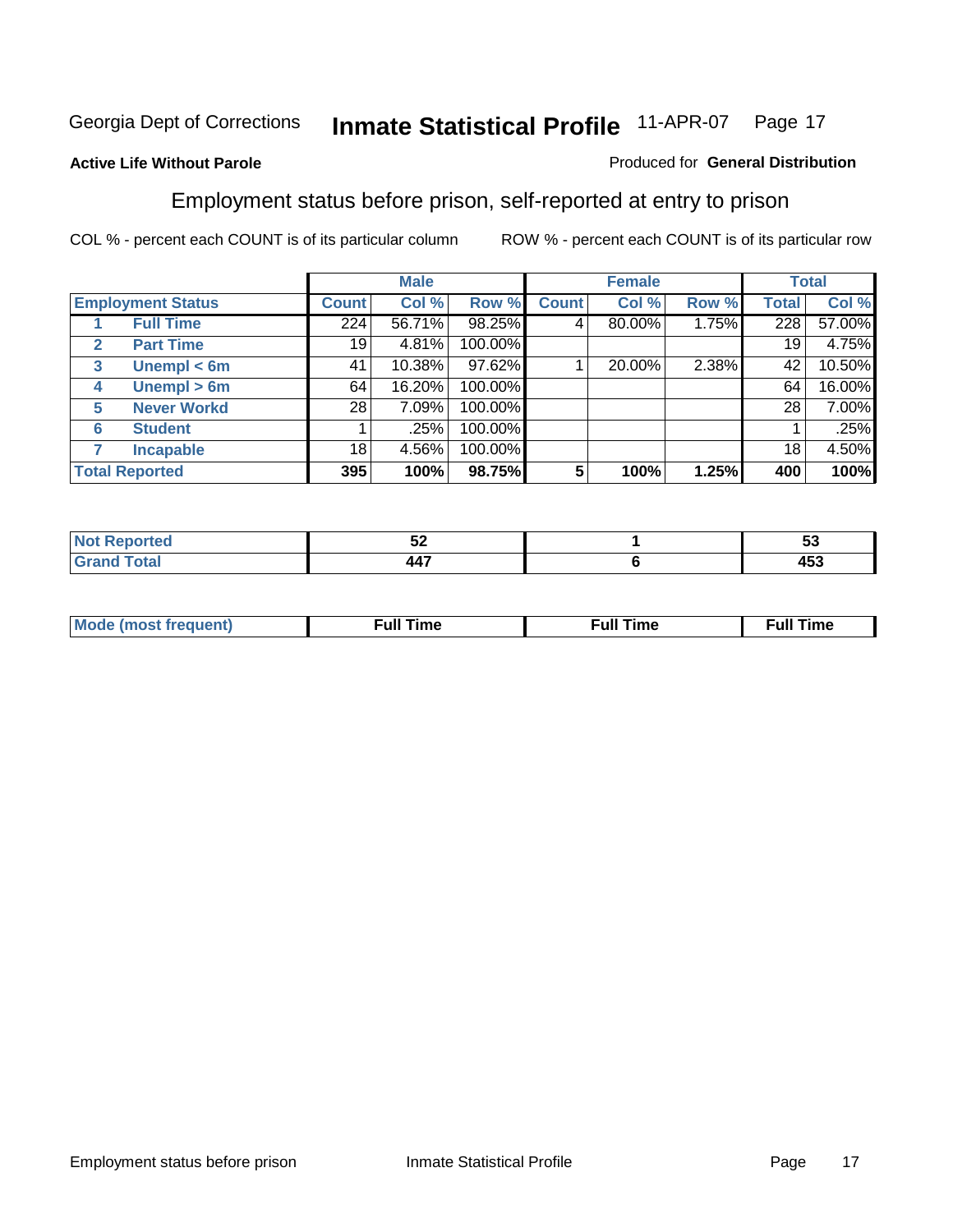Georgia Dept of Corrections **Inmate Statistical Profile** 11-APR-07

**Active Life Without Parole**

Produced for **General Distribution**

## Employment status before prison, self-reported at entry to prison

COL % - percent each COUNT is of its particular column

ROW % - percent each COUNT is of its particular row

| Employment Status | | Male | | | Female | | | Total | |
|---|---|---|---|---|---|---|---|---|---|
| | | Count | Col % | Row % | Count | Col % | Row % | Total | Col % |
| 1 | Full Time | 224 | 56.71% | 98.25% | 4 | 80.00% | 1.75% | 228 | 57.00% |
| 2 | Part Time | 19 | 4.81% | 100.00% | | | | 19 | 4.75% |
| 3 | Unempl < 6m | 41 | 10.38% | 97.62% | 1 | 20.00% | 2.38% | 42 | 10.50% |
| 4 | Unempl > 6m | 64 | 16.20% | 100.00% | | | | 64 | 16.00% |
| 5 | Never Workd | 28 | 7.09% | 100.00% | | | | 28 | 7.00% |
| 6 | Student | 1 | .25% | 100.00% | | | | 1 | .25% |
| 7 | Incapable | 18 | 4.56% | 100.00% | | | | 18 | 4.50% |
| **Total Reported** | | **395** | **100%** | **98.75%** | **5** | **100%** | **1.25%** | **400** | **100%** |

| | Male | Female | Total |
|---|---|---|---|
| Not Reported | 52 | 1 | 53 |
| Grand Total | 447 | 6 | 453 |

| | Male | Female | Total |
|---|---|---|---|
| Mode (most frequent) | Full Time | Full Time | Full Time |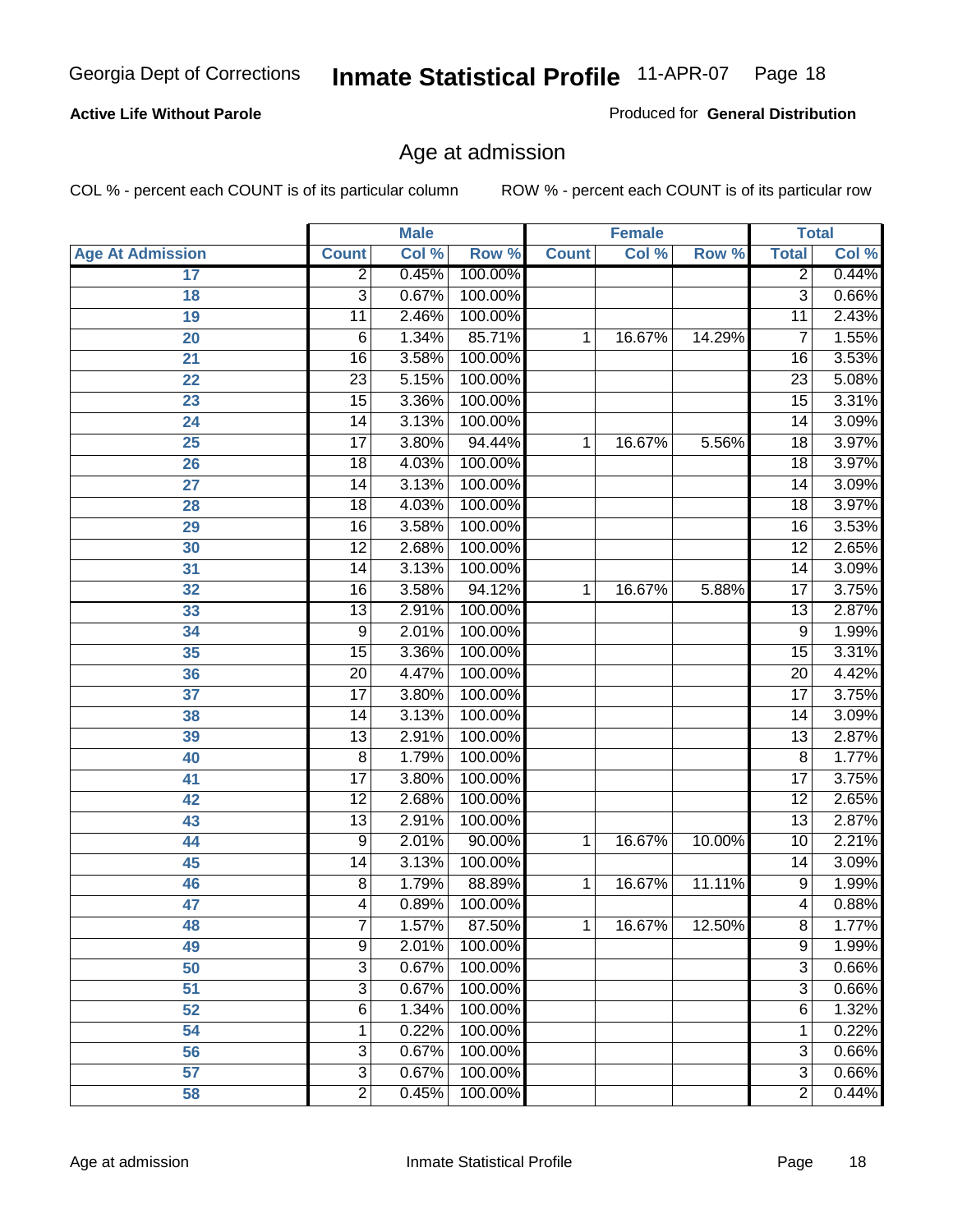**Active Life Without Parole**

Produced for **General Distribution**

## Age at admission

COL % - percent each COUNT is of its particular column

ROW % - percent each COUNT is of its particular row

| | Male | | | Female | | | Total | |
|---|---|---|---|---|---|---|---|---|
| **Age At Admission** | **Count** | **Col %** | **Row %** | **Count** | **Col %** | **Row %** | **Total** | **Col %** |
| 17 | 2 | 0.45% | 100.00% | | | | 2 | 0.44% |
| 18 | 3 | 0.67% | 100.00% | | | | 3 | 0.66% |
| 19 | 11 | 2.46% | 100.00% | | | | 11 | 2.43% |
| 20 | 6 | 1.34% | 85.71% | 1 | 16.67% | 14.29% | 7 | 1.55% |
| 21 | 16 | 3.58% | 100.00% | | | | 16 | 3.53% |
| 22 | 23 | 5.15% | 100.00% | | | | 23 | 5.08% |
| 23 | 15 | 3.36% | 100.00% | | | | 15 | 3.31% |
| 24 | 14 | 3.13% | 100.00% | | | | 14 | 3.09% |
| 25 | 17 | 3.80% | 94.44% | 1 | 16.67% | 5.56% | 18 | 3.97% |
| 26 | 18 | 4.03% | 100.00% | | | | 18 | 3.97% |
| 27 | 14 | 3.13% | 100.00% | | | | 14 | 3.09% |
| 28 | 18 | 4.03% | 100.00% | | | | 18 | 3.97% |
| 29 | 16 | 3.58% | 100.00% | | | | 16 | 3.53% |
| 30 | 12 | 2.68% | 100.00% | | | | 12 | 2.65% |
| 31 | 14 | 3.13% | 100.00% | | | | 14 | 3.09% |
| 32 | 16 | 3.58% | 94.12% | 1 | 16.67% | 5.88% | 17 | 3.75% |
| 33 | 13 | 2.91% | 100.00% | | | | 13 | 2.87% |
| 34 | 9 | 2.01% | 100.00% | | | | 9 | 1.99% |
| 35 | 15 | 3.36% | 100.00% | | | | 15 | 3.31% |
| 36 | 20 | 4.47% | 100.00% | | | | 20 | 4.42% |
| 37 | 17 | 3.80% | 100.00% | | | | 17 | 3.75% |
| 38 | 14 | 3.13% | 100.00% | | | | 14 | 3.09% |
| 39 | 13 | 2.91% | 100.00% | | | | 13 | 2.87% |
| 40 | 8 | 1.79% | 100.00% | | | | 8 | 1.77% |
| 41 | 17 | 3.80% | 100.00% | | | | 17 | 3.75% |
| 42 | 12 | 2.68% | 100.00% | | | | 12 | 2.65% |
| 43 | 13 | 2.91% | 100.00% | | | | 13 | 2.87% |
| 44 | 9 | 2.01% | 90.00% | 1 | 16.67% | 10.00% | 10 | 2.21% |
| 45 | 14 | 3.13% | 100.00% | | | | 14 | 3.09% |
| 46 | 8 | 1.79% | 88.89% | 1 | 16.67% | 11.11% | 9 | 1.99% |
| 47 | 4 | 0.89% | 100.00% | | | | 4 | 0.88% |
| 48 | 7 | 1.57% | 87.50% | 1 | 16.67% | 12.50% | 8 | 1.77% |
| 49 | 9 | 2.01% | 100.00% | | | | 9 | 1.99% |
| 50 | 3 | 0.67% | 100.00% | | | | 3 | 0.66% |
| 51 | 3 | 0.67% | 100.00% | | | | 3 | 0.66% |
| 52 | 6 | 1.34% | 100.00% | | | | 6 | 1.32% |
| 54 | 1 | 0.22% | 100.00% | | | | 1 | 0.22% |
| 56 | 3 | 0.67% | 100.00% | | | | 3 | 0.66% |
| 57 | 3 | 0.67% | 100.00% | | | | 3 | 0.66% |
| 58 | 2 | 0.45% | 100.00% | | | | 2 | 0.44% |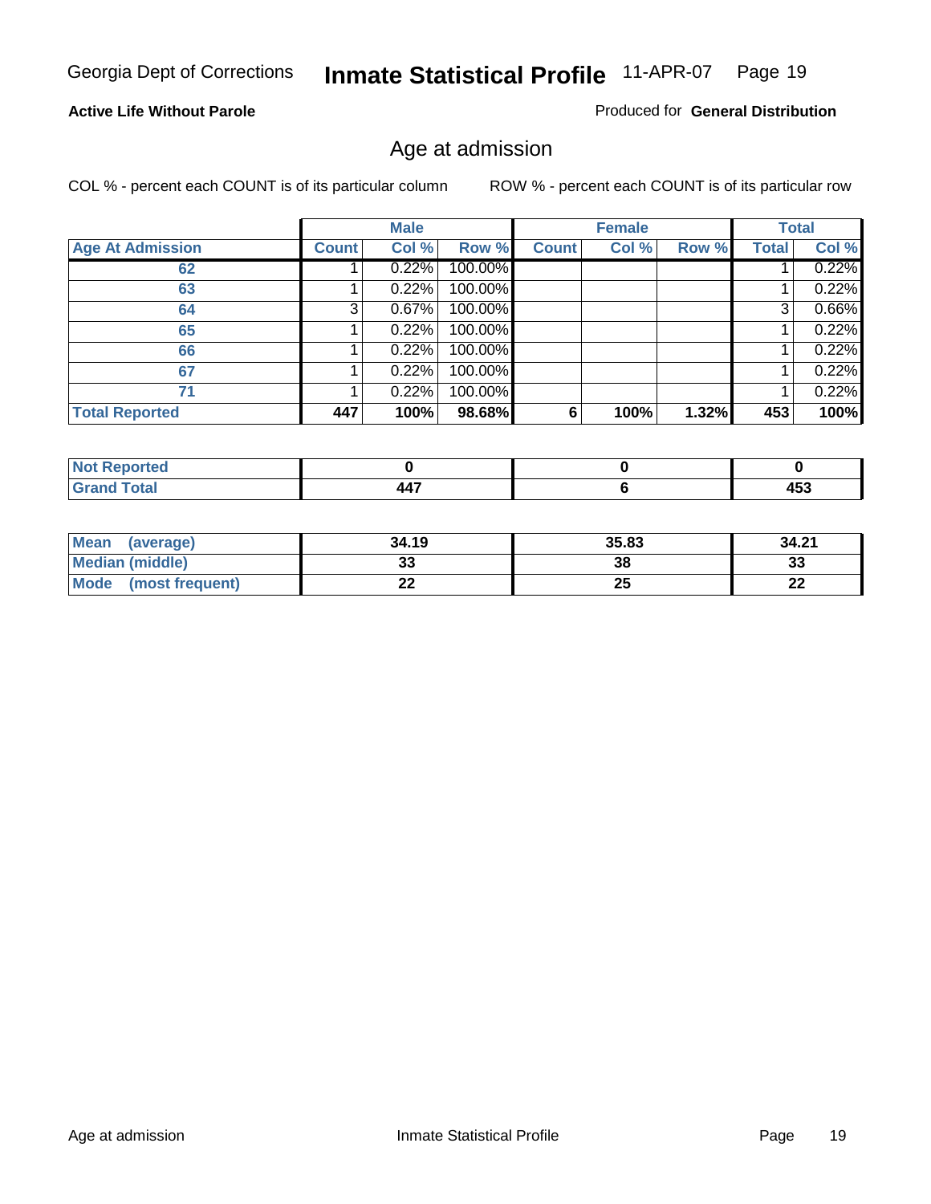**Active Life Without Parole**

Produced for **General Distribution**

## Age at admission

COL % - percent each COUNT is of its particular column

ROW % - percent each COUNT is of its particular row

| | Male | | | Female | | | Total | |
|---|---|---|---|---|---|---|---|---|
| **Age At Admission** | **Count** | **Col %** | **Row %** | **Count** | **Col %** | **Row %** | **Total** | **Col %** |
| 62 | 1 | 0.22% | 100.00% | | | | 1 | 0.22% |
| 63 | 1 | 0.22% | 100.00% | | | | 1 | 0.22% |
| 64 | 3 | 0.67% | 100.00% | | | | 3 | 0.66% |
| 65 | 1 | 0.22% | 100.00% | | | | 1 | 0.22% |
| 66 | 1 | 0.22% | 100.00% | | | | 1 | 0.22% |
| 67 | 1 | 0.22% | 100.00% | | | | 1 | 0.22% |
| 71 | 1 | 0.22% | 100.00% | | | | 1 | 0.22% |
| **Total Reported** | **447** | **100%** | **98.68%** | **6** | **100%** | **1.32%** | **453** | **100%** |

| | Male | Female | Total |
|---|---|---|---|
| **Not Reported** | **0** | **0** | **0** |
| **Grand Total** | **447** | **6** | **453** |

| | Male | Female | Total |
|---|---|---|---|
| **Mean (average)** | **34.19** | **35.83** | **34.21** |
| **Median (middle)** | **33** | **38** | **33** |
| **Mode (most frequent)** | **22** | **25** | **22** |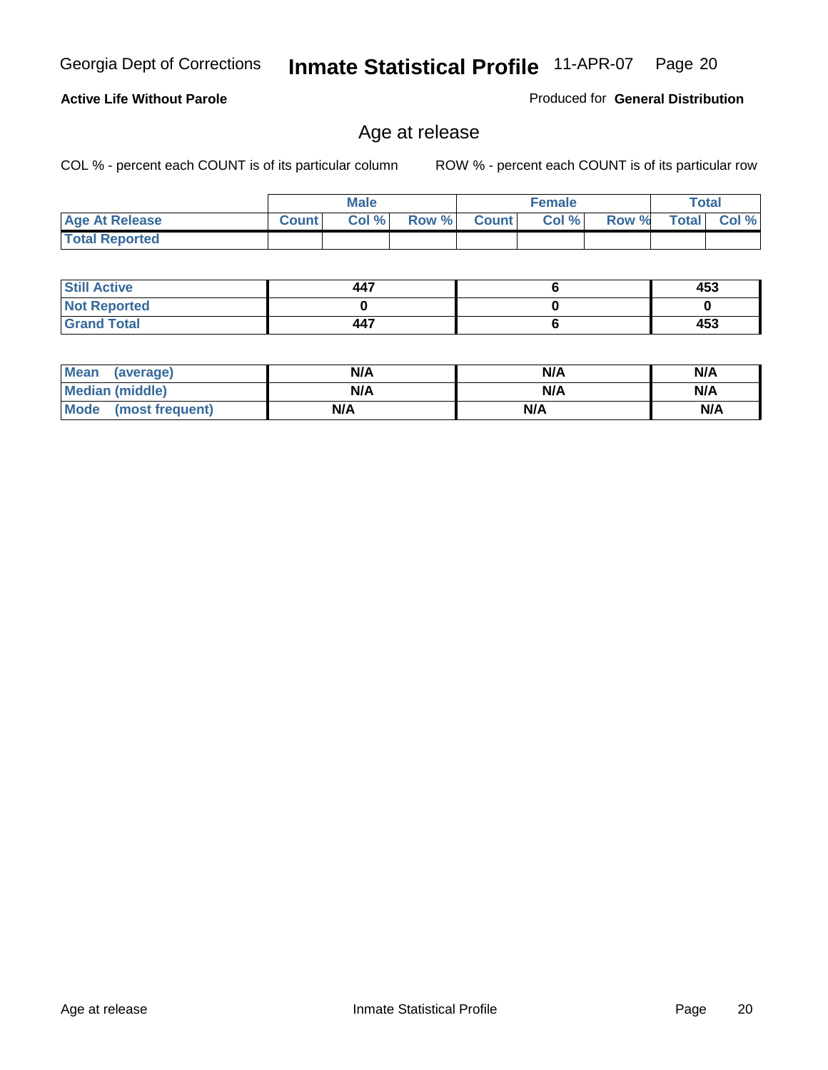**Active Life Without Parole**

Produced for **General Distribution**

## Age at release

COL % - percent each COUNT is of its particular column

ROW % - percent each COUNT is of its particular row

| | Male | | | Female | | | Total | |
|---|---|---|---|---|---|---|---|---|
| **Age At Release** | **Count** | **Col %** | **Row %** | **Count** | **Col %** | **Row %** | **Total** | **Col %** |
| **Total Reported** | | | | | | | | |

| | Male | Female | Total |
|---|---|---|---|
| **Still Active** | 447 | 6 | 453 |
| **Not Reported** | 0 | 0 | 0 |
| **Grand Total** | 447 | 6 | 453 |

| | Male | Female | Total |
|---|---|---|---|
| **Mean (average)** | N/A | N/A | N/A |
| **Median (middle)** | N/A | N/A | N/A |
| **Mode (most frequent)** | N/A | N/A | N/A |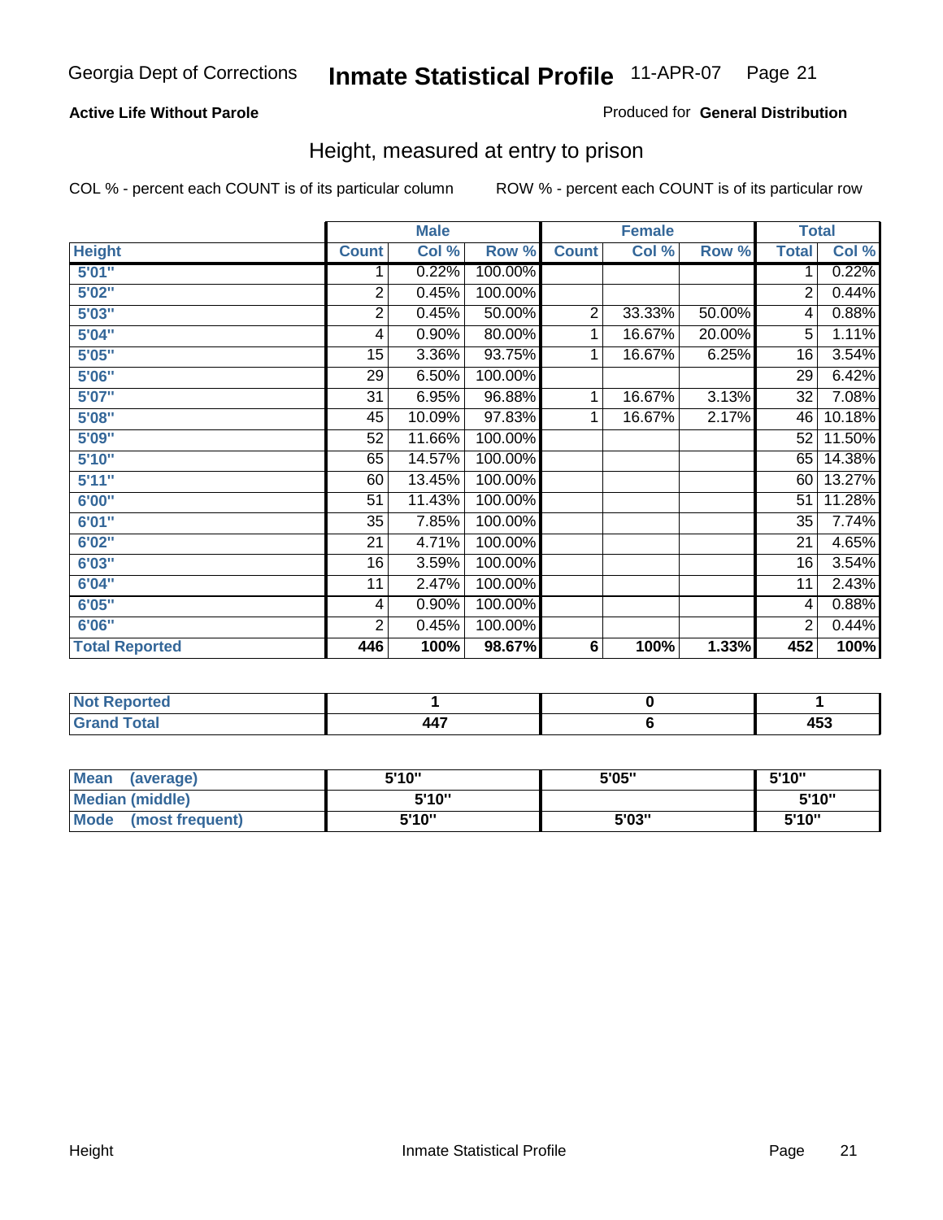Georgia Dept of Corrections **Inmate Statistical Profile** 11-APR-07

**Active Life Without Parole**

Produced for **General Distribution**

## Height, measured at entry to prison

COL % - percent each COUNT is of its particular column    ROW % - percent each COUNT is of its particular row

| | Male | | | Female | | | Total | |
|---|---|---|---|---|---|---|---|---|
| Height | Count | Col % | Row % | Count | Col % | Row % | Total | Col % |
| 5'01" | 1 | 0.22% | 100.00% | | | | 1 | 0.22% |
| 5'02" | 2 | 0.45% | 100.00% | | | | 2 | 0.44% |
| 5'03" | 2 | 0.45% | 50.00% | 2 | 33.33% | 50.00% | 4 | 0.88% |
| 5'04" | 4 | 0.90% | 80.00% | 1 | 16.67% | 20.00% | 5 | 1.11% |
| 5'05" | 15 | 3.36% | 93.75% | 1 | 16.67% | 6.25% | 16 | 3.54% |
| 5'06" | 29 | 6.50% | 100.00% | | | | 29 | 6.42% |
| 5'07" | 31 | 6.95% | 96.88% | 1 | 16.67% | 3.13% | 32 | 7.08% |
| 5'08" | 45 | 10.09% | 97.83% | 1 | 16.67% | 2.17% | 46 | 10.18% |
| 5'09" | 52 | 11.66% | 100.00% | | | | 52 | 11.50% |
| 5'10" | 65 | 14.57% | 100.00% | | | | 65 | 14.38% |
| 5'11" | 60 | 13.45% | 100.00% | | | | 60 | 13.27% |
| 6'00" | 51 | 11.43% | 100.00% | | | | 51 | 11.28% |
| 6'01" | 35 | 7.85% | 100.00% | | | | 35 | 7.74% |
| 6'02" | 21 | 4.71% | 100.00% | | | | 21 | 4.65% |
| 6'03" | 16 | 3.59% | 100.00% | | | | 16 | 3.54% |
| 6'04" | 11 | 2.47% | 100.00% | | | | 11 | 2.43% |
| 6'05" | 4 | 0.90% | 100.00% | | | | 4 | 0.88% |
| 6'06" | 2 | 0.45% | 100.00% | | | | 2 | 0.44% |
| **Total Reported** | **446** | **100%** | **98.67%** | **6** | **100%** | **1.33%** | **452** | **100%** |

| | Male | Female | Total |
|---|---|---|---|
| Not Reported | 1 | 0 | 1 |
| Grand Total | 447 | 6 | 453 |

| | Male | Female | Total |
|---|---|---|---|
| Mean (average) | 5'10" | 5'05" | 5'10" |
| Median (middle) | 5'10" | | 5'10" |
| Mode (most frequent) | 5'10" | 5'03" | 5'10" |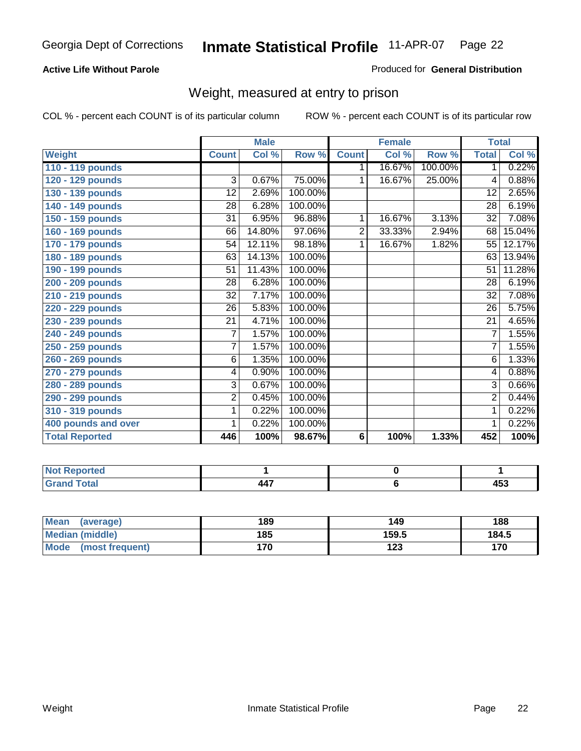Georgia Dept of Corrections **Inmate Statistical Profile** 11-APR-07

**Active Life Without Parole**

Produced for **General Distribution**

## Weight, measured at entry to prison

COL % - percent each COUNT is of its particular column ROW % - percent each COUNT is of its particular row

| | Male | | | Female | | | Total | |
|---|---|---|---|---|---|---|---|---|
| **Weight** | **Count** | **Col %** | **Row %** | **Count** | **Col %** | **Row %** | **Total** | **Col %** |
| **110 - 119 pounds** | | | | 1 | 16.67% | 100.00% | 1 | 0.22% |
| **120 - 129 pounds** | 3 | 0.67% | 75.00% | 1 | 16.67% | 25.00% | 4 | 0.88% |
| **130 - 139 pounds** | 12 | 2.69% | 100.00% | | | | 12 | 2.65% |
| **140 - 149 pounds** | 28 | 6.28% | 100.00% | | | | 28 | 6.19% |
| **150 - 159 pounds** | 31 | 6.95% | 96.88% | 1 | 16.67% | 3.13% | 32 | 7.08% |
| **160 - 169 pounds** | 66 | 14.80% | 97.06% | 2 | 33.33% | 2.94% | 68 | 15.04% |
| **170 - 179 pounds** | 54 | 12.11% | 98.18% | 1 | 16.67% | 1.82% | 55 | 12.17% |
| **180 - 189 pounds** | 63 | 14.13% | 100.00% | | | | 63 | 13.94% |
| **190 - 199 pounds** | 51 | 11.43% | 100.00% | | | | 51 | 11.28% |
| **200 - 209 pounds** | 28 | 6.28% | 100.00% | | | | 28 | 6.19% |
| **210 - 219 pounds** | 32 | 7.17% | 100.00% | | | | 32 | 7.08% |
| **220 - 229 pounds** | 26 | 5.83% | 100.00% | | | | 26 | 5.75% |
| **230 - 239 pounds** | 21 | 4.71% | 100.00% | | | | 21 | 4.65% |
| **240 - 249 pounds** | 7 | 1.57% | 100.00% | | | | 7 | 1.55% |
| **250 - 259 pounds** | 7 | 1.57% | 100.00% | | | | 7 | 1.55% |
| **260 - 269 pounds** | 6 | 1.35% | 100.00% | | | | 6 | 1.33% |
| **270 - 279 pounds** | 4 | 0.90% | 100.00% | | | | 4 | 0.88% |
| **280 - 289 pounds** | 3 | 0.67% | 100.00% | | | | 3 | 0.66% |
| **290 - 299 pounds** | 2 | 0.45% | 100.00% | | | | 2 | 0.44% |
| **310 - 319 pounds** | 1 | 0.22% | 100.00% | | | | 1 | 0.22% |
| **400 pounds and over** | 1 | 0.22% | 100.00% | | | | 1 | 0.22% |
| **Total Reported** | **446** | **100%** | **98.67%** | **6** | **100%** | **1.33%** | **452** | **100%** |

| | Male | Female | Total |
|---|---|---|---|
| **Not Reported** | **1** | **0** | **1** |
| **Grand Total** | **447** | **6** | **453** |

| | Male | Female | Total |
|---|---|---|---|
| **Mean (average)** | **189** | **149** | **188** |
| **Median (middle)** | **185** | **159.5** | **184.5** |
| **Mode (most frequent)** | **170** | **123** | **170** |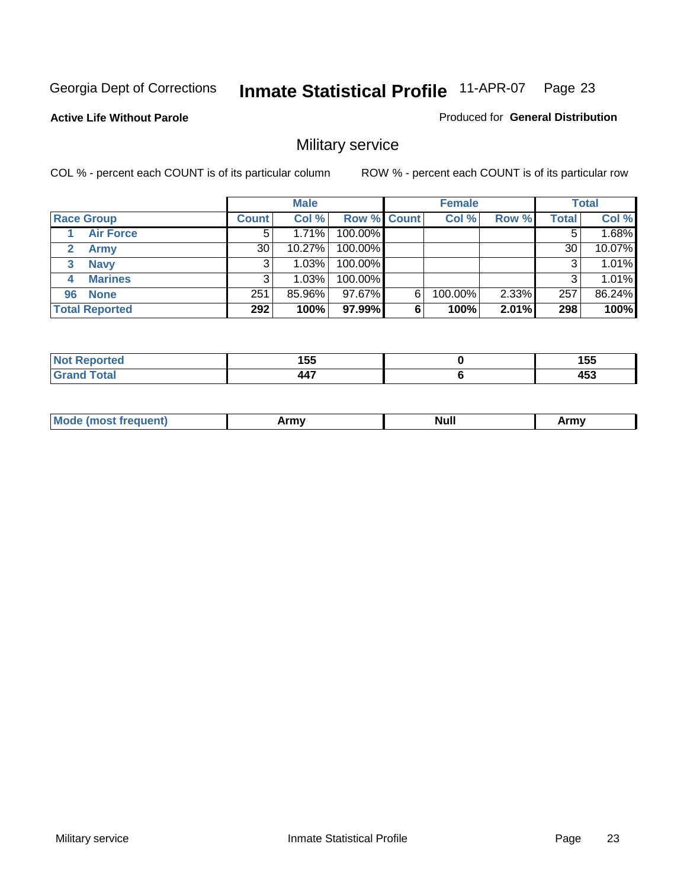Georgia Dept of Corrections **Inmate Statistical Profile** 11-APR-07 Page 23

**Active Life Without Parole**

Produced for **General Distribution**

## Military service

COL % - percent each COUNT is of its particular column ROW % - percent each COUNT is of its particular row

| | Male | | | Female | | | Total | |
|---|---|---|---|---|---|---|---|---|
| **Race Group** | **Count** | **Col %** | **Row %** | **Count** | **Col %** | **Row %** | **Total** | **Col %** |
| 1 **Air Force** | 5 | 1.71% | 100.00% | | | | 5 | 1.68% |
| 2 **Army** | 30 | 10.27% | 100.00% | | | | 30 | 10.07% |
| 3 **Navy** | 3 | 1.03% | 100.00% | | | | 3 | 1.01% |
| 4 **Marines** | 3 | 1.03% | 100.00% | | | | 3 | 1.01% |
| 96 **None** | 251 | 85.96% | 97.67% | 6 | 100.00% | 2.33% | 257 | 86.24% |
| **Total Reported** | **292** | **100%** | **97.99%** | **6** | **100%** | **2.01%** | **298** | **100%** |

| | Male | Female | Total |
|---|---|---|---|
| **Not Reported** | **155** | **0** | **155** |
| **Grand Total** | **447** | **6** | **453** |

| | Male | Female | Total |
|---|---|---|---|
| **Mode (most frequent)** | **Army** | **Null** | **Army** |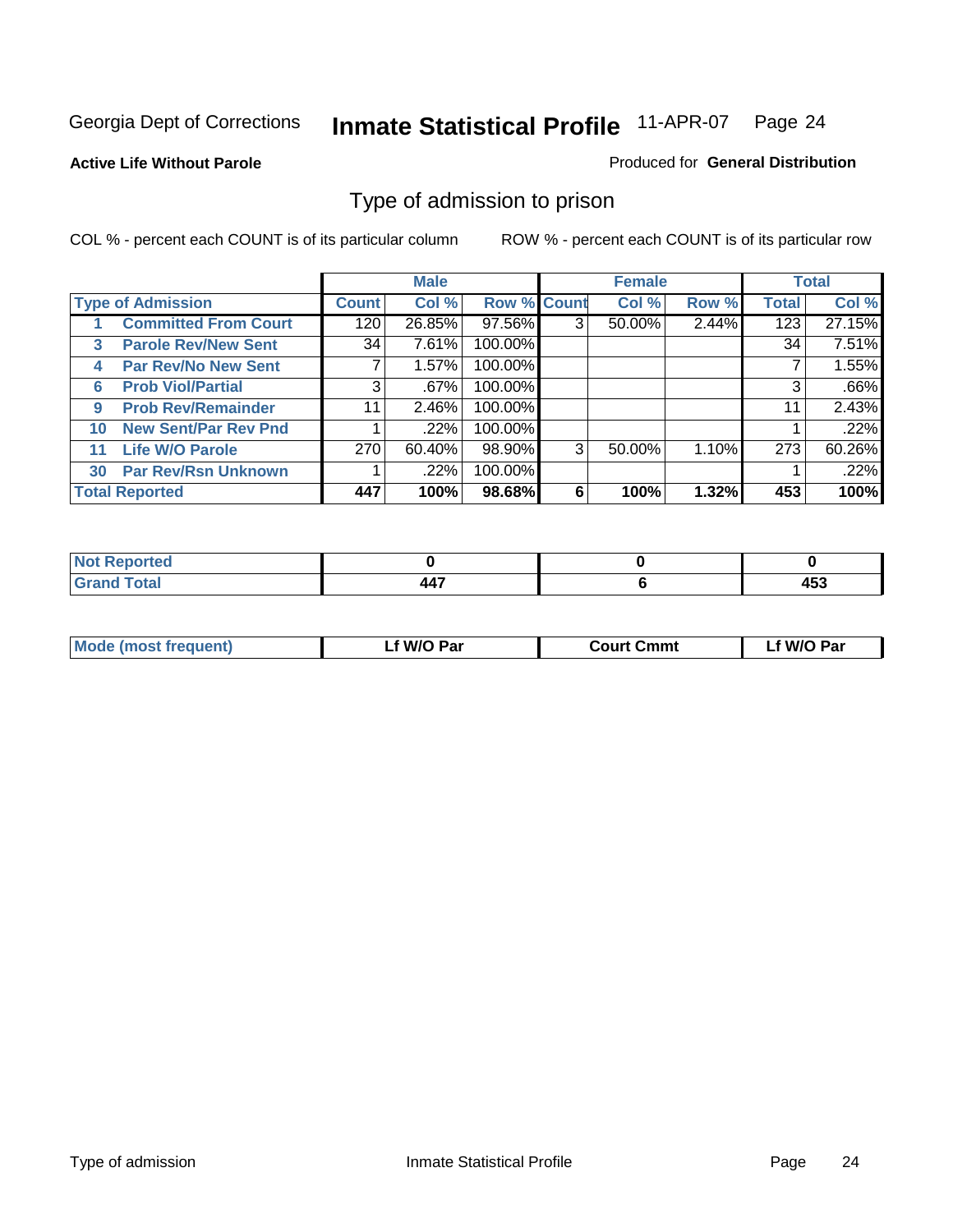Georgia Dept of Corrections **Inmate Statistical Profile** 11-APR-07

**Active Life Without Parole**

Produced for **General Distribution**

## Type of admission to prison

COL % - percent each COUNT is of its particular column

ROW % - percent each COUNT is of its particular row

| Type of Admission | Male | | | Female | | | Total | |
|---|---|---|---|---|---|---|---|---|
| | Count | Col % | Row % | Count | Col % | Row % | Total | Col % |
| 1 Committed From Court | 120 | 26.85% | 97.56% | 3 | 50.00% | 2.44% | 123 | 27.15% |
| 3 Parole Rev/New Sent | 34 | 7.61% | 100.00% | | | | 34 | 7.51% |
| 4 Par Rev/No New Sent | 7 | 1.57% | 100.00% | | | | 7 | 1.55% |
| 6 Prob Viol/Partial | 3 | .67% | 100.00% | | | | 3 | .66% |
| 9 Prob Rev/Remainder | 11 | 2.46% | 100.00% | | | | 11 | 2.43% |
| 10 New Sent/Par Rev Pnd | 1 | .22% | 100.00% | | | | 1 | .22% |
| 11 Life W/O Parole | 270 | 60.40% | 98.90% | 3 | 50.00% | 1.10% | 273 | 60.26% |
| 30 Par Rev/Rsn Unknown | 1 | .22% | 100.00% | | | | 1 | .22% |
| **Total Reported** | **447** | **100%** | **98.68%** | **6** | **100%** | **1.32%** | **453** | **100%** |

| | Male | Female | Total |
|---|---|---|---|
| Not Reported | 0 | 0 | 0 |
| Grand Total | 447 | 6 | 453 |

| | Male | Female | Total |
|---|---|---|---|
| Mode (most frequent) | Lf W/O Par | Court Cmmt | Lf W/O Par |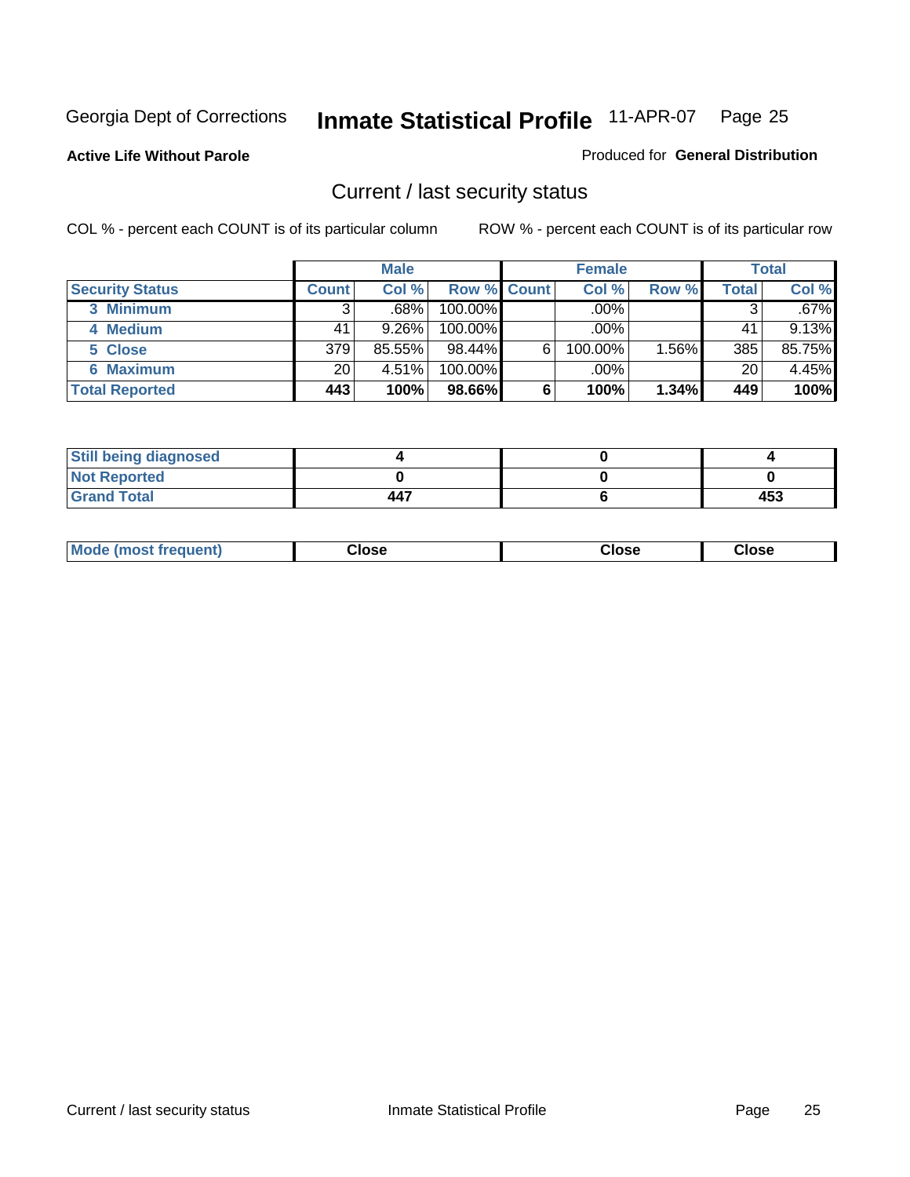Georgia Dept of Corrections **Inmate Statistical Profile** 11-APR-07

**Active Life Without Parole**

Produced for **General Distribution**

## Current / last security status

COL % - percent each COUNT is of its particular column

ROW % - percent each COUNT is of its particular row

| | Male | | | Female | | | Total | |
|---|---|---|---|---|---|---|---|---|
| **Security Status** | **Count** | **Col %** | **Row %** | **Count** | **Col %** | **Row %** | **Total** | **Col %** |
| 3 Minimum | 3 | .68% | 100.00% | | .00% | | 3 | .67% |
| 4 Medium | 41 | 9.26% | 100.00% | | .00% | | 41 | 9.13% |
| 5 Close | 379 | 85.55% | 98.44% | 6 | 100.00% | 1.56% | 385 | 85.75% |
| 6 Maximum | 20 | 4.51% | 100.00% | | .00% | | 20 | 4.45% |
| **Total Reported** | **443** | **100%** | **98.66%** | **6** | **100%** | **1.34%** | **449** | **100%** |

| | Male | Female | Total |
|---|---|---|---|
| Still being diagnosed | 4 | 0 | 4 |
| Not Reported | 0 | 0 | 0 |
| Grand Total | 447 | 6 | 453 |

| | Male | Female | Total |
|---|---|---|---|
| Mode (most frequent) | Close | Close | Close |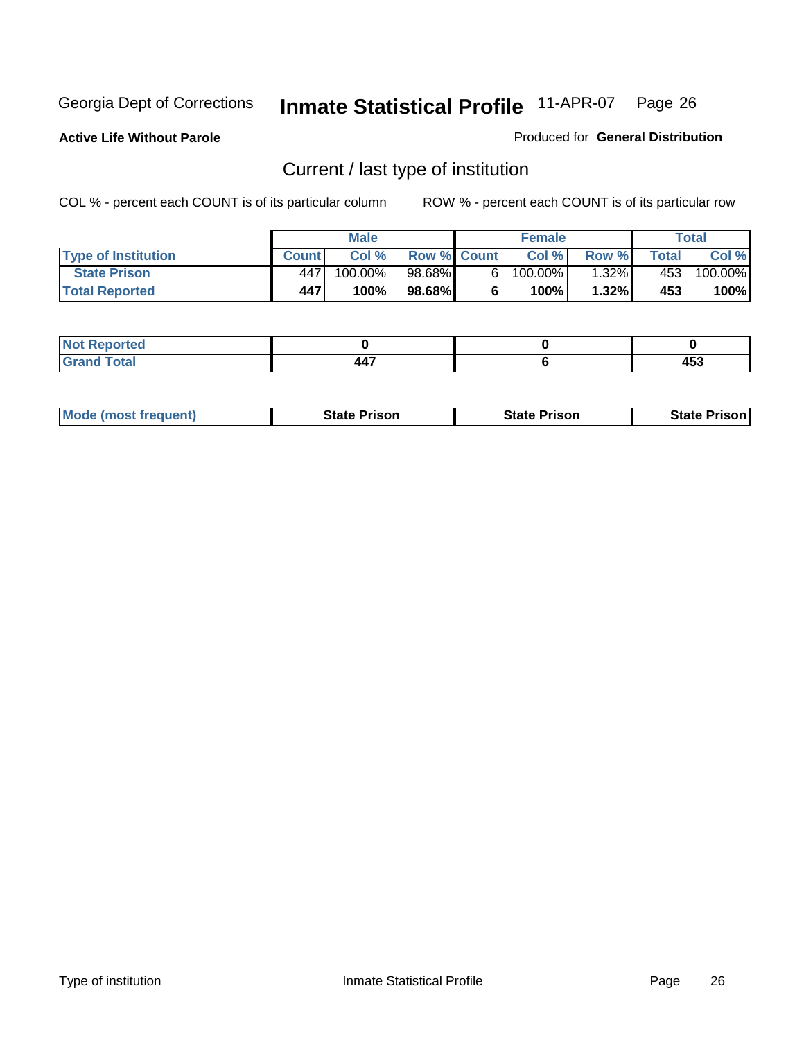Georgia Dept of Corrections **Inmate Statistical Profile** 11-APR-07

**Active Life Without Parole**

Produced for **General Distribution**

## Current / last type of institution

COL % - percent each COUNT is of its particular column    ROW % - percent each COUNT is of its particular row

| | Male | | | Female | | | Total | |
|---|---|---|---|---|---|---|---|---|
| **Type of Institution** | **Count** | **Col %** | **Row %** | **Count** | **Col %** | **Row %** | **Total** | **Col %** |
| **State Prison** | 447 | 100.00% | 98.68% | 6 | 100.00% | 1.32% | 453 | 100.00% |
| **Total Reported** | **447** | **100%** | **98.68%** | **6** | **100%** | **1.32%** | **453** | **100%** |

| | Male | Female | Total |
|---|---|---|---|
| **Not Reported** | **0** | **0** | **0** |
| **Grand Total** | **447** | **6** | **453** |

| | Male | Female | Total |
|---|---|---|---|
| **Mode (most frequent)** | **State Prison** | **State Prison** | **State Prison** |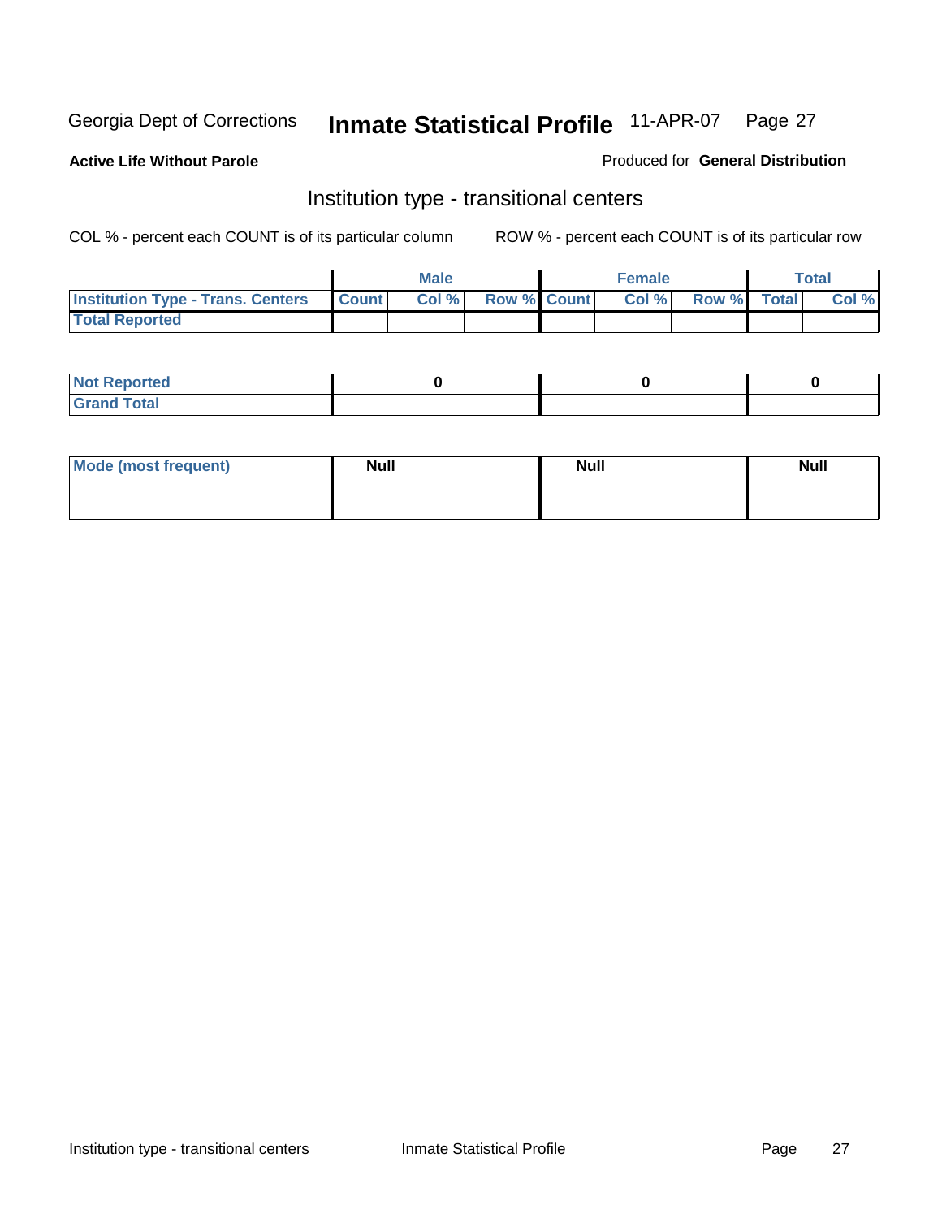Georgia Dept of Corrections **Inmate Statistical Profile** 11-APR-07 Page 27

**Active Life Without Parole**

Produced for **General Distribution**

## Institution type - transitional centers

COL % - percent each COUNT is of its particular column

ROW % - percent each COUNT is of its particular row

| | Male | | | Female | | | Total | |
|---|---|---|---|---|---|---|---|---|
| **Institution Type - Trans. Centers** | **Count** | **Col %** | **Row %** | **Count** | **Col %** | **Row %** | **Total** | **Col %** |
| **Total Reported** | | | | | | | | |

| | Male | Female | Total |
|---|---|---|---|
| **Not Reported** | 0 | 0 | 0 |
| **Grand Total** | | | |

| | Male | Female | Total |
|---|---|---|---|
| **Mode (most frequent)** | **Null** | **Null** | **Null** |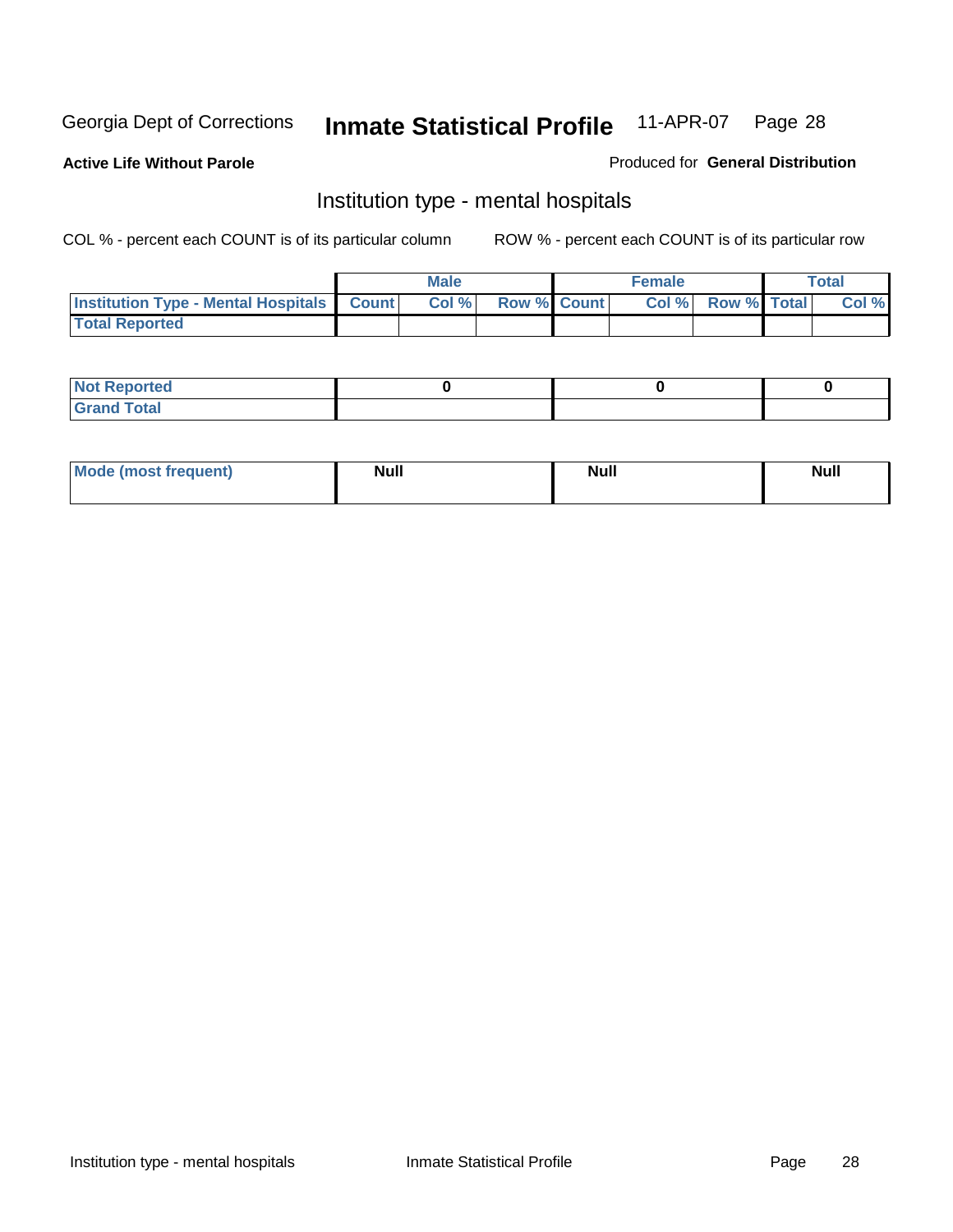Georgia Dept of Corrections **Inmate Statistical Profile** 11-APR-07

**Active Life Without Parole**

Produced for **General Distribution**

## Institution type - mental hospitals

COL % - percent each COUNT is of its particular column

ROW % - percent each COUNT is of its particular row

| | Male | | | Female | | | Total | |
|---|---|---|---|---|---|---|---|---|
| **Institution Type - Mental Hospitals** | **Count** | **Col %** | **Row %** | **Count** | **Col %** | **Row %** | **Total** | **Col %** |
| **Total Reported** | | | | | | | | |

| | Male | Female | Total |
|---|---|---|---|
| **Not Reported** | **0** | **0** | **0** |
| **Grand Total** | | | |

| | Male | Female | Total |
|---|---|---|---|
| **Mode (most frequent)** | **Null** | **Null** | **Null** |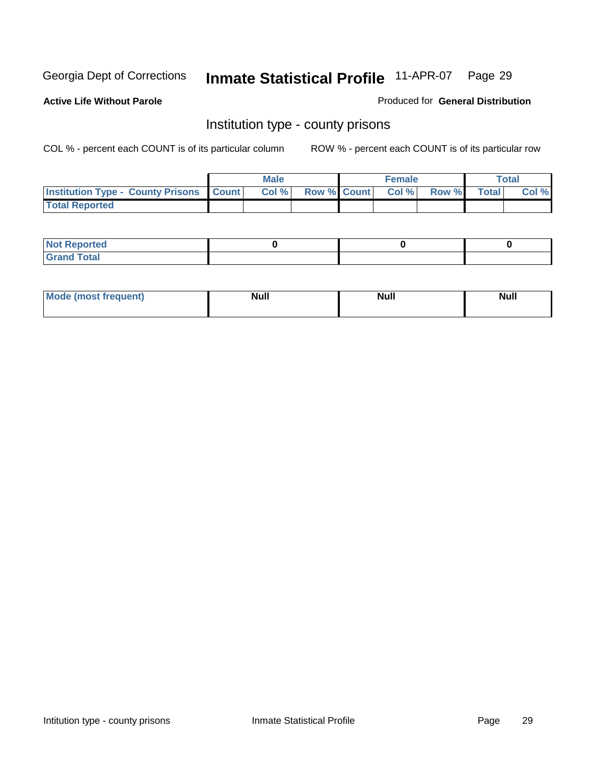Georgia Dept of Corrections **Inmate Statistical Profile** 11-APR-07

**Active Life Without Parole**

Produced for **General Distribution**

## Institution type - county prisons

COL % - percent each COUNT is of its particular column

ROW % - percent each COUNT is of its particular row

| | Male | | | Female | | | Total | |
|---|---|---|---|---|---|---|---|---|
| **Institution Type - County Prisons** | **Count** | **Col %** | **Row %** | **Count** | **Col %** | **Row %** | **Total** | **Col %** |
| **Total Reported** | | | | | | | | |

| | Male | Female | Total |
|---|---|---|---|
| **Not Reported** | **0** | **0** | **0** |
| **Grand Total** | | | |

| | Male | Female | Total |
|---|---|---|---|
| **Mode (most frequent)** | **Null** | **Null** | **Null** |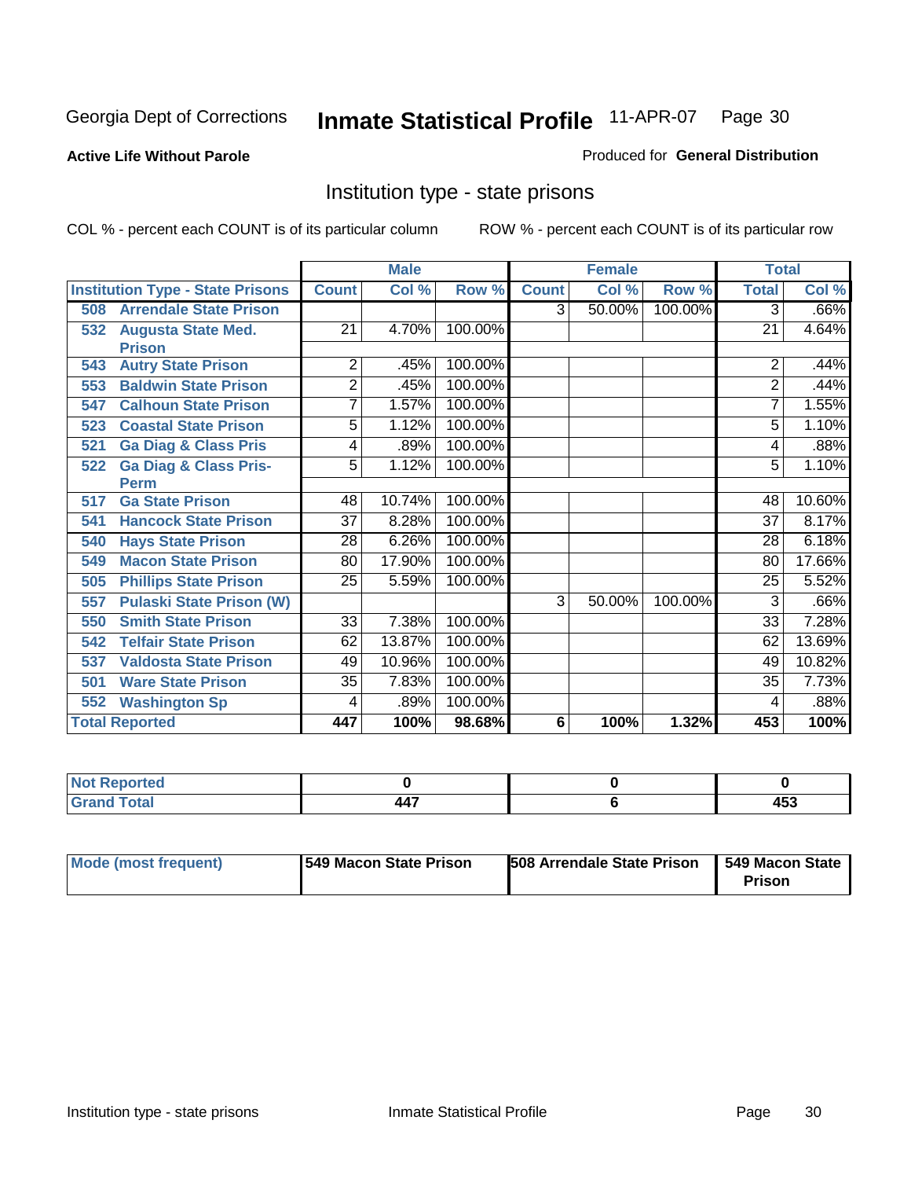Georgia Dept of Corrections **Inmate Statistical Profile** 11-APR-07

**Active Life Without Parole**

Produced for **General Distribution**

## Institution type - state prisons

COL % - percent each COUNT is of its particular column ROW % - percent each COUNT is of its particular row

| Institution Type - State Prisons | Male | | | Female | | | Total | |
|---|---|---|---|---|---|---|---|---|
| | Count | Col % | Row % | Count | Col % | Row % | Total | Col % |
| 508 Arrendale State Prison | | | | 3 | 50.00% | 100.00% | 3 | .66% |
| 532 Augusta State Med. Prison | 21 | 4.70% | 100.00% | | | | 21 | 4.64% |
| 543 Autry State Prison | 2 | .45% | 100.00% | | | | 2 | .44% |
| 553 Baldwin State Prison | 2 | .45% | 100.00% | | | | 2 | .44% |
| 547 Calhoun State Prison | 7 | 1.57% | 100.00% | | | | 7 | 1.55% |
| 523 Coastal State Prison | 5 | 1.12% | 100.00% | | | | 5 | 1.10% |
| 521 Ga Diag & Class Pris | 4 | .89% | 100.00% | | | | 4 | .88% |
| 522 Ga Diag & Class Pris-Perm | 5 | 1.12% | 100.00% | | | | 5 | 1.10% |
| 517 Ga State Prison | 48 | 10.74% | 100.00% | | | | 48 | 10.60% |
| 541 Hancock State Prison | 37 | 8.28% | 100.00% | | | | 37 | 8.17% |
| 540 Hays State Prison | 28 | 6.26% | 100.00% | | | | 28 | 6.18% |
| 549 Macon State Prison | 80 | 17.90% | 100.00% | | | | 80 | 17.66% |
| 505 Phillips State Prison | 25 | 5.59% | 100.00% | | | | 25 | 5.52% |
| 557 Pulaski State Prison (W) | | | | 3 | 50.00% | 100.00% | 3 | .66% |
| 550 Smith State Prison | 33 | 7.38% | 100.00% | | | | 33 | 7.28% |
| 542 Telfair State Prison | 62 | 13.87% | 100.00% | | | | 62 | 13.69% |
| 537 Valdosta State Prison | 49 | 10.96% | 100.00% | | | | 49 | 10.82% |
| 501 Ware State Prison | 35 | 7.83% | 100.00% | | | | 35 | 7.73% |
| 552 Washington Sp | 4 | .89% | 100.00% | | | | 4 | .88% |
| **Total Reported** | **447** | **100%** | **98.68%** | **6** | **100%** | **1.32%** | **453** | **100%** |

| | Male | Female | Total |
|---|---|---|---|
| Not Reported | 0 | 0 | 0 |
| Grand Total | 447 | 6 | 453 |

| | Male | Female | Total |
|---|---|---|---|
| Mode (most frequent) | 549 Macon State Prison | 508 Arrendale State Prison | 549 Macon State Prison |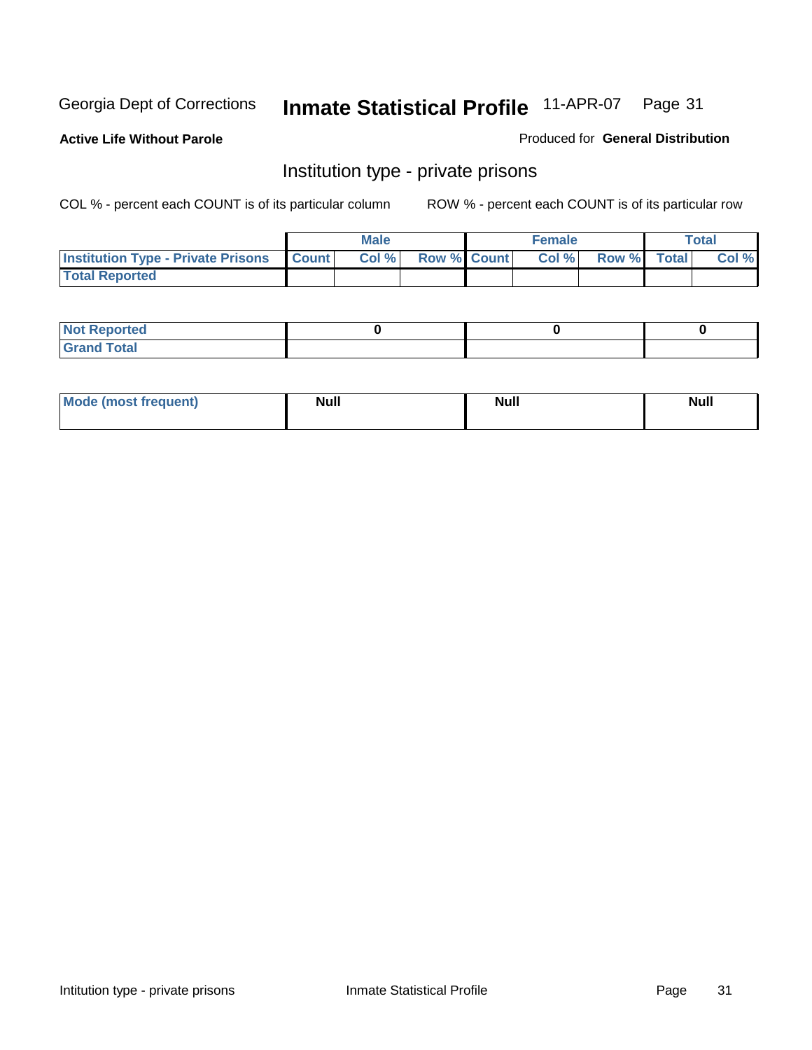Georgia Dept of Corrections **Inmate Statistical Profile** 11-APR-07

**Active Life Without Parole**

Produced for **General Distribution**

## Institution type - private prisons

COL % - percent each COUNT is of its particular column

ROW % - percent each COUNT is of its particular row

| | Male | | | Female | | | Total | |
|---|---|---|---|---|---|---|---|---|
| **Institution Type - Private Prisons** | **Count** | **Col %** | **Row %** | **Count** | **Col %** | **Row %** | **Total** | **Col %** |
| **Total Reported** | | | | | | | | |

| | Male | Female | Total |
|---|---|---|---|
| **Not Reported** | 0 | 0 | 0 |
| **Grand Total** | | | |

| | Male | Female | Total |
|---|---|---|---|
| **Mode (most frequent)** | Null | Null | Null |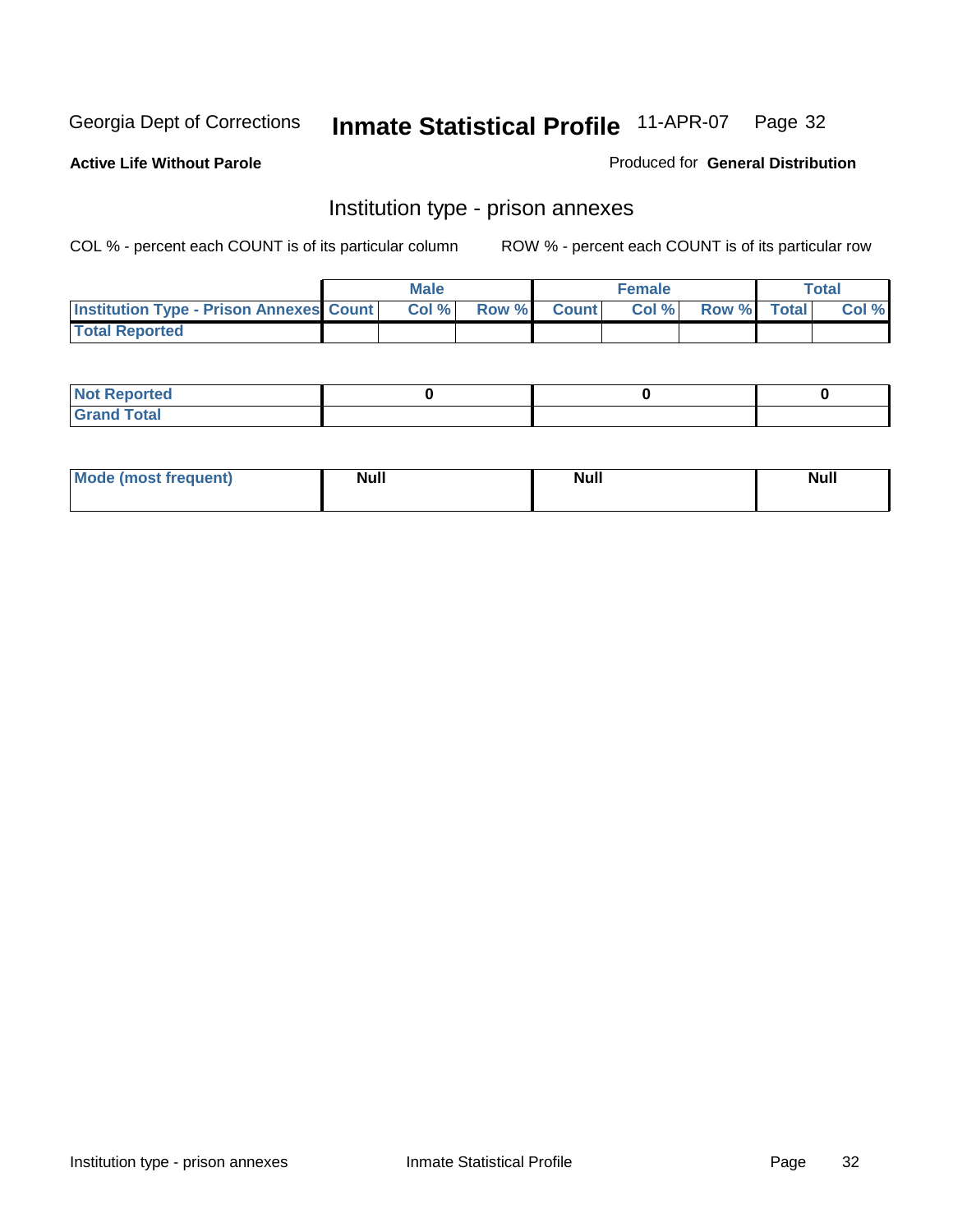**Active Life Without Parole**

Produced for **General Distribution**

## Institution type - prison annexes

COL % - percent each COUNT is of its particular column

ROW % - percent each COUNT is of its particular row

| | Male | | | Female | | | Total | |
|---|---|---|---|---|---|---|---|---|
| **Institution Type - Prison Annexes** | **Count** | **Col %** | **Row %** | **Count** | **Col %** | **Row %** | **Total** | **Col %** |
| **Total Reported** | | | | | | | | |

| | Male | Female | Total |
|---|---|---|---|
| **Not Reported** | 0 | 0 | 0 |
| **Grand Total** | | | |

| | Male | Female | Total |
|---|---|---|---|
| **Mode (most frequent)** | Null | Null | Null |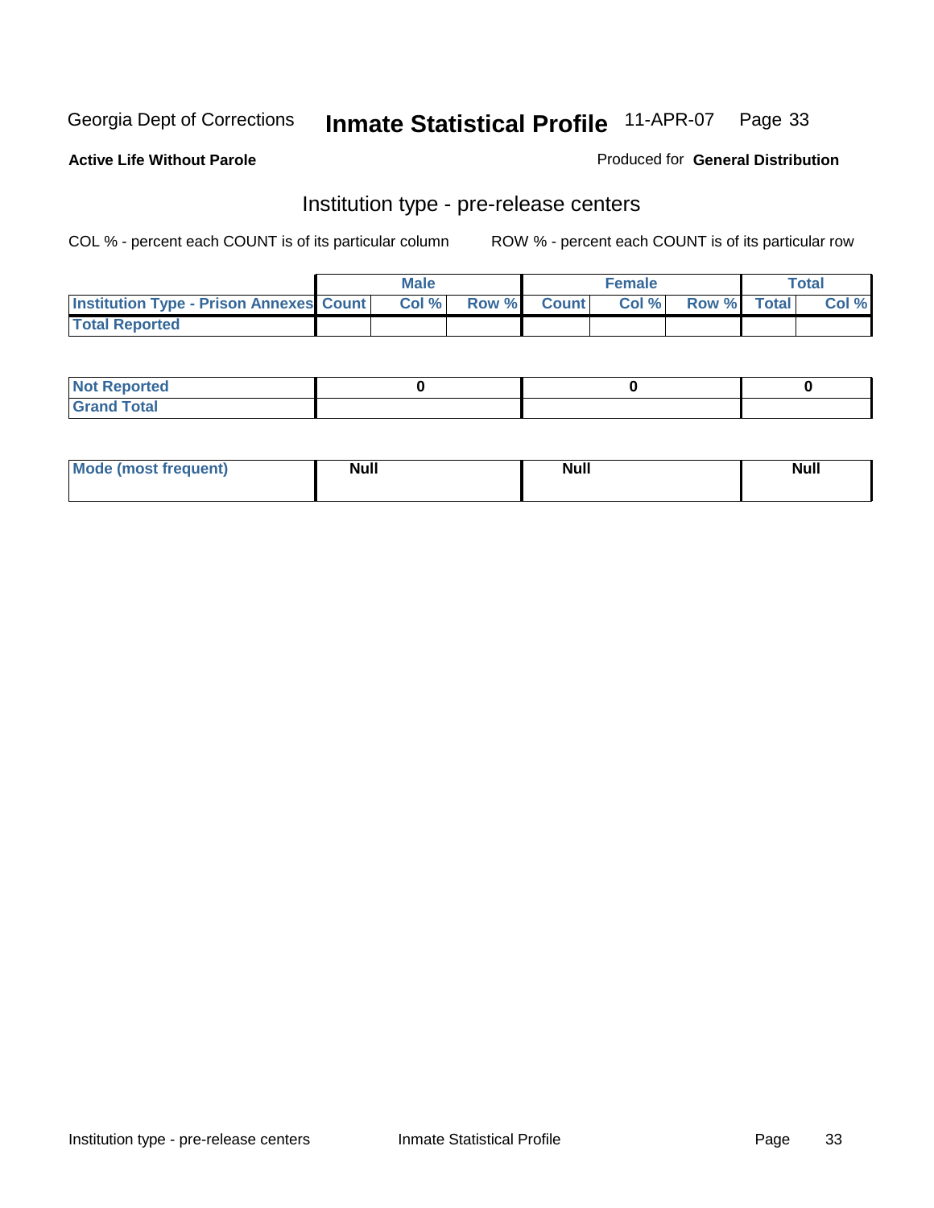Georgia Dept of Corrections **Inmate Statistical Profile** 11-APR-07

**Active Life Without Parole**

Produced for **General Distribution**

## Institution type - pre-release centers

COL % - percent each COUNT is of its particular column ROW % - percent each COUNT is of its particular row

| | Male | | | Female | | | Total | |
|---|---|---|---|---|---|---|---|---|
| Institution Type - Prison Annexes | Count | Col % | Row % | Count | Col % | Row % | Total | Col % |
| Total Reported | | | | | | | | |

| | Male | Female | Total |
|---|---|---|---|
| Not Reported | 0 | 0 | 0 |
| Grand Total | | | |

| | Male | Female | Total |
|---|---|---|---|
| Mode (most frequent) | Null | Null | Null |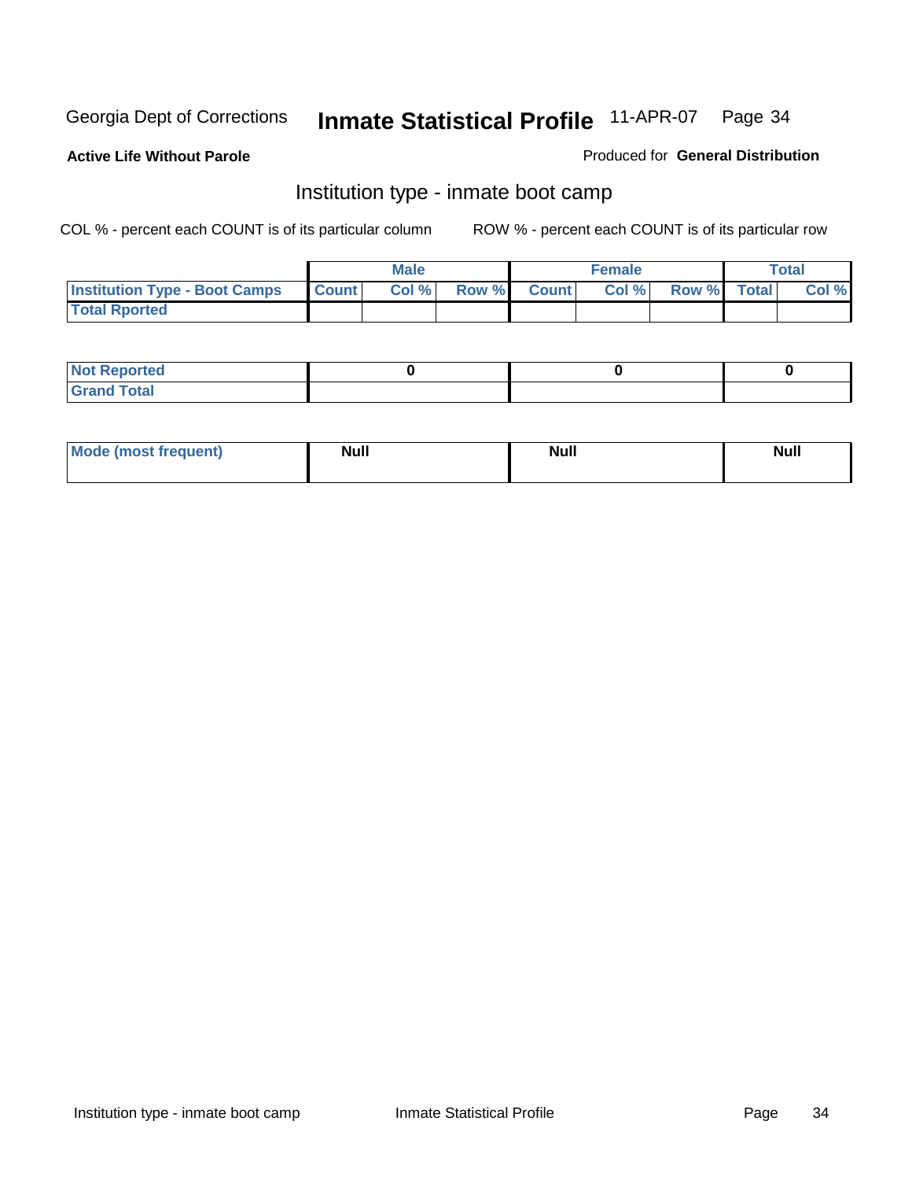Georgia Dept of Corrections **Inmate Statistical Profile** 11-APR-07

**Active Life Without Parole**

Produced for **General Distribution**

## Institution type - inmate boot camp

COL % - percent each COUNT is of its particular column

ROW % - percent each COUNT is of its particular row

| | Male | | | Female | | | Total | |
|---|---|---|---|---|---|---|---|---|
| **Institution Type - Boot Camps** | **Count** | **Col %** | **Row %** | **Count** | **Col %** | **Row %** | **Total** | **Col %** |
| **Total Rported** | | | | | | | | |

| | Male | Female | Total |
|---|---|---|---|
| **Not Reported** | 0 | 0 | 0 |
| **Grand Total** | | | |

| | Male | Female | Total |
|---|---|---|---|
| **Mode (most frequent)** | Null | Null | Null |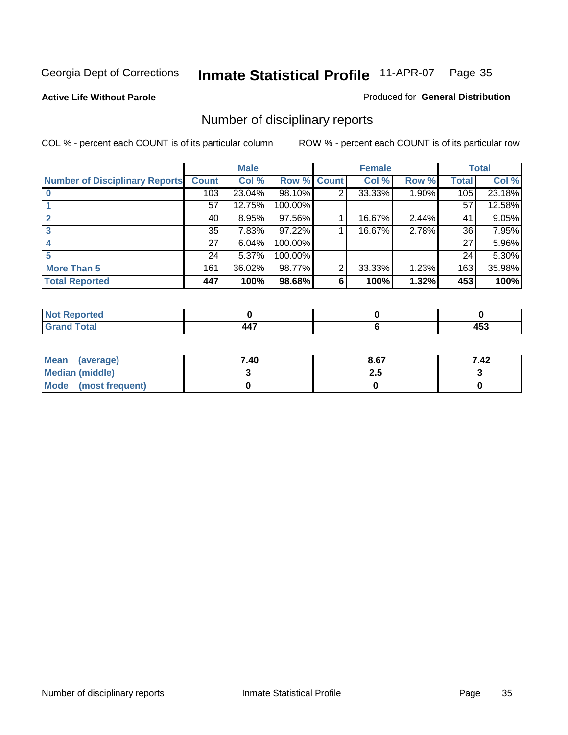Georgia Dept of Corrections **Inmate Statistical Profile** 11-APR-07 Page 35

**Active Life Without Parole**

Produced for **General Distribution**

## Number of disciplinary reports

COL % - percent each COUNT is of its particular column

ROW % - percent each COUNT is of its particular row

| | Male | | | Female | | | Total | |
|---|---|---|---|---|---|---|---|---|
| **Number of Disciplinary Reports** | **Count** | **Col %** | **Row %** | **Count** | **Col %** | **Row %** | **Total** | **Col %** |
| **0** | 103 | 23.04% | 98.10% | 2 | 33.33% | 1.90% | 105 | 23.18% |
| **1** | 57 | 12.75% | 100.00% | | | | 57 | 12.58% |
| **2** | 40 | 8.95% | 97.56% | 1 | 16.67% | 2.44% | 41 | 9.05% |
| **3** | 35 | 7.83% | 97.22% | 1 | 16.67% | 2.78% | 36 | 7.95% |
| **4** | 27 | 6.04% | 100.00% | | | | 27 | 5.96% |
| **5** | 24 | 5.37% | 100.00% | | | | 24 | 5.30% |
| **More Than 5** | 161 | 36.02% | 98.77% | 2 | 33.33% | 1.23% | 163 | 35.98% |
| **Total Reported** | **447** | **100%** | **98.68%** | **6** | **100%** | **1.32%** | **453** | **100%** |

| | Male | Female | Total |
|---|---|---|---|
| **Not Reported** | **0** | **0** | **0** |
| **Grand Total** | **447** | **6** | **453** |

| | Male | Female | Total |
|---|---|---|---|
| **Mean (average)** | **7.40** | **8.67** | **7.42** |
| **Median (middle)** | **3** | **2.5** | **3** |
| **Mode (most frequent)** | **0** | **0** | **0** |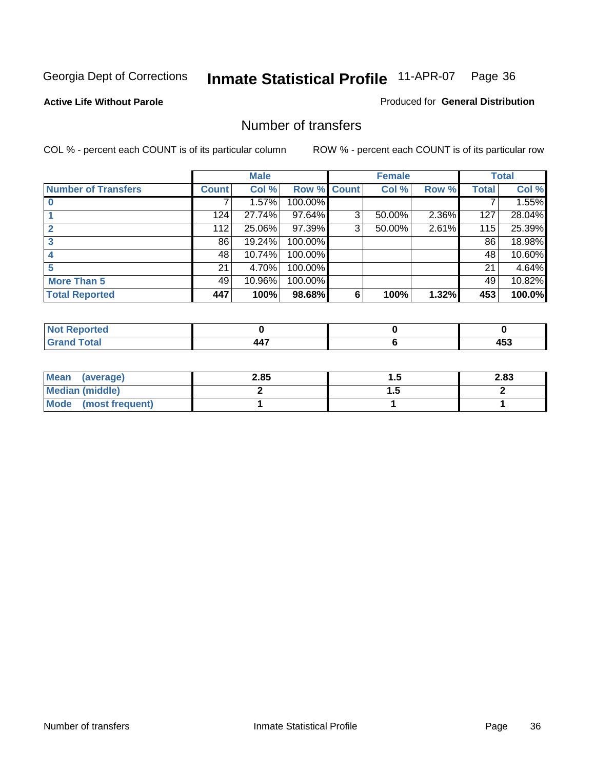Georgia Dept of Corrections **Inmate Statistical Profile** 11-APR-07

**Active Life Without Parole** Produced for **General Distribution**

## Number of transfers

COL % - percent each COUNT is of its particular column ROW % - percent each COUNT is of its particular row

| | Male | | | Female | | | Total | |
|---|---|---|---|---|---|---|---|---|
| Number of Transfers | Count | Col % | Row % | Count | Col % | Row % | Total | Col % |
| 0 | 7 | 1.57% | 100.00% | | | | 7 | 1.55% |
| 1 | 124 | 27.74% | 97.64% | 3 | 50.00% | 2.36% | 127 | 28.04% |
| 2 | 112 | 25.06% | 97.39% | 3 | 50.00% | 2.61% | 115 | 25.39% |
| 3 | 86 | 19.24% | 100.00% | | | | 86 | 18.98% |
| 4 | 48 | 10.74% | 100.00% | | | | 48 | 10.60% |
| 5 | 21 | 4.70% | 100.00% | | | | 21 | 4.64% |
| More Than 5 | 49 | 10.96% | 100.00% | | | | 49 | 10.82% |
| **Total Reported** | **447** | **100%** | **98.68%** | **6** | **100%** | **1.32%** | **453** | **100.0%** |

| | Male | Female | Total |
|---|---|---|---|
| Not Reported | 0 | 0 | 0 |
| Grand Total | 447 | 6 | 453 |

| | Male | Female | Total |
|---|---|---|---|
| Mean (average) | 2.85 | 1.5 | 2.83 |
| Median (middle) | 2 | 1.5 | 2 |
| Mode (most frequent) | 1 | 1 | 1 |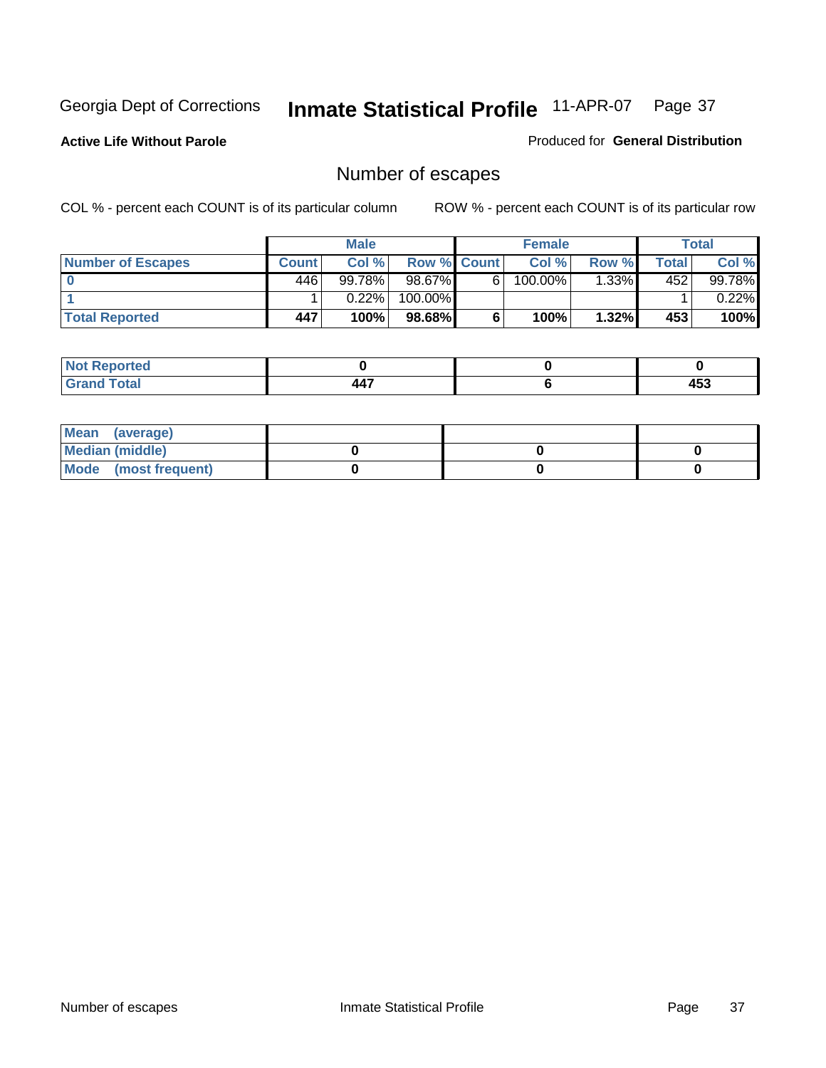Georgia Dept of Corrections **Inmate Statistical Profile** 11-APR-07

**Active Life Without Parole** Produced for **General Distribution**

## Number of escapes

COL % - percent each COUNT is of its particular column ROW % - percent each COUNT is of its particular row

| | Male | | | Female | | | Total | |
|---|---|---|---|---|---|---|---|---|
| Number of Escapes | Count | Col % | Row % | Count | Col % | Row % | Total | Col % |
| 0 | 446 | 99.78% | 98.67% | 6 | 100.00% | 1.33% | 452 | 99.78% |
| 1 | 1 | 0.22% | 100.00% | | | | 1 | 0.22% |
| **Total Reported** | **447** | **100%** | **98.68%** | **6** | **100%** | **1.32%** | **453** | **100%** |

| | Male | Female | Total |
|---|---|---|---|
| Not Reported | 0 | 0 | 0 |
| Grand Total | 447 | 6 | 453 |

| | Male | Female | Total |
|---|---|---|---|
| Mean (average) | | | |
| Median (middle) | 0 | 0 | 0 |
| Mode (most frequent) | 0 | 0 | 0 |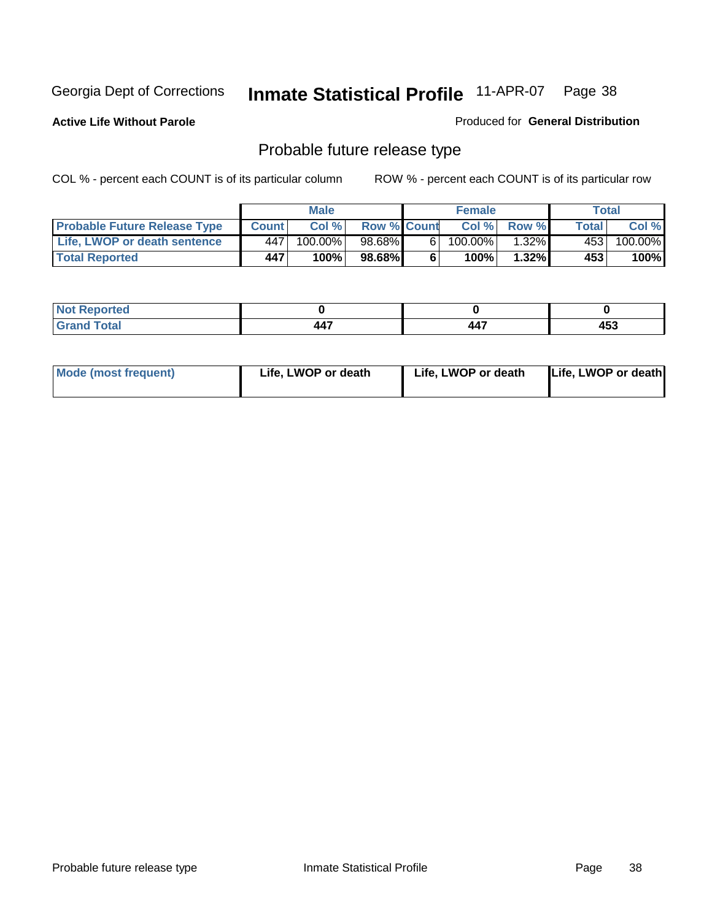Georgia Dept of Corrections **Inmate Statistical Profile** 11-APR-07

**Active Life Without Parole**

Produced for **General Distribution**

## Probable future release type

COL % - percent each COUNT is of its particular column

ROW % - percent each COUNT is of its particular row

| | Male | | | Female | | | Total | |
|---|---|---|---|---|---|---|---|---|
| **Probable Future Release Type** | **Count** | **Col %** | **Row %** | **Count** | **Col %** | **Row %** | **Total** | **Col %** |
| **Life, LWOP or death sentence** | 447 | 100.00% | 98.68% | 6 | 100.00% | 1.32% | 453 | 100.00% |
| **Total Reported** | **447** | **100%** | **98.68%** | **6** | **100%** | **1.32%** | **453** | **100%** |

| | Male | Female | Total |
|---|---|---|---|
| **Not Reported** | **0** | **0** | **0** |
| **Grand Total** | **447** | **447** | **453** |

| | Male | Female | Total |
|---|---|---|---|
| **Mode (most frequent)** | **Life, LWOP or death** | **Life, LWOP or death** | **Life, LWOP or death** |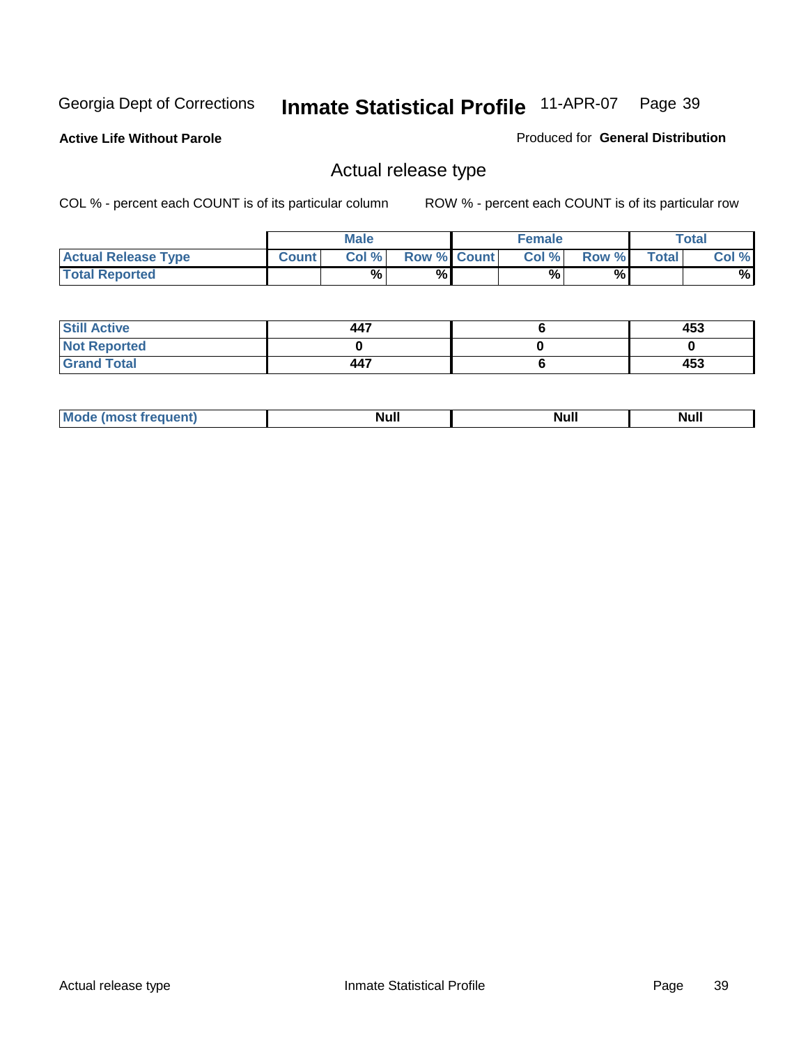Georgia Dept of Corrections **Inmate Statistical Profile** 11-APR-07 Page 39

**Active Life Without Parole**

Produced for **General Distribution**

## Actual release type

COL % - percent each COUNT is of its particular column ROW % - percent each COUNT is of its particular row

| | Male | | | Female | | | Total | |
|---|---|---|---|---|---|---|---|---|
| **Actual Release Type** | **Count** | **Col %** | **Row %** | **Count** | **Col %** | **Row %** | **Total** | **Col %** |
| **Total Reported** | | **%** | **%** | | **%** | **%** | | **%** |
| **Still Active** | 447 | | | 6 | | | 453 | |
| **Not Reported** | 0 | | | 0 | | | 0 | |
| **Grand Total** | 447 | | | 6 | | | 453 | |
| **Mode (most frequent)** | Null | | | Null | | | Null | |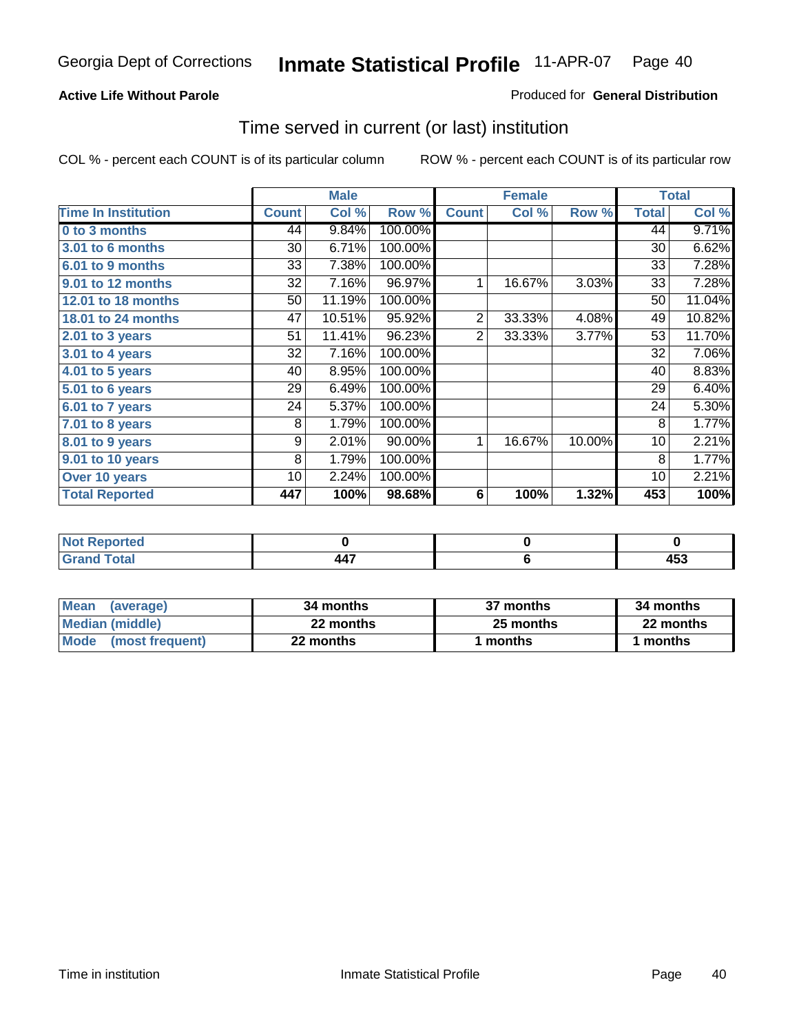Georgia Dept of Corrections **Inmate Statistical Profile** 11-APR-07

**Active Life Without Parole**

Produced for **General Distribution**

## Time served in current (or last) institution

COL % - percent each COUNT is of its particular column

ROW % - percent each COUNT is of its particular row

| | Male | | | Female | | | Total | |
|---|---|---|---|---|---|---|---|---|
| **Time In Institution** | **Count** | **Col %** | **Row %** | **Count** | **Col %** | **Row %** | **Total** | **Col %** |
| 0 to 3 months | 44 | 9.84% | 100.00% | | | | 44 | 9.71% |
| 3.01 to 6 months | 30 | 6.71% | 100.00% | | | | 30 | 6.62% |
| 6.01 to 9 months | 33 | 7.38% | 100.00% | | | | 33 | 7.28% |
| 9.01 to 12 months | 32 | 7.16% | 96.97% | 1 | 16.67% | 3.03% | 33 | 7.28% |
| 12.01 to 18 months | 50 | 11.19% | 100.00% | | | | 50 | 11.04% |
| 18.01 to 24 months | 47 | 10.51% | 95.92% | 2 | 33.33% | 4.08% | 49 | 10.82% |
| 2.01 to 3 years | 51 | 11.41% | 96.23% | 2 | 33.33% | 3.77% | 53 | 11.70% |
| 3.01 to 4 years | 32 | 7.16% | 100.00% | | | | 32 | 7.06% |
| 4.01 to 5 years | 40 | 8.95% | 100.00% | | | | 40 | 8.83% |
| 5.01 to 6 years | 29 | 6.49% | 100.00% | | | | 29 | 6.40% |
| 6.01 to 7 years | 24 | 5.37% | 100.00% | | | | 24 | 5.30% |
| 7.01 to 8 years | 8 | 1.79% | 100.00% | | | | 8 | 1.77% |
| 8.01 to 9 years | 9 | 2.01% | 90.00% | 1 | 16.67% | 10.00% | 10 | 2.21% |
| 9.01 to 10 years | 8 | 1.79% | 100.00% | | | | 8 | 1.77% |
| Over 10 years | 10 | 2.24% | 100.00% | | | | 10 | 2.21% |
| **Total Reported** | **447** | **100%** | **98.68%** | **6** | **100%** | **1.32%** | **453** | **100%** |

| | Male | Female | Total |
|---|---|---|---|
| Not Reported | 0 | 0 | 0 |
| Grand Total | 447 | 6 | 453 |

| | Male | Female | Total |
|---|---|---|---|
| Mean (average) | 34 months | 37 months | 34 months |
| Median (middle) | 22 months | 25 months | 22 months |
| Mode (most frequent) | 22 months | 1 months | 1 months |

Time in institution

Inmate Statistical Profile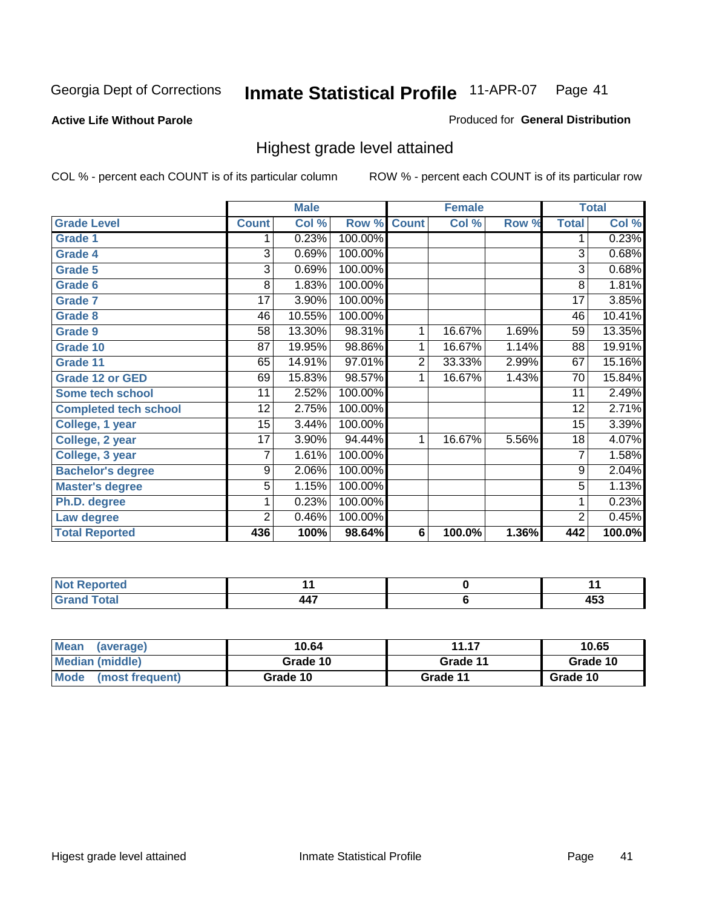Georgia Dept of Corrections **Inmate Statistical Profile** 11-APR-07

**Active Life Without Parole**

Produced for **General Distribution**

## Highest grade level attained

COL % - percent each COUNT is of its particular column

ROW % - percent each COUNT is of its particular row

| | Male | | | Female | | | Total | |
|---|---|---|---|---|---|---|---|---|
| **Grade Level** | **Count** | **Col %** | **Row %** | **Count** | **Col %** | **Row %** | **Total** | **Col %** |
| Grade 1 | 1 | 0.23% | 100.00% | | | | 1 | 0.23% |
| Grade 4 | 3 | 0.69% | 100.00% | | | | 3 | 0.68% |
| Grade 5 | 3 | 0.69% | 100.00% | | | | 3 | 0.68% |
| Grade 6 | 8 | 1.83% | 100.00% | | | | 8 | 1.81% |
| Grade 7 | 17 | 3.90% | 100.00% | | | | 17 | 3.85% |
| Grade 8 | 46 | 10.55% | 100.00% | | | | 46 | 10.41% |
| Grade 9 | 58 | 13.30% | 98.31% | 1 | 16.67% | 1.69% | 59 | 13.35% |
| Grade 10 | 87 | 19.95% | 98.86% | 1 | 16.67% | 1.14% | 88 | 19.91% |
| Grade 11 | 65 | 14.91% | 97.01% | 2 | 33.33% | 2.99% | 67 | 15.16% |
| Grade 12 or GED | 69 | 15.83% | 98.57% | 1 | 16.67% | 1.43% | 70 | 15.84% |
| Some tech school | 11 | 2.52% | 100.00% | | | | 11 | 2.49% |
| Completed tech school | 12 | 2.75% | 100.00% | | | | 12 | 2.71% |
| College, 1 year | 15 | 3.44% | 100.00% | | | | 15 | 3.39% |
| College, 2 year | 17 | 3.90% | 94.44% | 1 | 16.67% | 5.56% | 18 | 4.07% |
| College, 3 year | 7 | 1.61% | 100.00% | | | | 7 | 1.58% |
| Bachelor's degree | 9 | 2.06% | 100.00% | | | | 9 | 2.04% |
| Master's degree | 5 | 1.15% | 100.00% | | | | 5 | 1.13% |
| Ph.D. degree | 1 | 0.23% | 100.00% | | | | 1 | 0.23% |
| Law degree | 2 | 0.46% | 100.00% | | | | 2 | 0.45% |
| **Total Reported** | **436** | **100%** | **98.64%** | **6** | **100.0%** | **1.36%** | **442** | **100.0%** |

| | Male | Female | Total |
|---|---|---|---|
| Not Reported | 11 | 0 | 11 |
| Grand Total | 447 | 6 | 453 |

| | Male | Female | Total |
|---|---|---|---|
| Mean (average) | 10.64 | 11.17 | 10.65 |
| Median (middle) | Grade 10 | Grade 11 | Grade 10 |
| Mode (most frequent) | Grade 10 | Grade 11 | Grade 10 |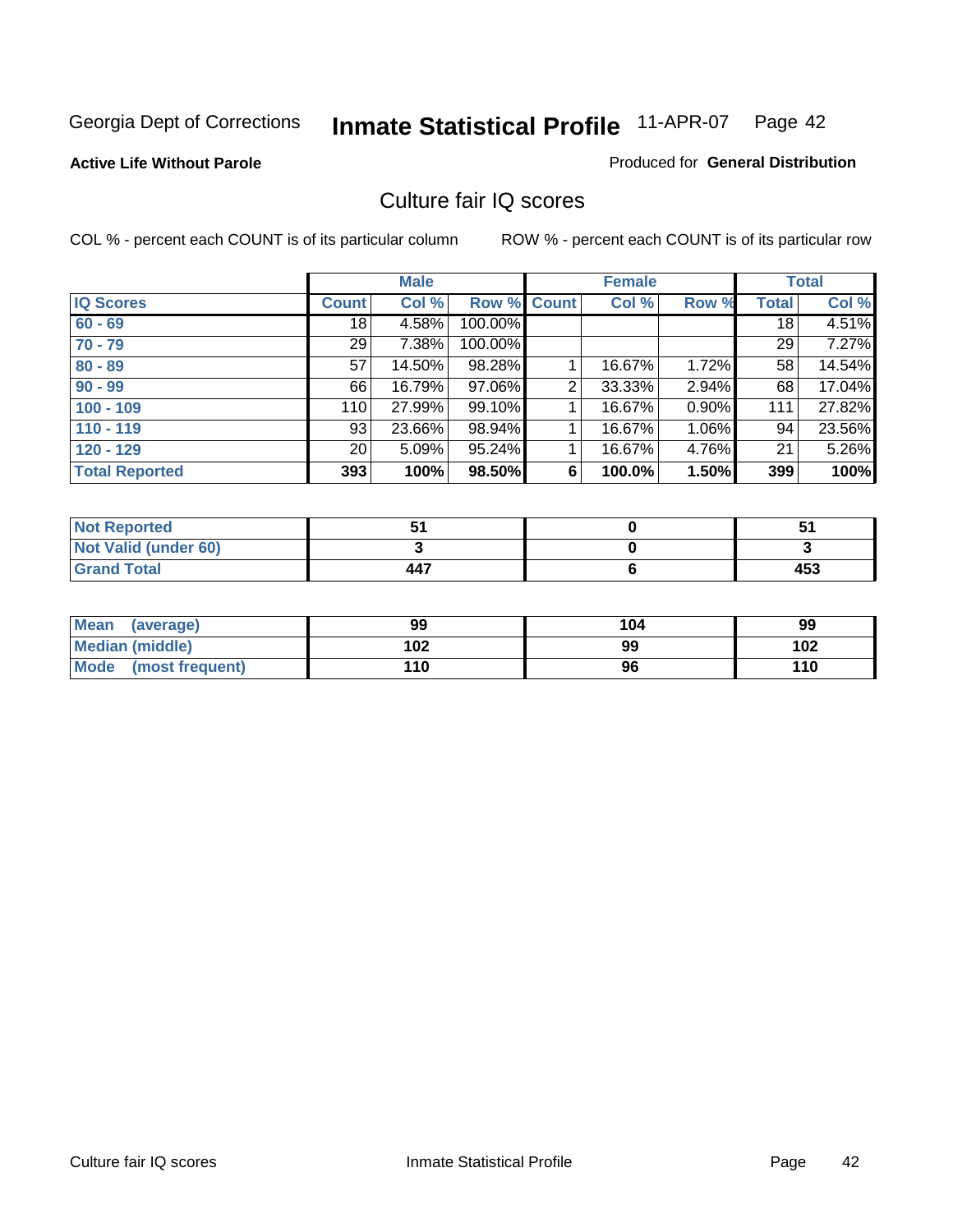Georgia Dept of Corrections **Inmate Statistical Profile** 11-APR-07

**Active Life Without Parole**

Produced for **General Distribution**

## Culture fair IQ scores

COL % - percent each COUNT is of its particular column

ROW % - percent each COUNT is of its particular row

| | Male | | | Female | | | Total | |
|---|---|---|---|---|---|---|---|---|
| IQ Scores | Count | Col % | Row % | Count | Col % | Row % | Total | Col % |
| 60 - 69 | 18 | 4.58% | 100.00% | | | | 18 | 4.51% |
| 70 - 79 | 29 | 7.38% | 100.00% | | | | 29 | 7.27% |
| 80 - 89 | 57 | 14.50% | 98.28% | 1 | 16.67% | 1.72% | 58 | 14.54% |
| 90 - 99 | 66 | 16.79% | 97.06% | 2 | 33.33% | 2.94% | 68 | 17.04% |
| 100 - 109 | 110 | 27.99% | 99.10% | 1 | 16.67% | 0.90% | 111 | 27.82% |
| 110 - 119 | 93 | 23.66% | 98.94% | 1 | 16.67% | 1.06% | 94 | 23.56% |
| 120 - 129 | 20 | 5.09% | 95.24% | 1 | 16.67% | 4.76% | 21 | 5.26% |
| **Total Reported** | **393** | **100%** | **98.50%** | **6** | **100.0%** | **1.50%** | **399** | **100%** |

| | Male | Female | Total |
|---|---|---|---|
| Not Reported | 51 | 0 | 51 |
| Not Valid (under 60) | 3 | 0 | 3 |
| Grand Total | 447 | 6 | 453 |

| | Male | Female | Total |
|---|---|---|---|
| Mean (average) | 99 | 104 | 99 |
| Median (middle) | 102 | 99 | 102 |
| Mode (most frequent) | 110 | 96 | 110 |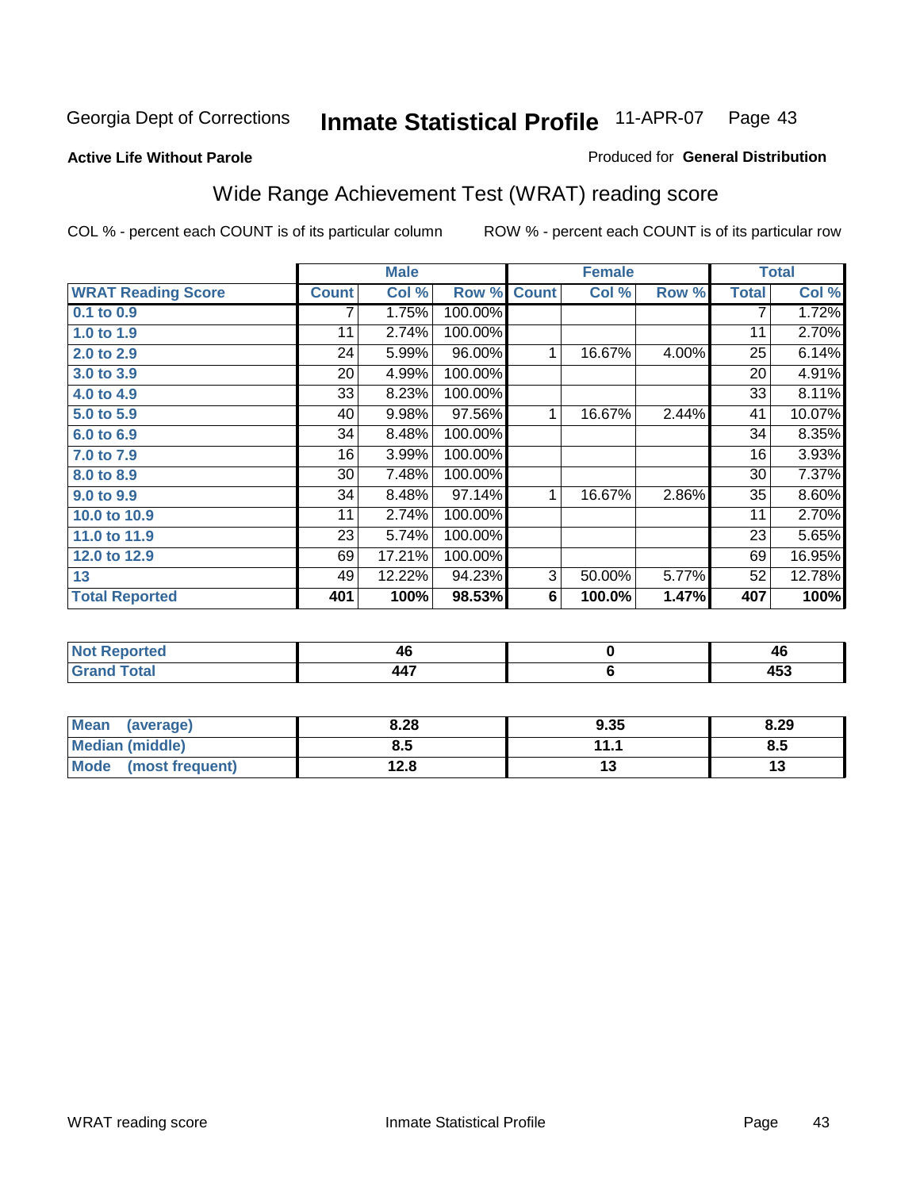Georgia Dept of Corrections **Inmate Statistical Profile** 11-APR-07

**Active Life Without Parole**

Produced for **General Distribution**

## Wide Range Achievement Test (WRAT) reading score

COL % - percent each COUNT is of its particular column

ROW % - percent each COUNT is of its particular row

| | Male | | | Female | | | Total | |
|---|---|---|---|---|---|---|---|---|
| **WRAT Reading Score** | **Count** | **Col %** | **Row %** | **Count** | **Col %** | **Row %** | **Total** | **Col %** |
| 0.1 to 0.9 | 7 | 1.75% | 100.00% | | | | 7 | 1.72% |
| 1.0 to 1.9 | 11 | 2.74% | 100.00% | | | | 11 | 2.70% |
| 2.0 to 2.9 | 24 | 5.99% | 96.00% | 1 | 16.67% | 4.00% | 25 | 6.14% |
| 3.0 to 3.9 | 20 | 4.99% | 100.00% | | | | 20 | 4.91% |
| 4.0 to 4.9 | 33 | 8.23% | 100.00% | | | | 33 | 8.11% |
| 5.0 to 5.9 | 40 | 9.98% | 97.56% | 1 | 16.67% | 2.44% | 41 | 10.07% |
| 6.0 to 6.9 | 34 | 8.48% | 100.00% | | | | 34 | 8.35% |
| 7.0 to 7.9 | 16 | 3.99% | 100.00% | | | | 16 | 3.93% |
| 8.0 to 8.9 | 30 | 7.48% | 100.00% | | | | 30 | 7.37% |
| 9.0 to 9.9 | 34 | 8.48% | 97.14% | 1 | 16.67% | 2.86% | 35 | 8.60% |
| 10.0 to 10.9 | 11 | 2.74% | 100.00% | | | | 11 | 2.70% |
| 11.0 to 11.9 | 23 | 5.74% | 100.00% | | | | 23 | 5.65% |
| 12.0 to 12.9 | 69 | 17.21% | 100.00% | | | | 69 | 16.95% |
| 13 | 49 | 12.22% | 94.23% | 3 | 50.00% | 5.77% | 52 | 12.78% |
| **Total Reported** | **401** | **100%** | **98.53%** | **6** | **100.0%** | **1.47%** | **407** | **100%** |

| | Male | Female | Total |
|---|---|---|---|
| Not Reported | 46 | 0 | 46 |
| Grand Total | 447 | 6 | 453 |

| | Male | Female | Total |
|---|---|---|---|
| Mean (average) | 8.28 | 9.35 | 8.29 |
| Median (middle) | 8.5 | 11.1 | 8.5 |
| Mode (most frequent) | 12.8 | 13 | 13 |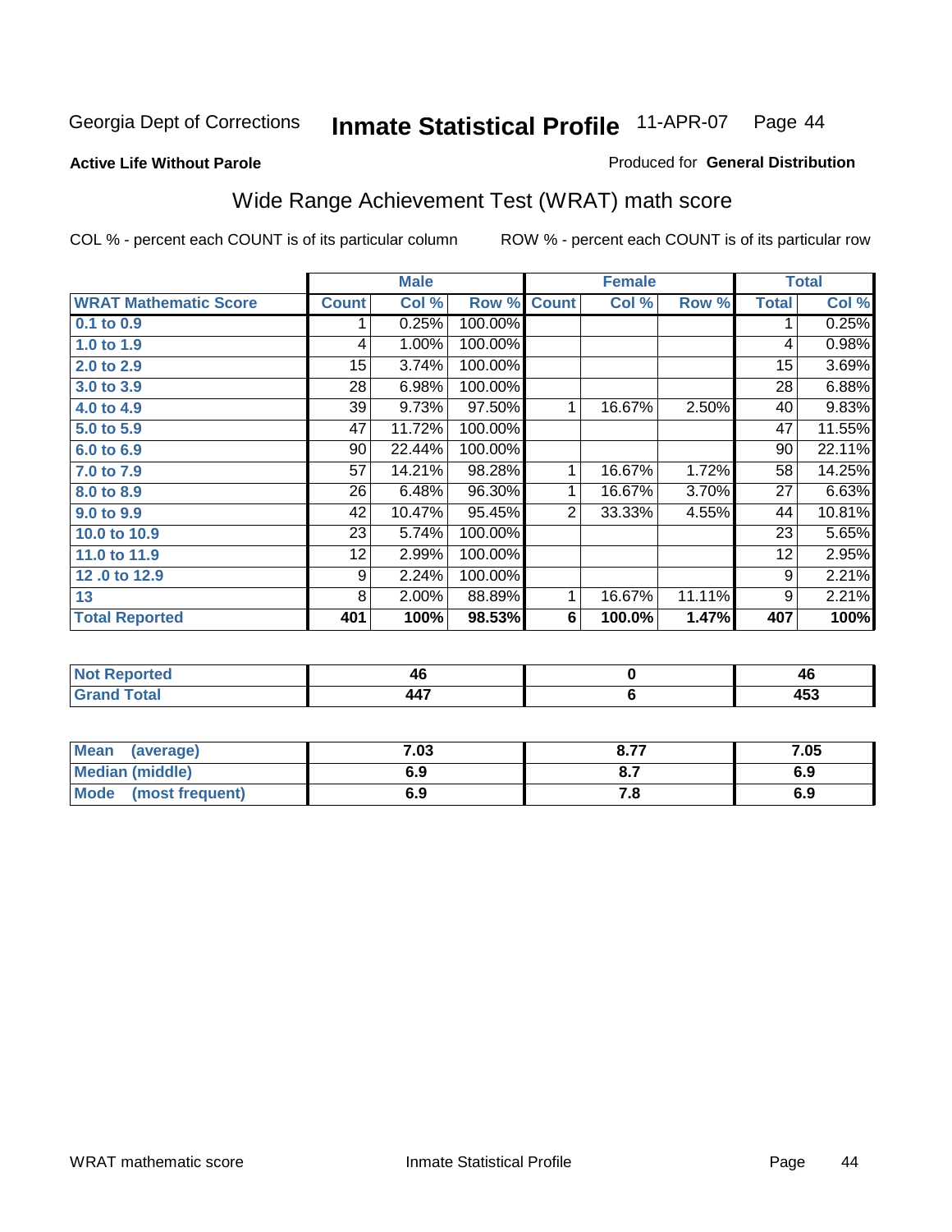Georgia Dept of Corrections **Inmate Statistical Profile** 11-APR-07

**Active Life Without Parole**

Produced for **General Distribution**

## Wide Range Achievement Test (WRAT) math score

COL % - percent each COUNT is of its particular column

ROW % - percent each COUNT is of its particular row

| | Male | | | Female | | | Total | |
|---|---|---|---|---|---|---|---|---|
| **WRAT Mathematic Score** | **Count** | **Col %** | **Row %** | **Count** | **Col %** | **Row %** | **Total** | **Col %** |
| 0.1 to 0.9 | 1 | 0.25% | 100.00% | | | | 1 | 0.25% |
| 1.0 to 1.9 | 4 | 1.00% | 100.00% | | | | 4 | 0.98% |
| 2.0 to 2.9 | 15 | 3.74% | 100.00% | | | | 15 | 3.69% |
| 3.0 to 3.9 | 28 | 6.98% | 100.00% | | | | 28 | 6.88% |
| 4.0 to 4.9 | 39 | 9.73% | 97.50% | 1 | 16.67% | 2.50% | 40 | 9.83% |
| 5.0 to 5.9 | 47 | 11.72% | 100.00% | | | | 47 | 11.55% |
| 6.0 to 6.9 | 90 | 22.44% | 100.00% | | | | 90 | 22.11% |
| 7.0 to 7.9 | 57 | 14.21% | 98.28% | 1 | 16.67% | 1.72% | 58 | 14.25% |
| 8.0 to 8.9 | 26 | 6.48% | 96.30% | 1 | 16.67% | 3.70% | 27 | 6.63% |
| 9.0 to 9.9 | 42 | 10.47% | 95.45% | 2 | 33.33% | 4.55% | 44 | 10.81% |
| 10.0 to 10.9 | 23 | 5.74% | 100.00% | | | | 23 | 5.65% |
| 11.0 to 11.9 | 12 | 2.99% | 100.00% | | | | 12 | 2.95% |
| 12 .0 to 12.9 | 9 | 2.24% | 100.00% | | | | 9 | 2.21% |
| 13 | 8 | 2.00% | 88.89% | 1 | 16.67% | 11.11% | 9 | 2.21% |
| **Total Reported** | **401** | **100%** | **98.53%** | **6** | **100.0%** | **1.47%** | **407** | **100%** |

| | Male | Female | Total |
|---|---|---|---|
| **Not Reported** | **46** | **0** | **46** |
| **Grand Total** | **447** | **6** | **453** |

| | Male | Female | Total |
|---|---|---|---|
| **Mean (average)** | **7.03** | **8.77** | **7.05** |
| **Median (middle)** | **6.9** | **8.7** | **6.9** |
| **Mode (most frequent)** | **6.9** | **7.8** | **6.9** |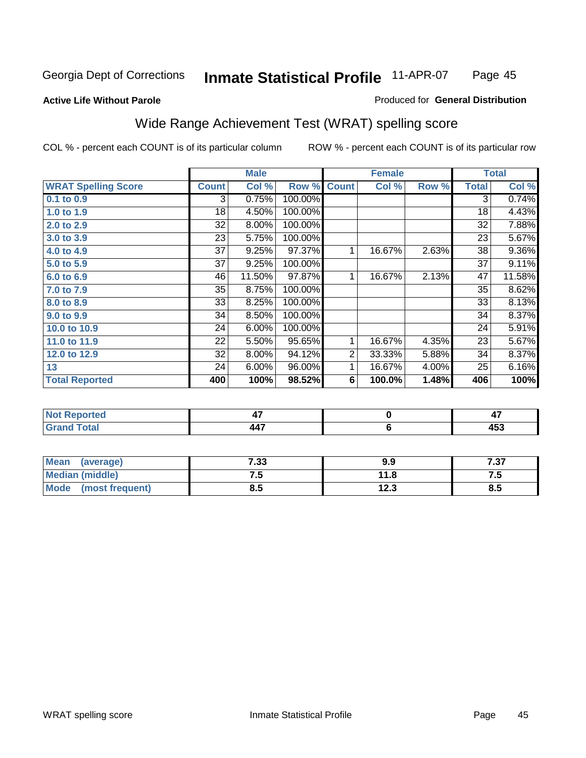Georgia Dept of Corrections **Inmate Statistical Profile** 11-APR-07

**Active Life Without Parole**

Produced for **General Distribution**

## Wide Range Achievement Test (WRAT) spelling score

COL % - percent each COUNT is of its particular column ROW % - percent each COUNT is of its particular row

| | Male | | | Female | | | Total | |
|---|---|---|---|---|---|---|---|---|
| **WRAT Spelling Score** | **Count** | **Col %** | **Row %** | **Count** | **Col %** | **Row %** | **Total** | **Col %** |
| **0.1 to 0.9** | 3 | 0.75% | 100.00% | | | | 3 | 0.74% |
| **1.0 to 1.9** | 18 | 4.50% | 100.00% | | | | 18 | 4.43% |
| **2.0 to 2.9** | 32 | 8.00% | 100.00% | | | | 32 | 7.88% |
| **3.0 to 3.9** | 23 | 5.75% | 100.00% | | | | 23 | 5.67% |
| **4.0 to 4.9** | 37 | 9.25% | 97.37% | 1 | 16.67% | 2.63% | 38 | 9.36% |
| **5.0 to 5.9** | 37 | 9.25% | 100.00% | | | | 37 | 9.11% |
| **6.0 to 6.9** | 46 | 11.50% | 97.87% | 1 | 16.67% | 2.13% | 47 | 11.58% |
| **7.0 to 7.9** | 35 | 8.75% | 100.00% | | | | 35 | 8.62% |
| **8.0 to 8.9** | 33 | 8.25% | 100.00% | | | | 33 | 8.13% |
| **9.0 to 9.9** | 34 | 8.50% | 100.00% | | | | 34 | 8.37% |
| **10.0 to 10.9** | 24 | 6.00% | 100.00% | | | | 24 | 5.91% |
| **11.0 to 11.9** | 22 | 5.50% | 95.65% | 1 | 16.67% | 4.35% | 23 | 5.67% |
| **12.0 to 12.9** | 32 | 8.00% | 94.12% | 2 | 33.33% | 5.88% | 34 | 8.37% |
| **13** | 24 | 6.00% | 96.00% | 1 | 16.67% | 4.00% | 25 | 6.16% |
| **Total Reported** | **400** | **100%** | **98.52%** | **6** | **100.0%** | **1.48%** | **406** | **100%** |

| | Male | Female | Total |
|---|---|---|---|
| **Not Reported** | **47** | **0** | **47** |
| **Grand Total** | **447** | **6** | **453** |

| | Male | Female | Total |
|---|---|---|---|
| **Mean (average)** | **7.33** | **9.9** | **7.37** |
| **Median (middle)** | **7.5** | **11.8** | **7.5** |
| **Mode (most frequent)** | **8.5** | **12.3** | **8.5** |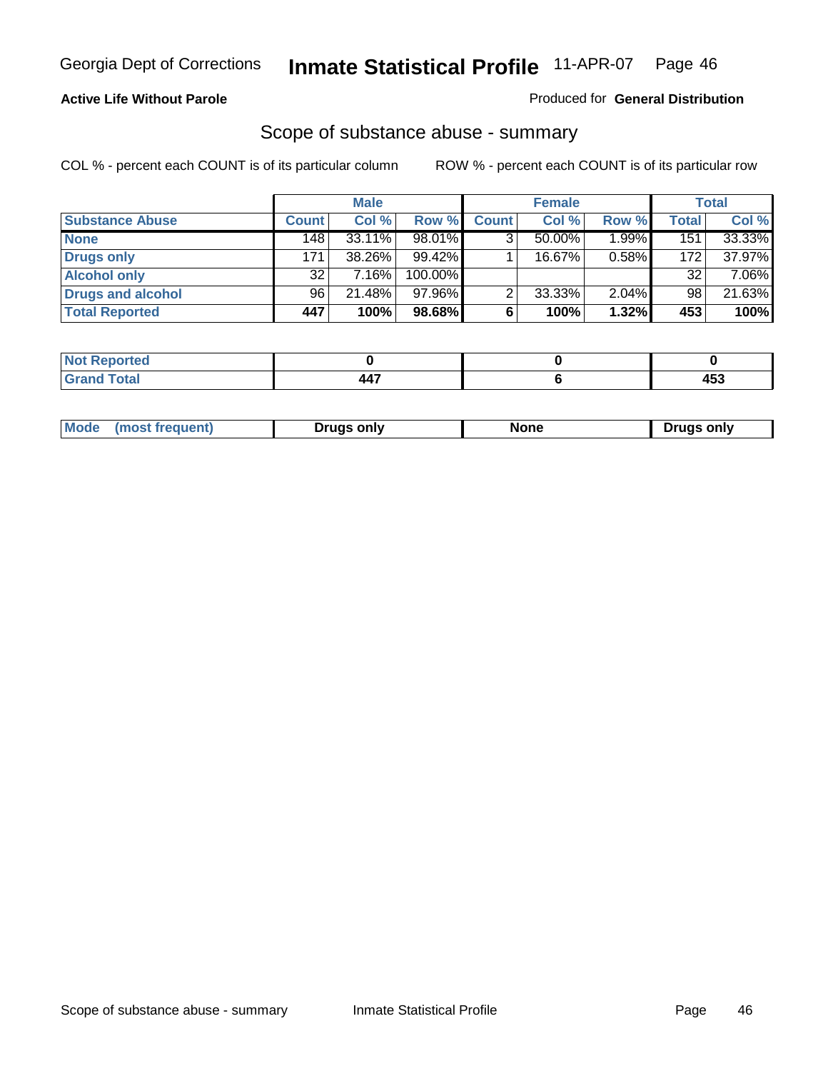Georgia Dept of Corrections **Inmate Statistical Profile** 11-APR-07 Page 46

**Active Life Without Parole**

Produced for **General Distribution**

## Scope of substance abuse - summary

COL % - percent each COUNT is of its particular column

ROW % - percent each COUNT is of its particular row

| | Male | | | Female | | | Total | |
|---|---|---|---|---|---|---|---|---|
| **Substance Abuse** | **Count** | **Col %** | **Row %** | **Count** | **Col %** | **Row %** | **Total** | **Col %** |
| **None** | 148 | 33.11% | 98.01% | 3 | 50.00% | 1.99% | 151 | 33.33% |
| **Drugs only** | 171 | 38.26% | 99.42% | 1 | 16.67% | 0.58% | 172 | 37.97% |
| **Alcohol only** | 32 | 7.16% | 100.00% | | | | 32 | 7.06% |
| **Drugs and alcohol** | 96 | 21.48% | 97.96% | 2 | 33.33% | 2.04% | 98 | 21.63% |
| **Total Reported** | **447** | **100%** | **98.68%** | **6** | **100%** | **1.32%** | **453** | **100%** |

| | Male | Female | Total |
|---|---|---|---|
| **Not Reported** | **0** | **0** | **0** |
| **Grand Total** | **447** | **6** | **453** |

| | Male | Female | Total |
|---|---|---|---|
| **Mode (most frequent)** | **Drugs only** | **None** | **Drugs only** |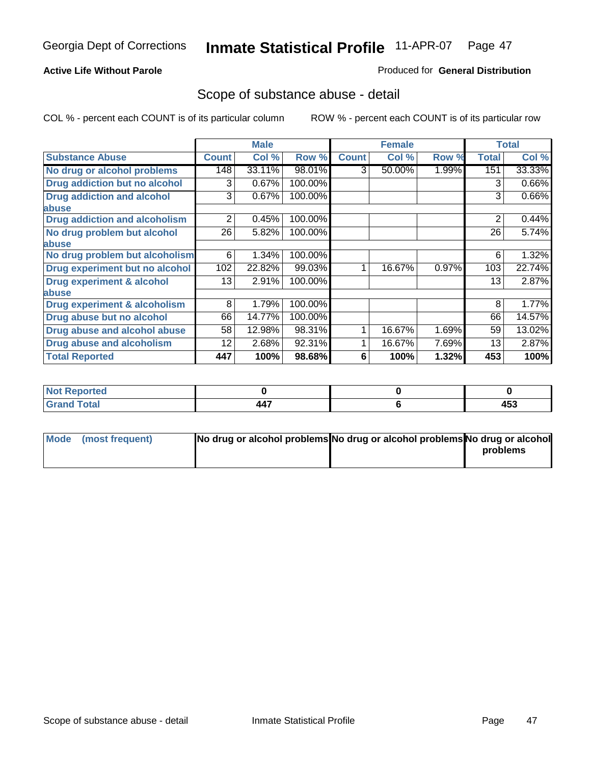Georgia Dept of Corrections **Inmate Statistical Profile** 11-APR-07

**Active Life Without Parole**

Produced for **General Distribution**

## Scope of substance abuse - detail

COL % - percent each COUNT is of its particular column    ROW % - percent each COUNT is of its particular row

| | Male | | | Female | | | Total | |
|---|---|---|---|---|---|---|---|---|
| **Substance Abuse** | **Count** | **Col %** | **Row %** | **Count** | **Col %** | **Row %** | **Total** | **Col %** |
| **No drug or alcohol problems** | 148 | 33.11% | 98.01% | 3 | 50.00% | 1.99% | 151 | 33.33% |
| **Drug addiction but no alcohol** | 3 | 0.67% | 100.00% | | | | 3 | 0.66% |
| **Drug addiction and alcohol abuse** | 3 | 0.67% | 100.00% | | | | 3 | 0.66% |
| **Drug addiction and alcoholism** | 2 | 0.45% | 100.00% | | | | 2 | 0.44% |
| **No drug problem but alcohol abuse** | 26 | 5.82% | 100.00% | | | | 26 | 5.74% |
| **No drug problem but alcoholism** | 6 | 1.34% | 100.00% | | | | 6 | 1.32% |
| **Drug experiment but no alcohol** | 102 | 22.82% | 99.03% | 1 | 16.67% | 0.97% | 103 | 22.74% |
| **Drug experiment & alcohol abuse** | 13 | 2.91% | 100.00% | | | | 13 | 2.87% |
| **Drug experiment & alcoholism** | 8 | 1.79% | 100.00% | | | | 8 | 1.77% |
| **Drug abuse but no alcohol** | 66 | 14.77% | 100.00% | | | | 66 | 14.57% |
| **Drug abuse and alcohol abuse** | 58 | 12.98% | 98.31% | 1 | 16.67% | 1.69% | 59 | 13.02% |
| **Drug abuse and alcoholism** | 12 | 2.68% | 92.31% | 1 | 16.67% | 7.69% | 13 | 2.87% |
| **Total Reported** | **447** | **100%** | **98.68%** | **6** | **100%** | **1.32%** | **453** | **100%** |

| | Male | Female | Total |
|---|---|---|---|
| **Not Reported** | **0** | **0** | **0** |
| **Grand Total** | **447** | **6** | **453** |

| | Male | Female | Total |
|---|---|---|---|
| **Mode (most frequent)** | **No drug or alcohol problems** | **No drug or alcohol problems** | **No drug or alcohol problems** |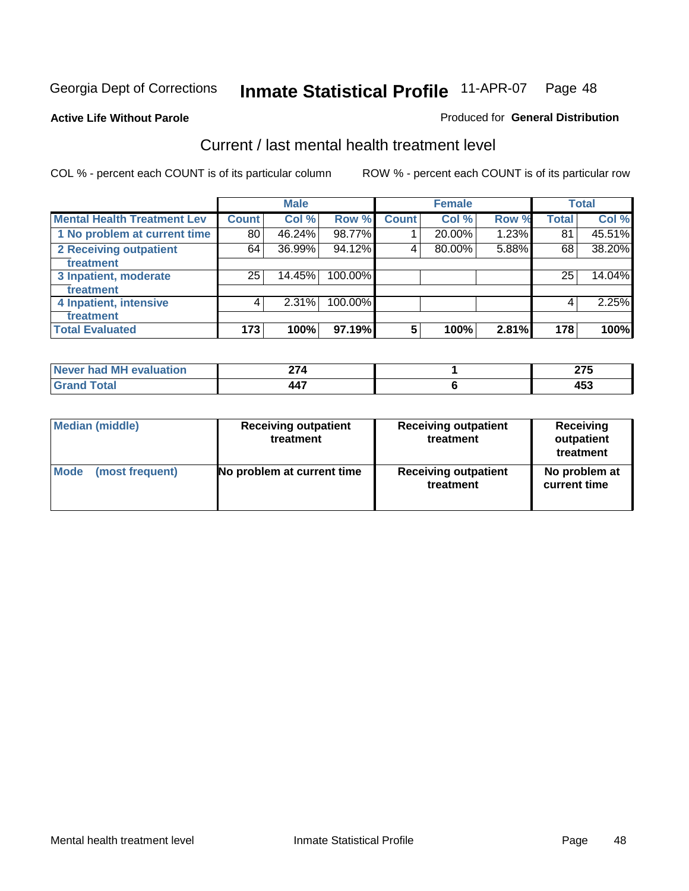Georgia Dept of Corrections **Inmate Statistical Profile** 11-APR-07

**Active Life Without Parole**

Produced for **General Distribution**

## Current / last mental health treatment level

COL % - percent each COUNT is of its particular column

ROW % - percent each COUNT is of its particular row

| | Male | | | Female | | | Total | |
|---|---|---|---|---|---|---|---|---|
| **Mental Health Treatment Lev** | **Count** | **Col %** | **Row %** | **Count** | **Col %** | **Row %** | **Total** | **Col %** |
| **1 No problem at current time** | 80 | 46.24% | 98.77% | 1 | 20.00% | 1.23% | 81 | 45.51% |
| **2 Receiving outpatient treatment** | 64 | 36.99% | 94.12% | 4 | 80.00% | 5.88% | 68 | 38.20% |
| **3 Inpatient, moderate treatment** | 25 | 14.45% | 100.00% | | | | 25 | 14.04% |
| **4 Inpatient, intensive treatment** | 4 | 2.31% | 100.00% | | | | 4 | 2.25% |
| **Total Evaluated** | **173** | **100%** | **97.19%** | **5** | **100%** | **2.81%** | **178** | **100%** |

| | Male | Female | Total |
|---|---|---|---|
| **Never had MH evaluation** | **274** | **1** | **275** |
| **Grand Total** | **447** | **6** | **453** |

| | Male | Female | Total |
|---|---|---|---|
| **Median (middle)** | **Receiving outpatient treatment** | **Receiving outpatient treatment** | **Receiving outpatient treatment** |
| **Mode (most frequent)** | **No problem at current time** | **Receiving outpatient treatment** | **No problem at current time** |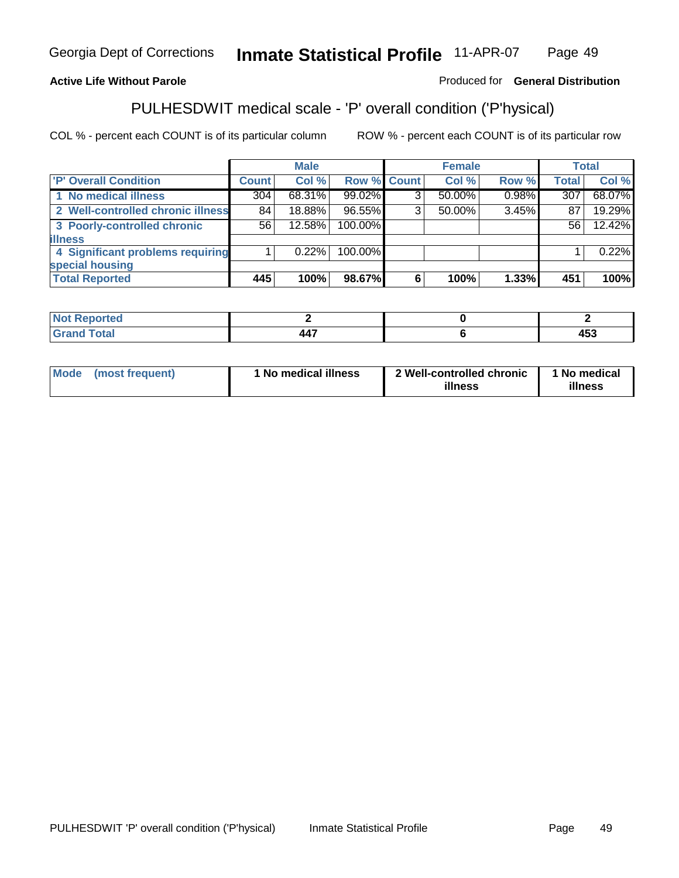**Active Life Without Parole**

Produced for **General Distribution**

# PULHESDWIT medical scale - 'P' overall condition ('P'hysical)

COL % - percent each COUNT is of its particular column

ROW % - percent each COUNT is of its particular row

| | Male | | | Female | | | Total | |
|---|---|---|---|---|---|---|---|---|
| 'P' Overall Condition | Count | Col % | Row % | Count | Col % | Row % | Total | Col % |
| 1 No medical illness | 304 | 68.31% | 99.02% | 3 | 50.00% | 0.98% | 307 | 68.07% |
| 2 Well-controlled chronic illness | 84 | 18.88% | 96.55% | 3 | 50.00% | 3.45% | 87 | 19.29% |
| 3 Poorly-controlled chronic illness | 56 | 12.58% | 100.00% | | | | 56 | 12.42% |
| 4 Significant problems requiring special housing | 1 | 0.22% | 100.00% | | | | 1 | 0.22% |
| **Total Reported** | **445** | **100%** | **98.67%** | **6** | **100%** | **1.33%** | **451** | **100%** |

| | Male | Female | Total |
|---|---|---|---|
| Not Reported | 2 | 0 | 2 |
| Grand Total | 447 | 6 | 453 |

| | Male | Female | Total |
|---|---|---|---|
| Mode (most frequent) | 1 No medical illness | 2 Well-controlled chronic illness | 1 No medical illness |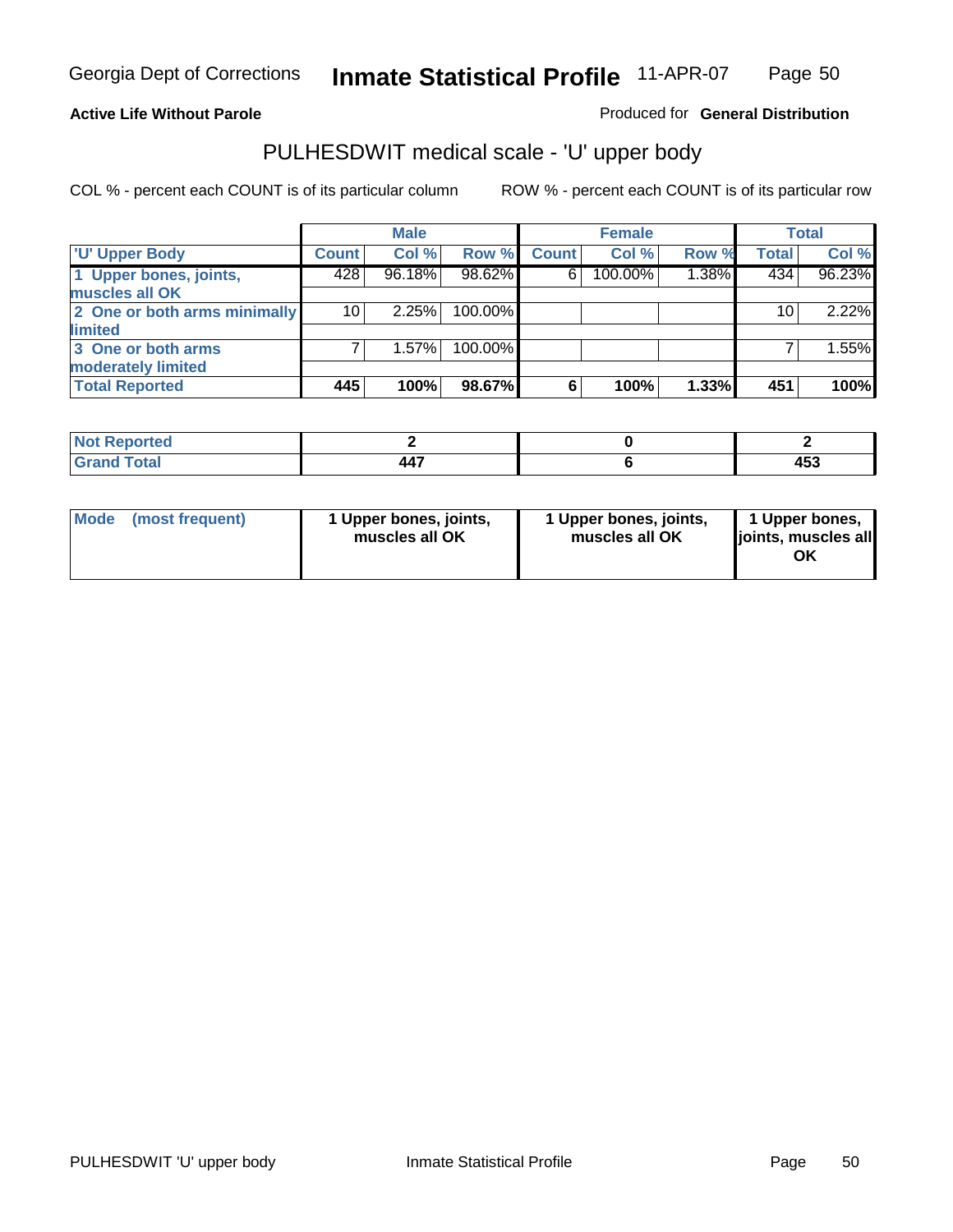Georgia Dept of Corrections **Inmate Statistical Profile** 11-APR-07

**Active Life Without Parole**

Produced for **General Distribution**

## PULHESDWIT medical scale - 'U' upper body

COL % - percent each COUNT is of its particular column    ROW % - percent each COUNT is of its particular row

| | Male | | | Female | | | Total | |
|---|---|---|---|---|---|---|---|---|
| 'U' Upper Body | Count | Col % | Row % | Count | Col % | Row % | Total | Col % |
| 1 Upper bones, joints, muscles all OK | 428 | 96.18% | 98.62% | 6 | 100.00% | 1.38% | 434 | 96.23% |
| 2 One or both arms minimally limited | 10 | 2.25% | 100.00% | | | | 10 | 2.22% |
| 3 One or both arms moderately limited | 7 | 1.57% | 100.00% | | | | 7 | 1.55% |
| **Total Reported** | **445** | **100%** | **98.67%** | **6** | **100%** | **1.33%** | **451** | **100%** |

| | Male | Female | Total |
|---|---|---|---|
| Not Reported | 2 | 0 | 2 |
| Grand Total | 447 | 6 | 453 |

| | Male | Female | Total |
|---|---|---|---|
| Mode (most frequent) | 1 Upper bones, joints, muscles all OK | 1 Upper bones, joints, muscles all OK | 1 Upper bones, joints, muscles all OK |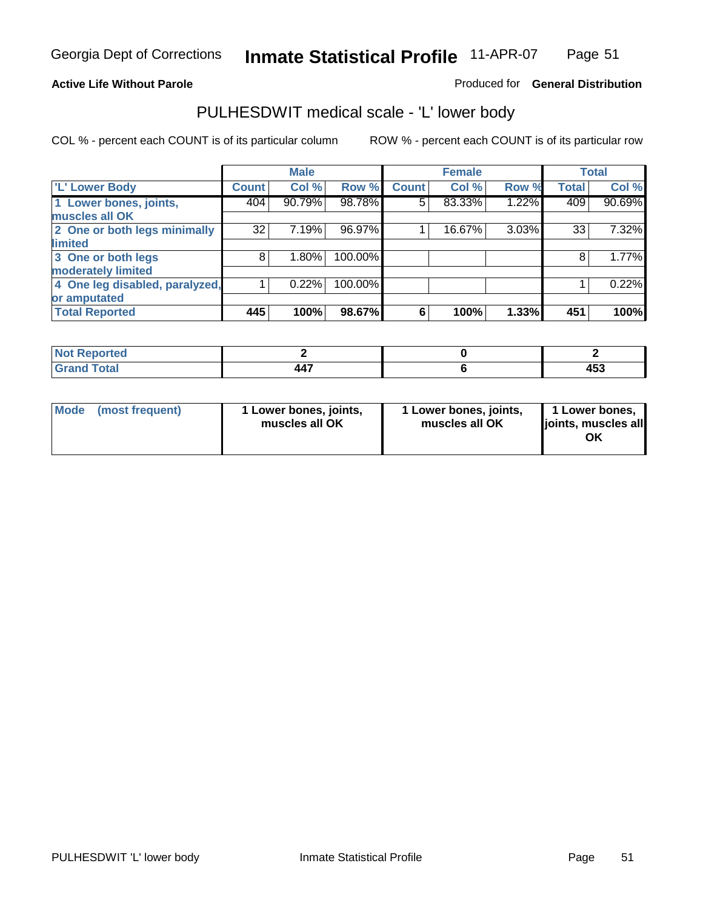**Active Life Without Parole**

Produced for **General Distribution**

## PULHESDWIT medical scale - 'L' lower body

COL % - percent each COUNT is of its particular column

ROW % - percent each COUNT is of its particular row

| | Male | | | Female | | | Total | |
|---|---|---|---|---|---|---|---|---|
| **'L' Lower Body** | **Count** | **Col %** | **Row %** | **Count** | **Col %** | **Row %** | **Total** | **Col %** |
| **1 Lower bones, joints, muscles all OK** | 404 | 90.79% | 98.78% | 5 | 83.33% | 1.22% | 409 | 90.69% |
| **2 One or both legs minimally limited** | 32 | 7.19% | 96.97% | 1 | 16.67% | 3.03% | 33 | 7.32% |
| **3 One or both legs moderately limited** | 8 | 1.80% | 100.00% | | | | 8 | 1.77% |
| **4 One leg disabled, paralyzed, or amputated** | 1 | 0.22% | 100.00% | | | | 1 | 0.22% |
| **Total Reported** | **445** | **100%** | **98.67%** | **6** | **100%** | **1.33%** | **451** | **100%** |

| | Male | Female | Total |
|---|---|---|---|
| **Not Reported** | **2** | **0** | **2** |
| **Grand Total** | **447** | **6** | **453** |

| | Male | Female | Total |
|---|---|---|---|
| **Mode (most frequent)** | **1 Lower bones, joints, muscles all OK** | **1 Lower bones, joints, muscles all OK** | **1 Lower bones, joints, muscles all OK** |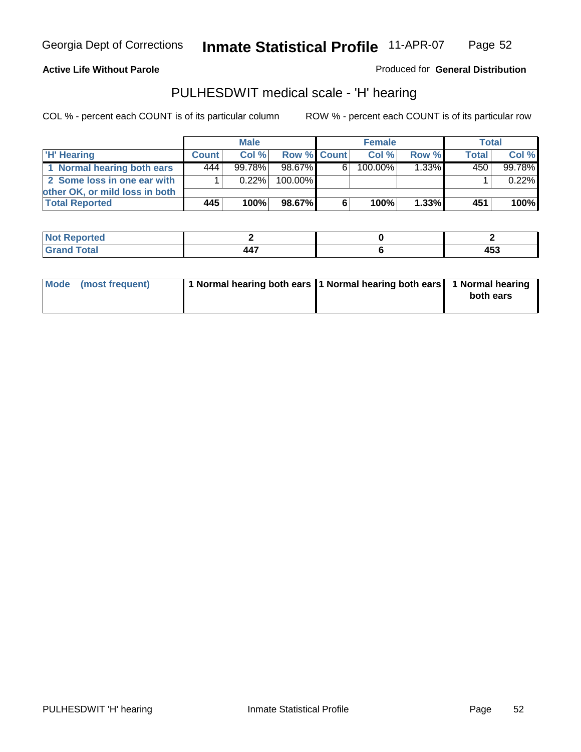Georgia Dept of Corrections **Inmate Statistical Profile** 11-APR-07

**Active Life Without Parole**

Produced for **General Distribution**

## PULHESDWIT medical scale - 'H' hearing

COL % - percent each COUNT is of its particular column ROW % - percent each COUNT is of its particular row

| | Male | | | Female | | | Total | |
|---|---|---|---|---|---|---|---|---|
| 'H' Hearing | Count | Col % | Row % | Count | Col % | Row % | Total | Col % |
| 1 Normal hearing both ears | 444 | 99.78% | 98.67% | 6 | 100.00% | 1.33% | 450 | 99.78% |
| 2 Some loss in one ear with other OK, or mild loss in both | 1 | 0.22% | 100.00% | | | | 1 | 0.22% |
| **Total Reported** | **445** | **100%** | **98.67%** | **6** | **100%** | **1.33%** | **451** | **100%** |

| | Male | Female | Total |
|---|---|---|---|
| Not Reported | **2** | **0** | **2** |
| Grand Total | **447** | **6** | **453** |

| | Male | Female | Total |
|---|---|---|---|
| Mode (most frequent) | **1 Normal hearing both ears** | **1 Normal hearing both ears** | **1 Normal hearing both ears** |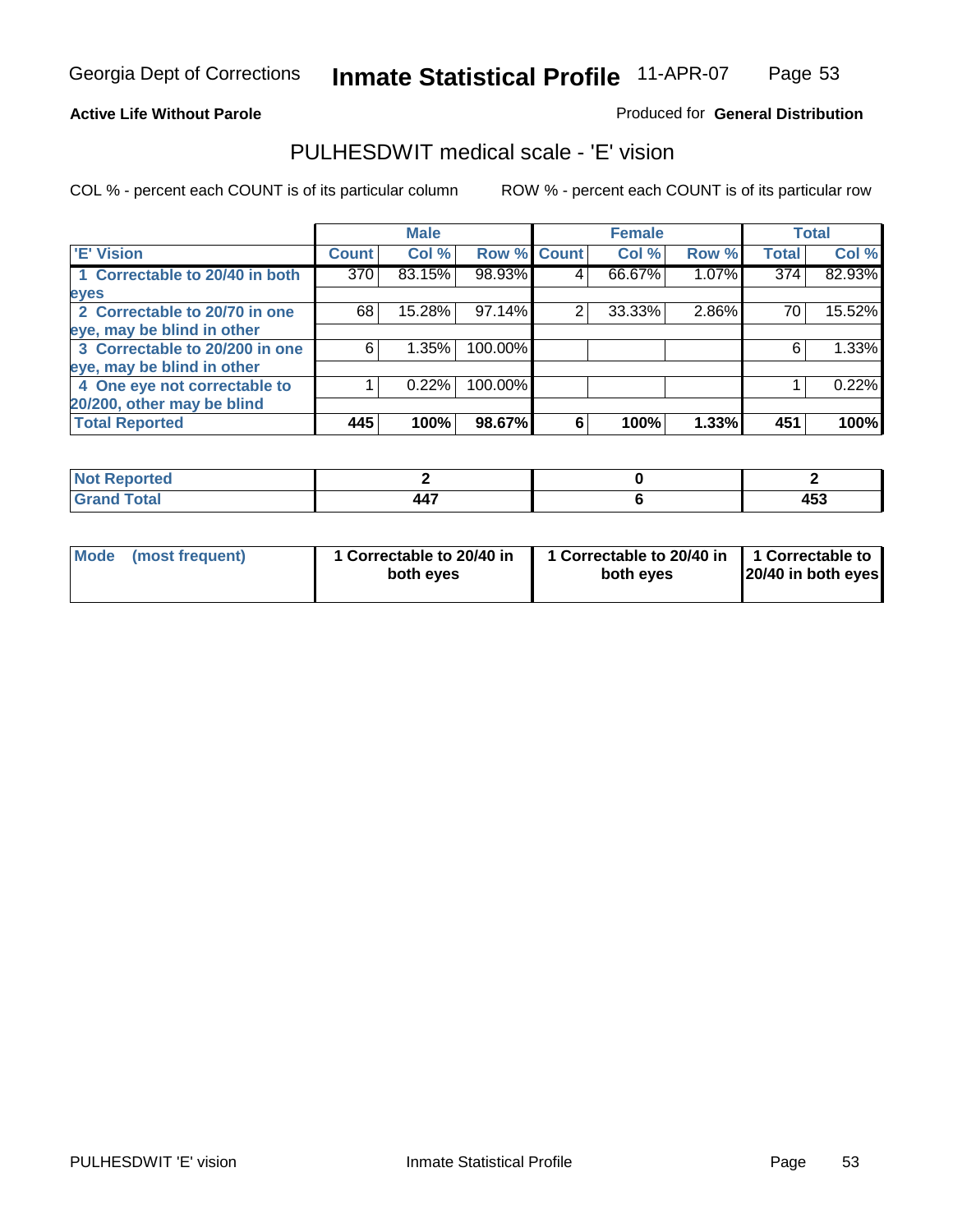Georgia Dept of Corrections **Inmate Statistical Profile** 11-APR-07

**Active Life Without Parole**

Produced for **General Distribution**

## PULHESDWIT medical scale - 'E' vision

COL % - percent each COUNT is of its particular column

ROW % - percent each COUNT is of its particular row

| | Male | | | Female | | | Total | |
|---|---|---|---|---|---|---|---|---|
| 'E' Vision | Count | Col % | Row % | Count | Col % | Row % | Total | Col % |
| 1 Correctable to 20/40 in both eyes | 370 | 83.15% | 98.93% | 4 | 66.67% | 1.07% | 374 | 82.93% |
| 2 Correctable to 20/70 in one eye, may be blind in other | 68 | 15.28% | 97.14% | 2 | 33.33% | 2.86% | 70 | 15.52% |
| 3 Correctable to 20/200 in one eye, may be blind in other | 6 | 1.35% | 100.00% | | | | 6 | 1.33% |
| 4 One eye not correctable to 20/200, other may be blind | 1 | 0.22% | 100.00% | | | | 1 | 0.22% |
| **Total Reported** | **445** | **100%** | **98.67%** | **6** | **100%** | **1.33%** | **451** | **100%** |

| | Male | Female | Total |
|---|---|---|---|
| Not Reported | 2 | 0 | 2 |
| Grand Total | 447 | 6 | 453 |

| | Male | Female | Total |
|---|---|---|---|
| Mode (most frequent) | 1 Correctable to 20/40 in both eyes | 1 Correctable to 20/40 in both eyes | 1 Correctable to 20/40 in both eyes |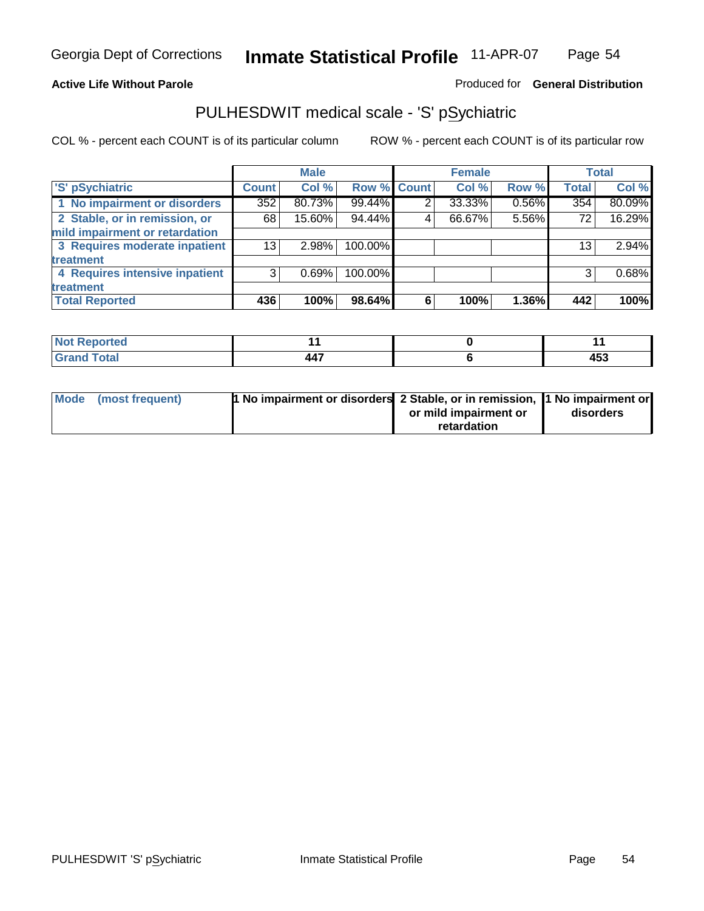Georgia Dept of Corrections **Inmate Statistical Profile** 11-APR-07

**Active Life Without Parole**

Produced for **General Distribution**

## PULHESDWIT medical scale - 'S' pSychiatric

COL % - percent each COUNT is of its particular column

ROW % - percent each COUNT is of its particular row

| | Male | | | Female | | | Total | |
|---|---|---|---|---|---|---|---|---|
| 'S' pSychiatric | Count | Col % | Row % | Count | Col % | Row % | Total | Col % |
| 1 No impairment or disorders | 352 | 80.73% | 99.44% | 2 | 33.33% | 0.56% | 354 | 80.09% |
| 2 Stable, or in remission, or mild impairment or retardation | 68 | 15.60% | 94.44% | 4 | 66.67% | 5.56% | 72 | 16.29% |
| 3 Requires moderate inpatient treatment | 13 | 2.98% | 100.00% | | | | 13 | 2.94% |
| 4 Requires intensive inpatient treatment | 3 | 0.69% | 100.00% | | | | 3 | 0.68% |
| **Total Reported** | **436** | **100%** | **98.64%** | **6** | **100%** | **1.36%** | **442** | **100%** |

| | Male | Female | Total |
|---|---|---|---|
| Not Reported | 11 | 0 | 11 |
| Grand Total | 447 | 6 | 453 |

| | Male | Female | Total |
|---|---|---|---|
| Mode (most frequent) | 1 No impairment or disorders | 2 Stable, or in remission, or mild impairment or retardation | 1 No impairment or disorders |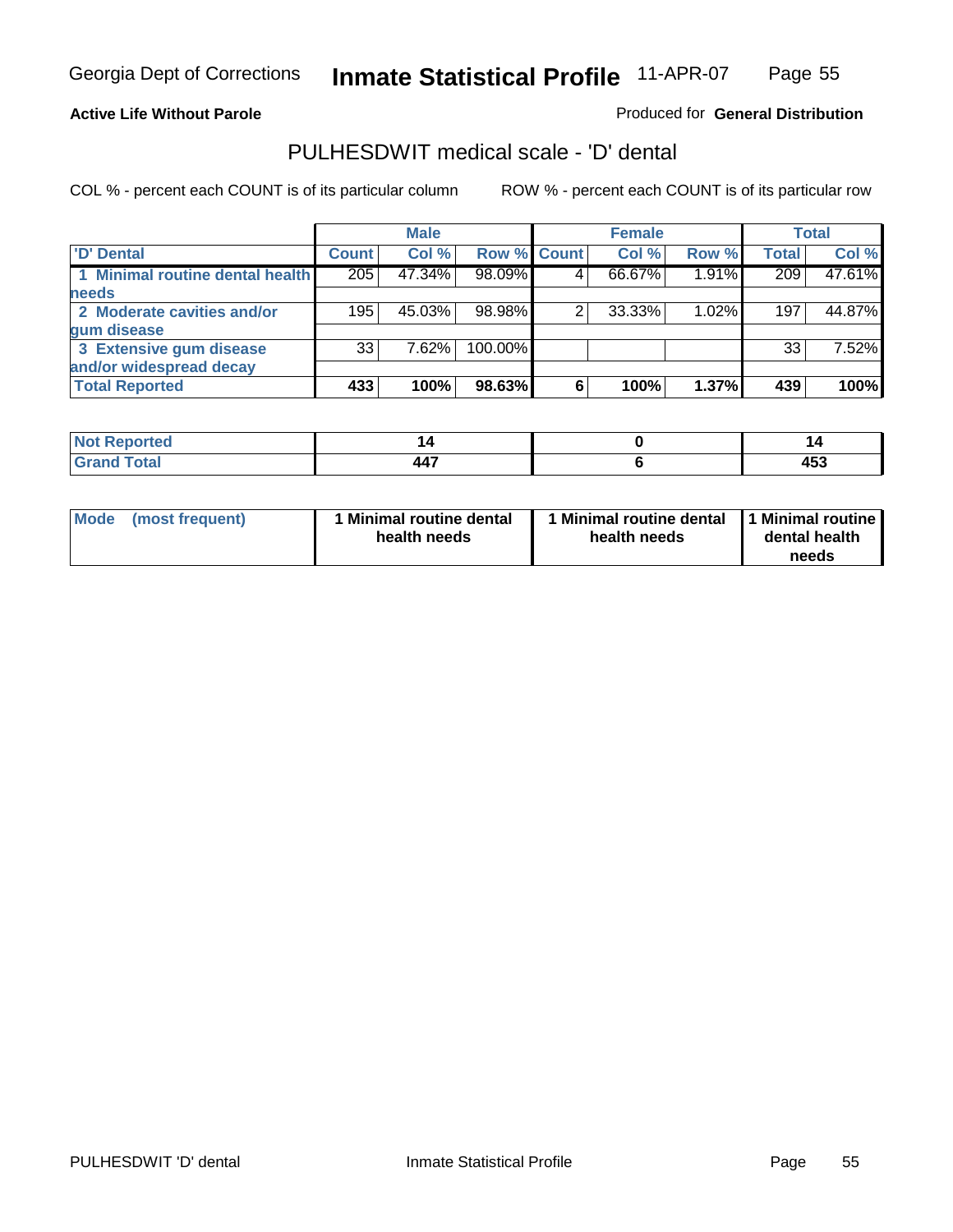**Active Life Without Parole**

Produced for **General Distribution**

## PULHESDWIT medical scale - 'D' dental

COL % - percent each COUNT is of its particular column

ROW % - percent each COUNT is of its particular row

| | Male | | | Female | | | Total | |
|---|---|---|---|---|---|---|---|---|
| **'D' Dental** | **Count** | **Col %** | **Row %** | **Count** | **Col %** | **Row %** | **Total** | **Col %** |
| **1 Minimal routine dental health needs** | 205 | 47.34% | 98.09% | 4 | 66.67% | 1.91% | 209 | 47.61% |
| **2 Moderate cavities and/or gum disease** | 195 | 45.03% | 98.98% | 2 | 33.33% | 1.02% | 197 | 44.87% |
| **3 Extensive gum disease and/or widespread decay** | 33 | 7.62% | 100.00% | | | | 33 | 7.52% |
| **Total Reported** | **433** | **100%** | **98.63%** | **6** | **100%** | **1.37%** | **439** | **100%** |

| | Male | Female | Total |
|---|---|---|---|
| **Not Reported** | **14** | **0** | **14** |
| **Grand Total** | **447** | **6** | **453** |

| | Male | Female | Total |
|---|---|---|---|
| **Mode (most frequent)** | **1 Minimal routine dental health needs** | **1 Minimal routine dental health needs** | **1 Minimal routine dental health needs** |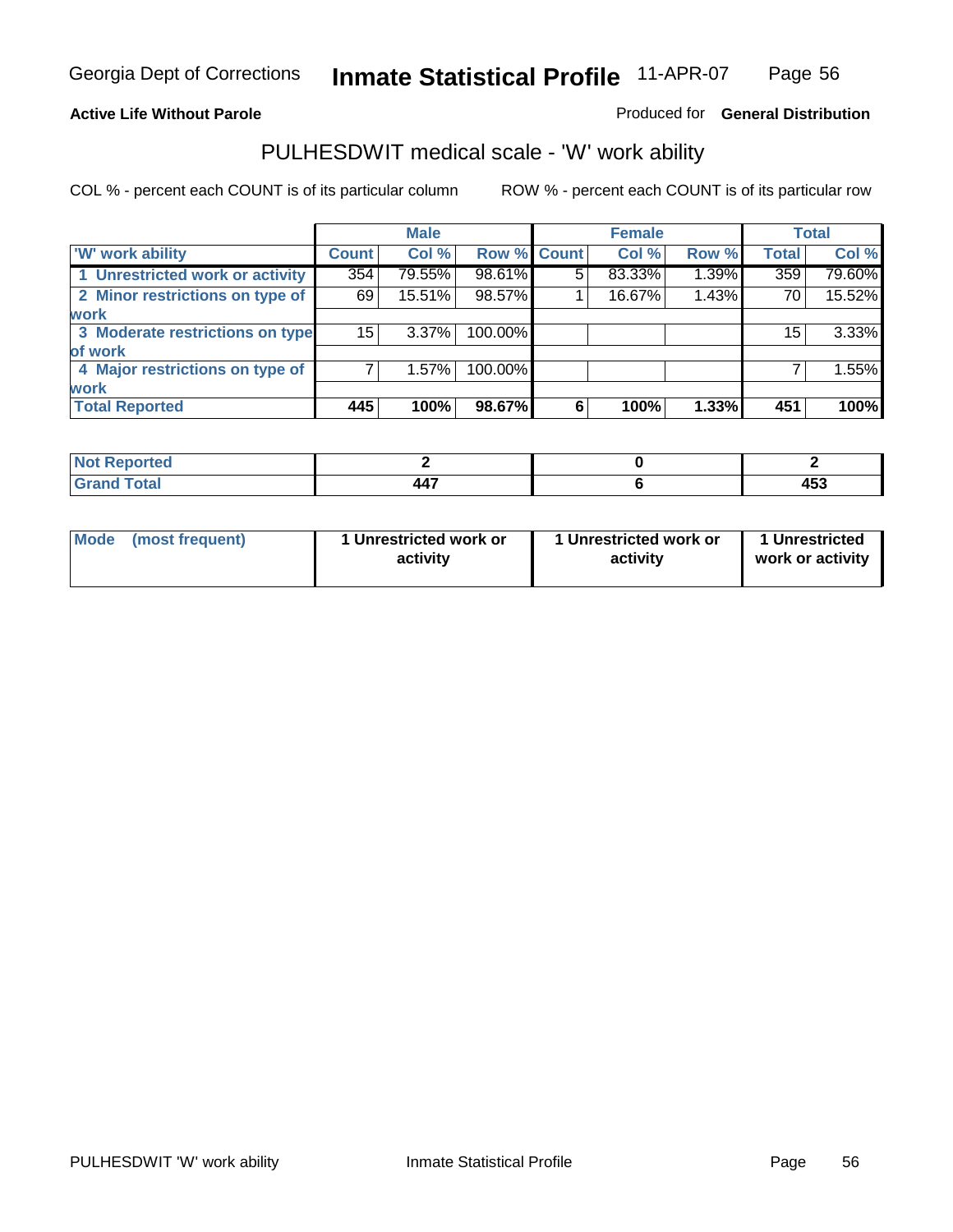Georgia Dept of Corrections **Inmate Statistical Profile** 11-APR-07

**Active Life Without Parole** Produced for **General Distribution**

## PULHESDWIT medical scale - 'W' work ability

COL % - percent each COUNT is of its particular column ROW % - percent each COUNT is of its particular row

| | Male | | | Female | | | Total | |
|---|---|---|---|---|---|---|---|---|
| 'W' work ability | Count | Col % | Row % | Count | Col % | Row % | Total | Col % |
| 1 Unrestricted work or activity | 354 | 79.55% | 98.61% | 5 | 83.33% | 1.39% | 359 | 79.60% |
| 2 Minor restrictions on type of work | 69 | 15.51% | 98.57% | 1 | 16.67% | 1.43% | 70 | 15.52% |
| 3 Moderate restrictions on type of work | 15 | 3.37% | 100.00% | | | | 15 | 3.33% |
| 4 Major restrictions on type of work | 7 | 1.57% | 100.00% | | | | 7 | 1.55% |
| **Total Reported** | **445** | **100%** | **98.67%** | **6** | **100%** | **1.33%** | **451** | **100%** |

| | Male | Female | Total |
|---|---|---|---|
| Not Reported | 2 | 0 | 2 |
| Grand Total | 447 | 6 | 453 |

| | Male | Female | Total |
|---|---|---|---|
| Mode (most frequent) | 1 Unrestricted work or activity | 1 Unrestricted work or activity | 1 Unrestricted work or activity |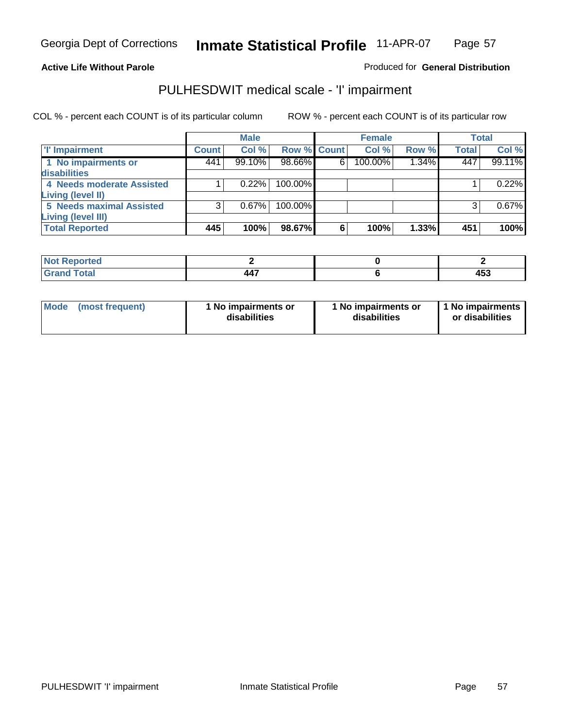**Active Life Without Parole**

Produced for **General Distribution**

## PULHESDWIT medical scale - 'I' impairment

COL % - percent each COUNT is of its particular column

ROW % - percent each COUNT is of its particular row

| | Male | | | Female | | | Total | |
|---|---|---|---|---|---|---|---|---|
| 'I' Impairment | Count | Col % | Row % | Count | Col % | Row % | Total | Col % |
| 1 No impairments or disabilities | 441 | 99.10% | 98.66% | 6 | 100.00% | 1.34% | 447 | 99.11% |
| 4 Needs moderate Assisted Living (level II) | 1 | 0.22% | 100.00% | | | | 1 | 0.22% |
| 5 Needs maximal Assisted Living (level III) | 3 | 0.67% | 100.00% | | | | 3 | 0.67% |
| **Total Reported** | **445** | **100%** | **98.67%** | **6** | **100%** | **1.33%** | **451** | **100%** |

| | Male | Female | Total |
|---|---|---|---|
| Not Reported | 2 | 0 | 2 |
| Grand Total | 447 | 6 | 453 |

| | Male | Female | Total |
|---|---|---|---|
| Mode (most frequent) | 1 No impairments or disabilities | 1 No impairments or disabilities | 1 No impairments or disabilities |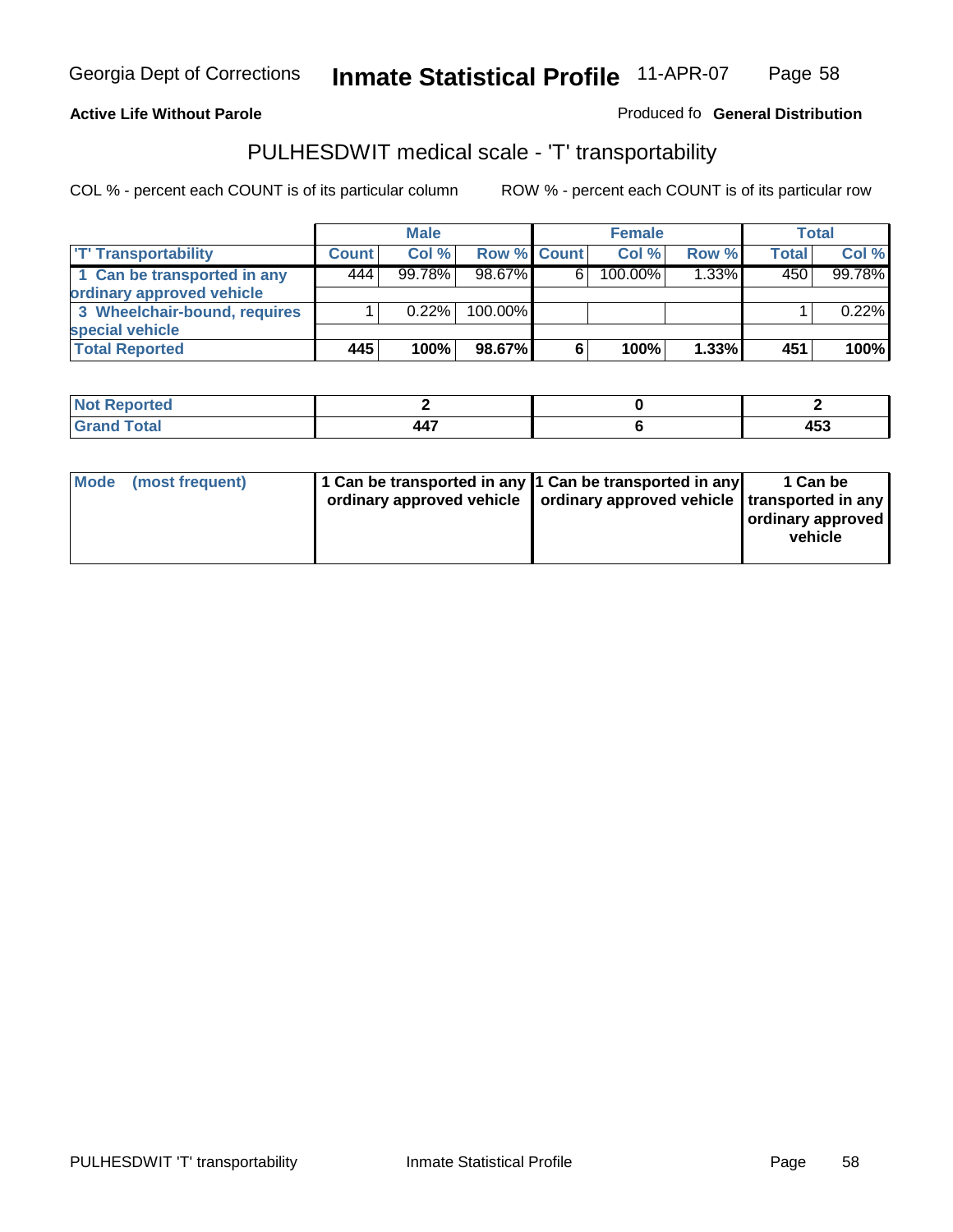Georgia Dept of Corrections **Inmate Statistical Profile** 11-APR-07

**Active Life Without Parole**

Produced fo **General Distribution**

## PULHESDWIT medical scale - 'T' transportability

COL % - percent each COUNT is of its particular column

ROW % - percent each COUNT is of its particular row

| | Male | | | Female | | | Total | |
|---|---|---|---|---|---|---|---|---|
| 'T' Transportability | Count | Col % | Row % | Count | Col % | Row % | Total | Col % |
| 1 Can be transported in any ordinary approved vehicle | 444 | 99.78% | 98.67% | 6 | 100.00% | 1.33% | 450 | 99.78% |
| 3 Wheelchair-bound, requires special vehicle | 1 | 0.22% | 100.00% | | | | 1 | 0.22% |
| **Total Reported** | **445** | **100%** | **98.67%** | **6** | **100%** | **1.33%** | **451** | **100%** |

| | Male | Female | Total |
|---|---|---|---|
| Not Reported | 2 | 0 | 2 |
| Grand Total | 447 | 6 | 453 |

| | Male | Female | Total |
|---|---|---|---|
| Mode (most frequent) | 1 Can be transported in any ordinary approved vehicle | 1 Can be transported in any ordinary approved vehicle | 1 Can be transported in any ordinary approved vehicle |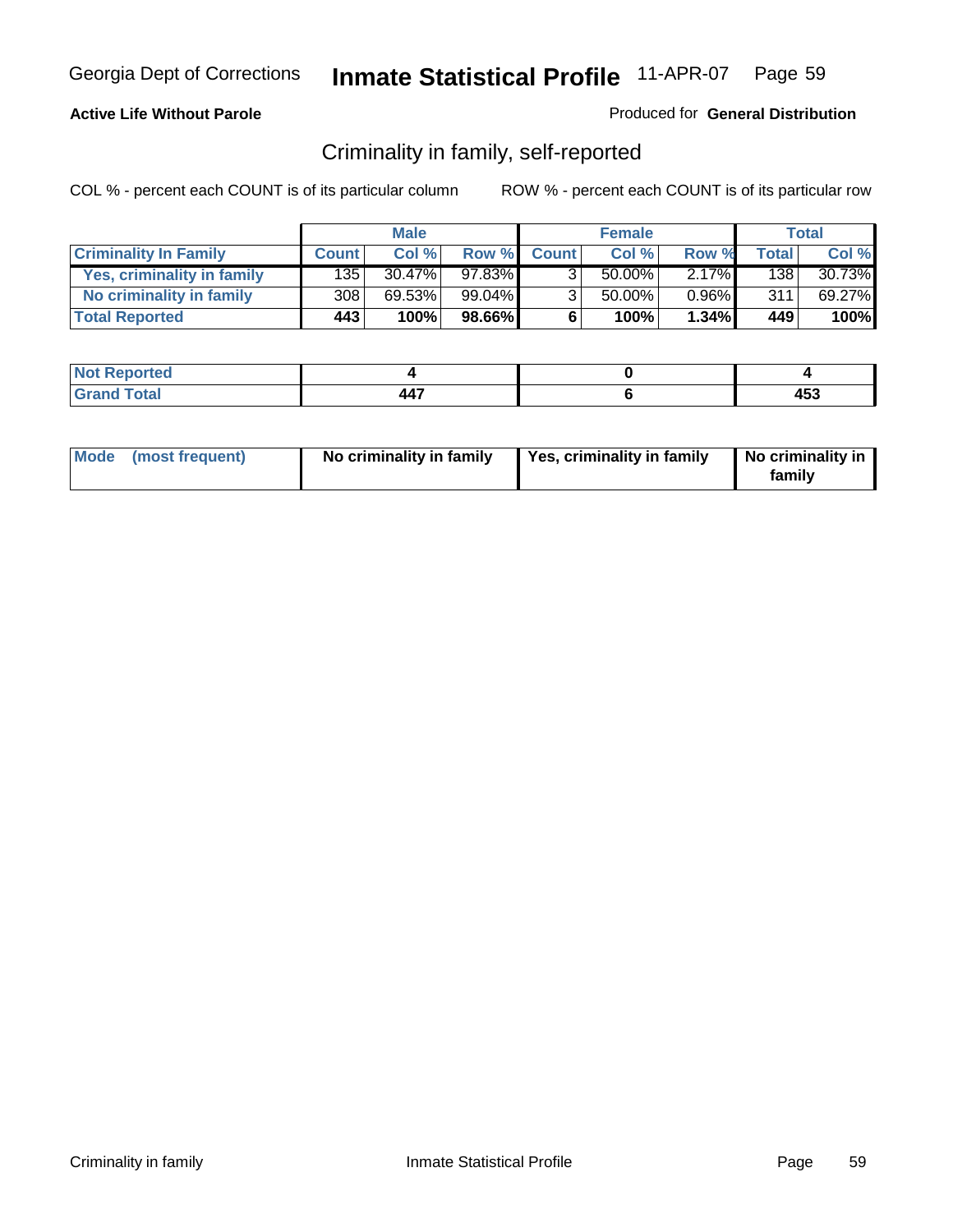**Active Life Without Parole**

Produced for **General Distribution**

## Criminality in family, self-reported

COL % - percent each COUNT is of its particular column

ROW % - percent each COUNT is of its particular row

| | Male | | | Female | | | Total | |
|---|---|---|---|---|---|---|---|---|
| **Criminality In Family** | **Count** | **Col %** | **Row %** | **Count** | **Col %** | **Row %** | **Total** | **Col %** |
| **Yes, criminality in family** | 135 | 30.47% | 97.83% | 3 | 50.00% | 2.17% | 138 | 30.73% |
| **No criminality in family** | 308 | 69.53% | 99.04% | 3 | 50.00% | 0.96% | 311 | 69.27% |
| **Total Reported** | **443** | **100%** | **98.66%** | **6** | **100%** | **1.34%** | **449** | **100%** |

| | Male | Female | Total |
|---|---|---|---|
| **Not Reported** | **4** | **0** | **4** |
| **Grand Total** | **447** | **6** | **453** |

| | Male | Female | Total |
|---|---|---|---|
| **Mode (most frequent)** | **No criminality in family** | **Yes, criminality in family** | **No criminality in family** |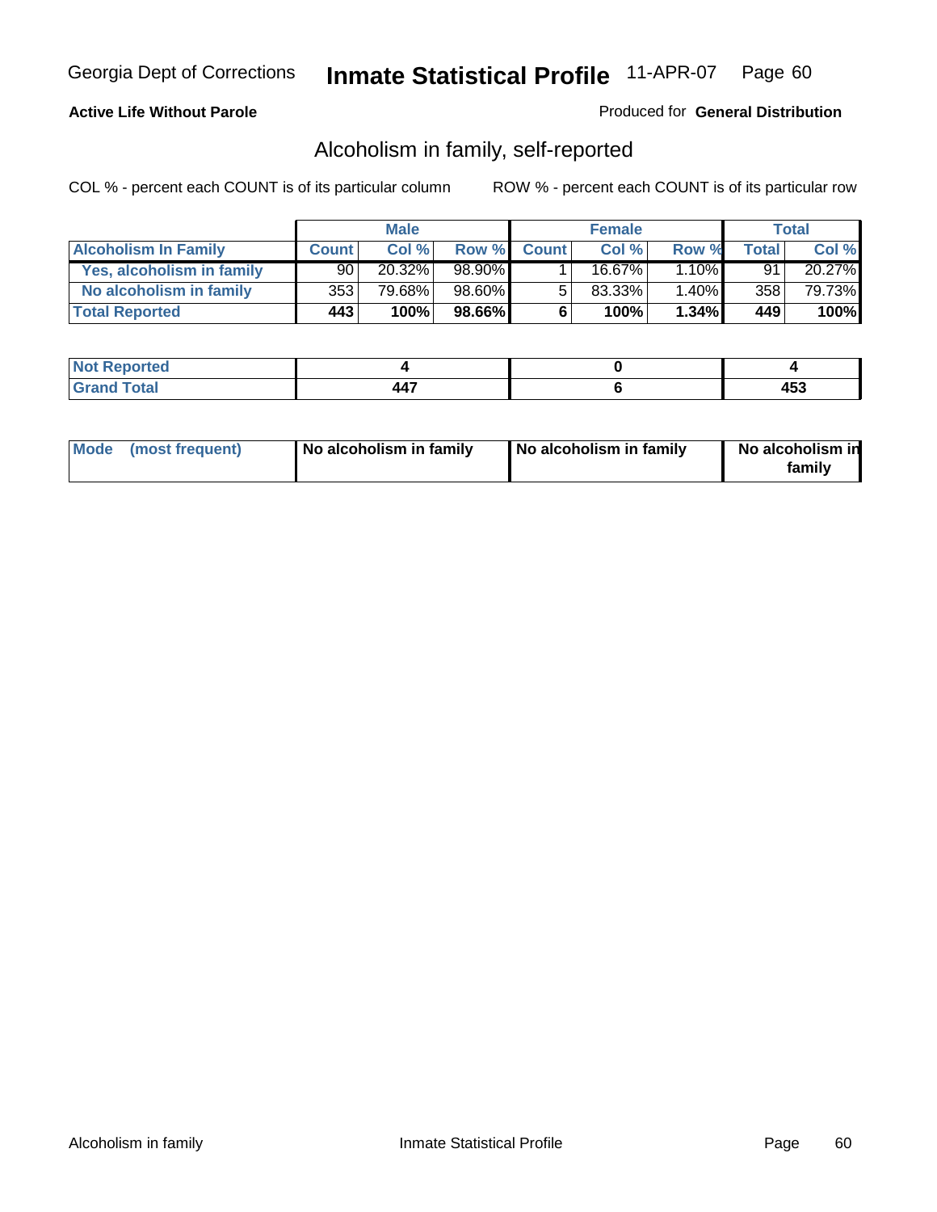Georgia Dept of Corrections **Inmate Statistical Profile** 11-APR-07

**Active Life Without Parole**

Produced for **General Distribution**

## Alcoholism in family, self-reported

COL % - percent each COUNT is of its particular column    ROW % - percent each COUNT is of its particular row

| | Male | | | Female | | | Total | |
|---|---|---|---|---|---|---|---|---|
| **Alcoholism In Family** | **Count** | **Col %** | **Row %** | **Count** | **Col %** | **Row %** | **Total** | **Col %** |
| **Yes, alcoholism in family** | 90 | 20.32% | 98.90% | 1 | 16.67% | 1.10% | 91 | 20.27% |
| **No alcoholism in family** | 353 | 79.68% | 98.60% | 5 | 83.33% | 1.40% | 358 | 79.73% |
| **Total Reported** | **443** | **100%** | **98.66%** | **6** | **100%** | **1.34%** | **449** | **100%** |

| | Male | Female | Total |
|---|---|---|---|
| **Not Reported** | **4** | **0** | **4** |
| **Grand Total** | **447** | **6** | **453** |

| | Male | Female | Total |
|---|---|---|---|
| **Mode (most frequent)** | **No alcoholism in family** | **No alcoholism in family** | **No alcoholism in family** |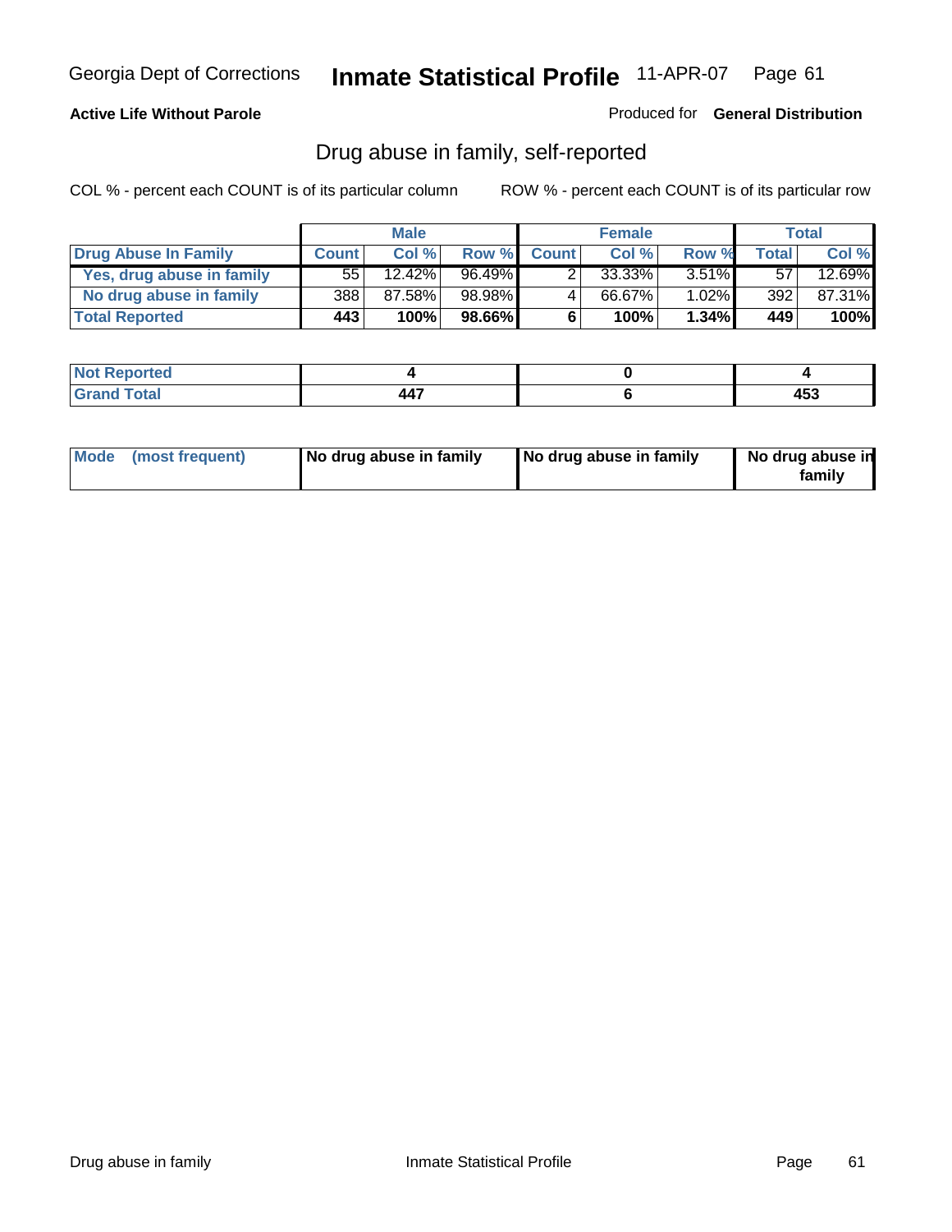**Active Life Without Parole**

Produced for **General Distribution**

## Drug abuse in family, self-reported

COL % - percent each COUNT is of its particular column

ROW % - percent each COUNT is of its particular row

| | Male | | | Female | | | Total | |
|---|---|---|---|---|---|---|---|---|
| **Drug Abuse In Family** | **Count** | **Col %** | **Row %** | **Count** | **Col %** | **Row %** | **Total** | **Col %** |
| **Yes, drug abuse in family** | 55 | 12.42% | 96.49% | 2 | 33.33% | 3.51% | 57 | 12.69% |
| **No drug abuse in family** | 388 | 87.58% | 98.98% | 4 | 66.67% | 1.02% | 392 | 87.31% |
| **Total Reported** | **443** | **100%** | **98.66%** | **6** | **100%** | **1.34%** | **449** | **100%** |

| | Male | Female | Total |
|---|---|---|---|
| **Not Reported** | **4** | **0** | **4** |
| **Grand Total** | **447** | **6** | **453** |

| | Male | Female | Total |
|---|---|---|---|
| **Mode (most frequent)** | **No drug abuse in family** | **No drug abuse in family** | **No drug abuse in family** |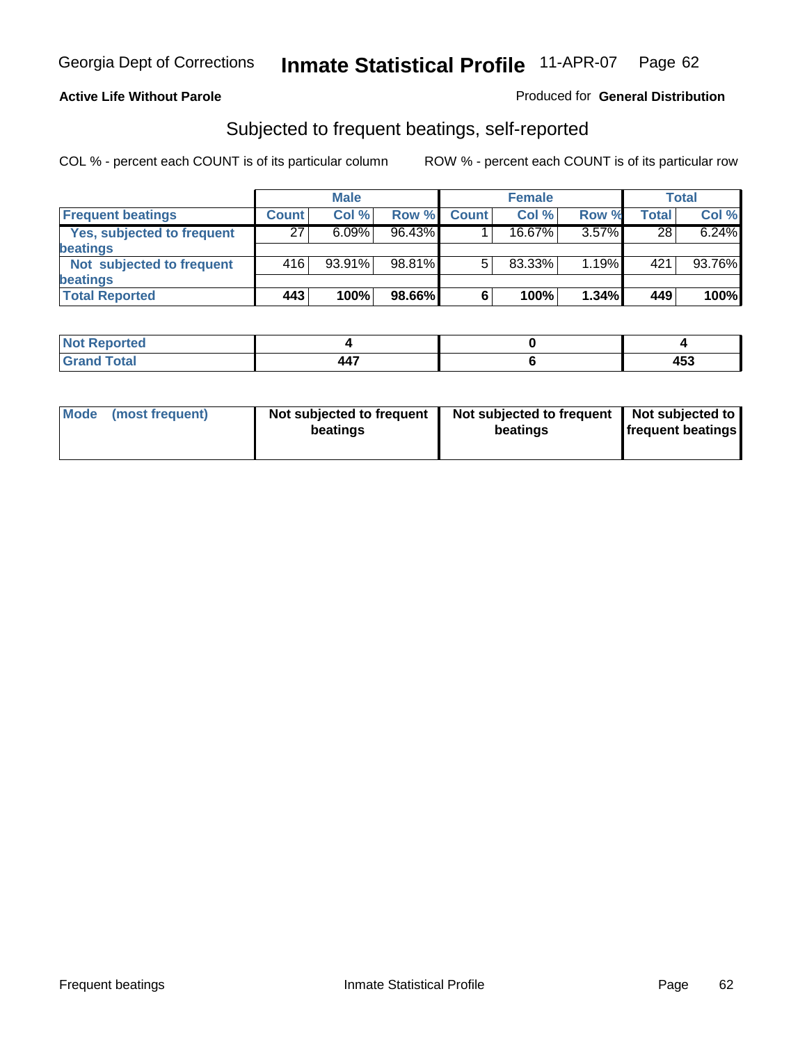**Active Life Without Parole**

Produced for **General Distribution**

## Subjected to frequent beatings, self-reported

COL % - percent each COUNT is of its particular column

ROW % - percent each COUNT is of its particular row

| | Male | | | Female | | | Total | |
|---|---|---|---|---|---|---|---|---|
| **Frequent beatings** | **Count** | **Col %** | **Row %** | **Count** | **Col %** | **Row %** | **Total** | **Col %** |
| **Yes, subjected to frequent beatings** | 27 | 6.09% | 96.43% | 1 | 16.67% | 3.57% | 28 | 6.24% |
| **Not subjected to frequent beatings** | 416 | 93.91% | 98.81% | 5 | 83.33% | 1.19% | 421 | 93.76% |
| **Total Reported** | **443** | **100%** | **98.66%** | **6** | **100%** | **1.34%** | **449** | **100%** |

| | Male | Female | Total |
|---|---|---|---|
| **Not Reported** | **4** | **0** | **4** |
| **Grand Total** | **447** | **6** | **453** |

| | Male | Female | Total |
|---|---|---|---|
| **Mode (most frequent)** | **Not subjected to frequent beatings** | **Not subjected to frequent beatings** | **Not subjected to frequent beatings** |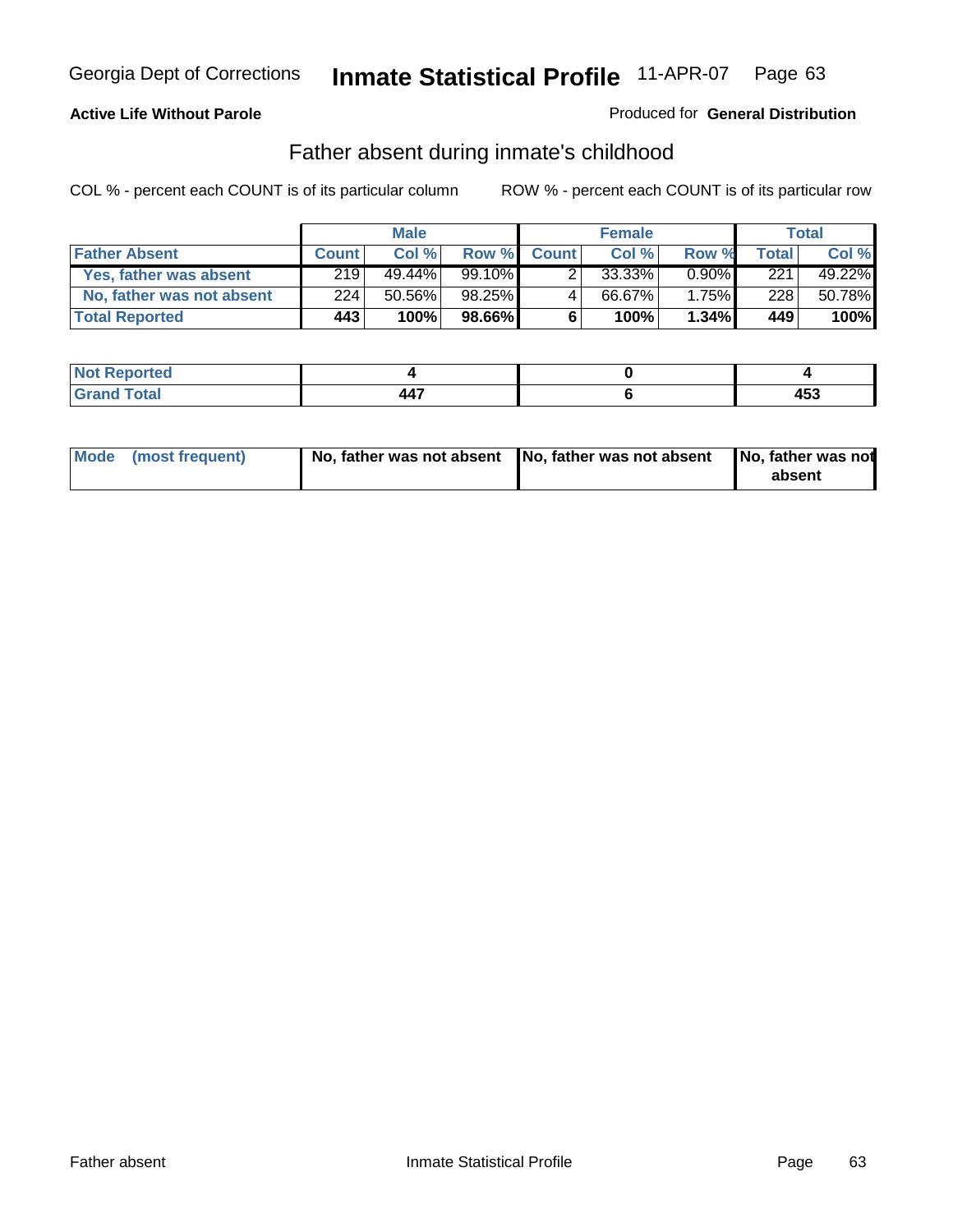Georgia Dept of Corrections **Inmate Statistical Profile** 11-APR-07 Page 63

**Active Life Without Parole**

Produced for **General Distribution**

## Father absent during inmate's childhood

COL % - percent each COUNT is of its particular column ROW % - percent each COUNT is of its particular row

| | Male | | | Female | | | Total | |
|---|---|---|---|---|---|---|---|---|
| **Father Absent** | **Count** | **Col %** | **Row %** | **Count** | **Col %** | **Row %** | **Total** | **Col %** |
| Yes, father was absent | 219 | 49.44% | 99.10% | 2 | 33.33% | 0.90% | 221 | 49.22% |
| No, father was not absent | 224 | 50.56% | 98.25% | 4 | 66.67% | 1.75% | 228 | 50.78% |
| **Total Reported** | **443** | **100%** | **98.66%** | **6** | **100%** | **1.34%** | **449** | **100%** |

| | Male | Female | Total |
|---|---|---|---|
| **Not Reported** | **4** | **0** | **4** |
| **Grand Total** | **447** | **6** | **453** |

| | Male | Female | Total |
|---|---|---|---|
| **Mode (most frequent)** | **No, father was not absent** | **No, father was not absent** | **No, father was not absent** |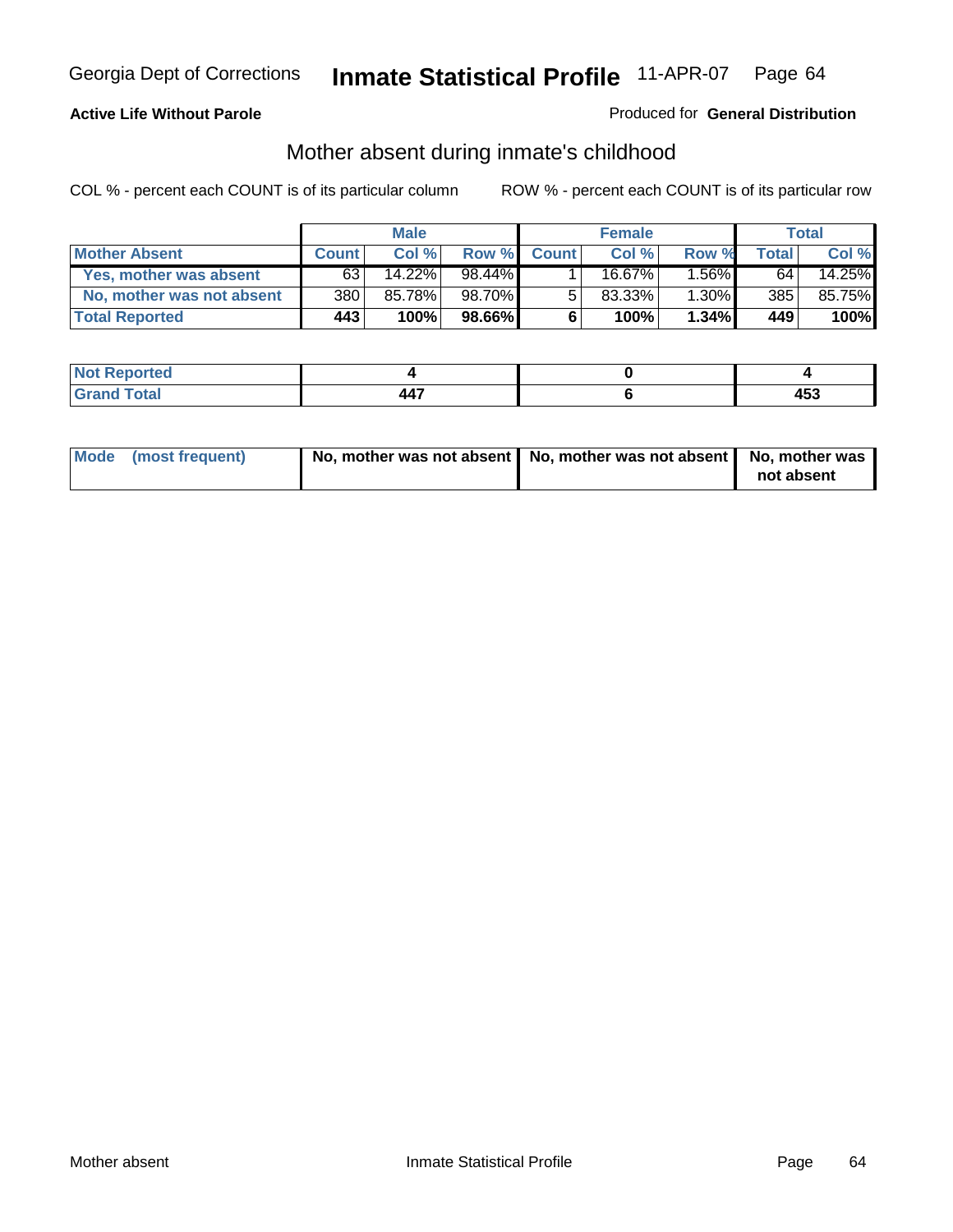**Active Life Without Parole**

Produced for **General Distribution**

## Mother absent during inmate's childhood

COL % - percent each COUNT is of its particular column

ROW % - percent each COUNT is of its particular row

| | Male | | | Female | | | Total | |
|---|---|---|---|---|---|---|---|---|
| **Mother Absent** | **Count** | **Col %** | **Row %** | **Count** | **Col %** | **Row %** | **Total** | **Col %** |
| **Yes, mother was absent** | 63 | 14.22% | 98.44% | 1 | 16.67% | 1.56% | 64 | 14.25% |
| **No, mother was not absent** | 380 | 85.78% | 98.70% | 5 | 83.33% | 1.30% | 385 | 85.75% |
| **Total Reported** | **443** | **100%** | **98.66%** | **6** | **100%** | **1.34%** | **449** | **100%** |

| | Male | Female | Total |
|---|---|---|---|
| **Not Reported** | **4** | **0** | **4** |
| **Grand Total** | **447** | **6** | **453** |

| | Male | Female | Total |
|---|---|---|---|
| **Mode (most frequent)** | **No, mother was not absent** | **No, mother was not absent** | **No, mother was not absent** |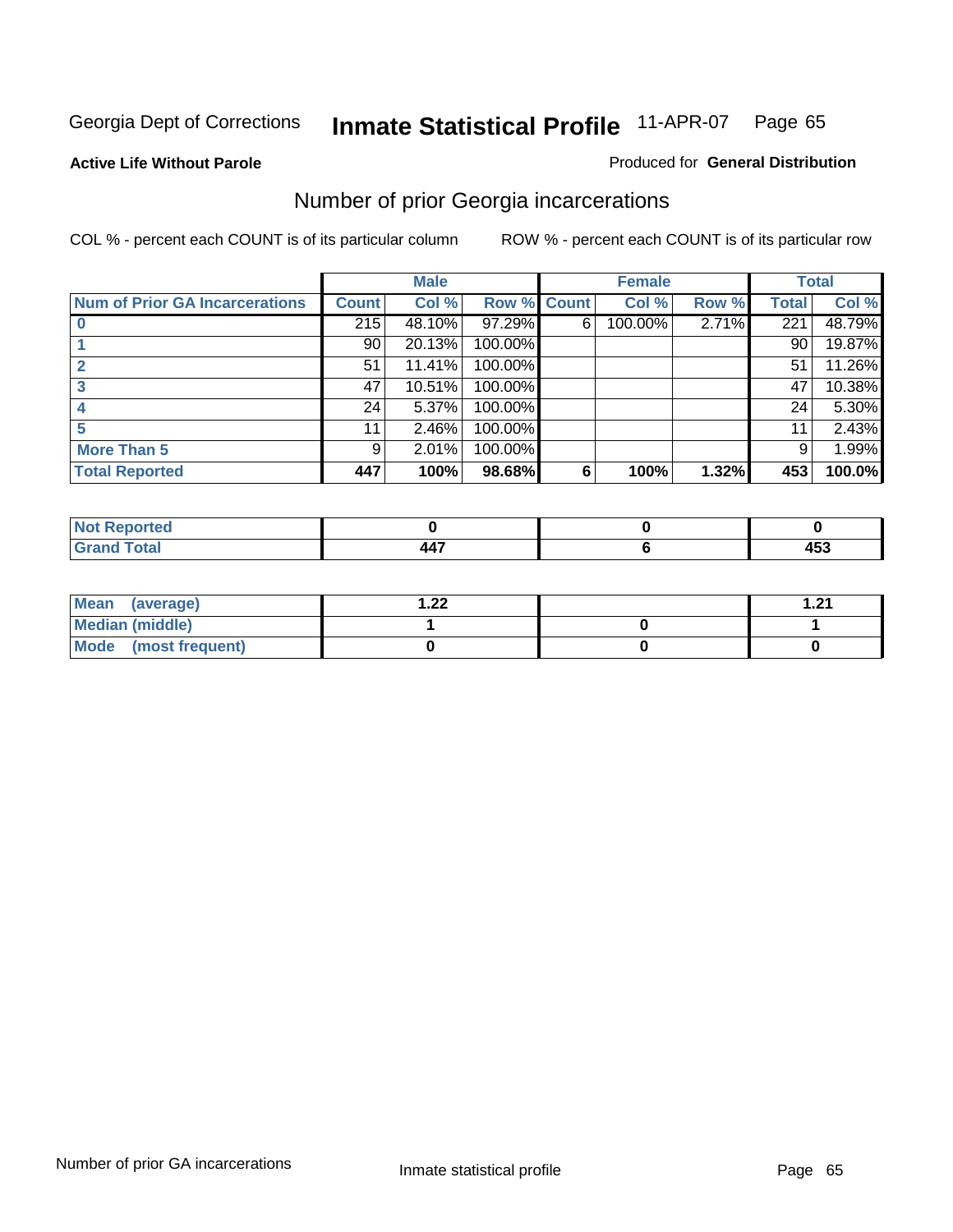Georgia Dept of Corrections **Inmate Statistical Profile** 11-APR-07

**Active Life Without Parole**

Produced for **General Distribution**

## Number of prior Georgia incarcerations

COL % - percent each COUNT is of its particular column

ROW % - percent each COUNT is of its particular row

| | Male | | | Female | | | Total | |
|---|---|---|---|---|---|---|---|---|
| **Num of Prior GA Incarcerations** | **Count** | **Col %** | **Row %** | **Count** | **Col %** | **Row %** | **Total** | **Col %** |
| **0** | 215 | 48.10% | 97.29% | 6 | 100.00% | 2.71% | 221 | 48.79% |
| **1** | 90 | 20.13% | 100.00% | | | | 90 | 19.87% |
| **2** | 51 | 11.41% | 100.00% | | | | 51 | 11.26% |
| **3** | 47 | 10.51% | 100.00% | | | | 47 | 10.38% |
| **4** | 24 | 5.37% | 100.00% | | | | 24 | 5.30% |
| **5** | 11 | 2.46% | 100.00% | | | | 11 | 2.43% |
| **More Than 5** | 9 | 2.01% | 100.00% | | | | 9 | 1.99% |
| **Total Reported** | **447** | **100%** | **98.68%** | **6** | **100%** | **1.32%** | **453** | **100.0%** |

| | Male | Female | Total |
|---|---|---|---|
| **Not Reported** | **0** | **0** | **0** |
| **Grand Total** | **447** | **6** | **453** |

| | Male | Female | Total |
|---|---|---|---|
| **Mean (average)** | **1.22** | | **1.21** |
| **Median (middle)** | **1** | **0** | **1** |
| **Mode (most frequent)** | **0** | **0** | **0** |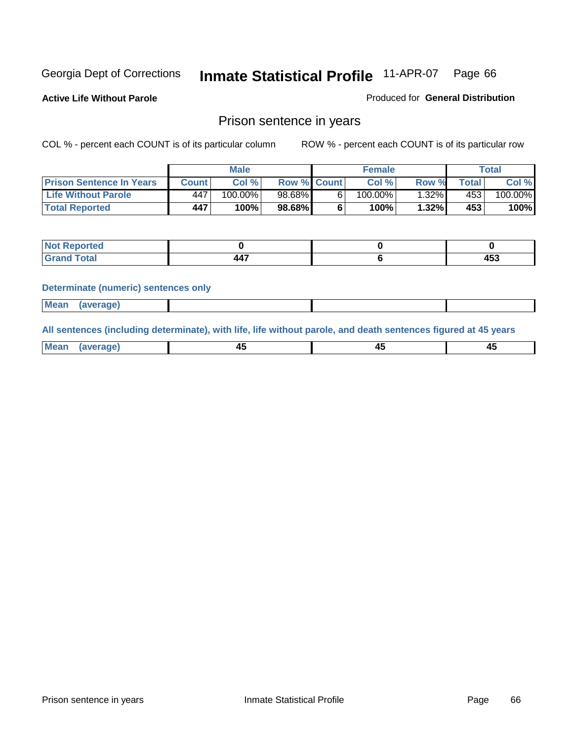Georgia Dept of Corrections **Inmate Statistical Profile** 11-APR-07 Page 66

**Active Life Without Parole**

Produced for **General Distribution**

## Prison sentence in years

COL % - percent each COUNT is of its particular column

ROW % - percent each COUNT is of its particular row

| | Male | | | Female | | | Total | |
|---|---|---|---|---|---|---|---|---|
| Prison Sentence In Years | Count | Col % | Row % | Count | Col % | Row % | Total | Col % |
| Life Without Parole | 447 | 100.00% | 98.68% | 6 | 100.00% | 1.32% | 453 | 100.00% |
| **Total Reported** | **447** | **100%** | **98.68%** | **6** | **100%** | **1.32%** | **453** | **100%** |

| | Male | Female | Total |
|---|---|---|---|
| Not Reported | **0** | **0** | **0** |
| Grand Total | **447** | **6** | **453** |

**Determinate (numeric) sentences only**

| | | | |
|---|---|---|---|
| Mean (average) | | | |

**All sentences (including determinate), with life, life without parole, and death sentences figured at 45 years**

| | | | |
|---|---|---|---|
| Mean (average) | **45** | **45** | **45** |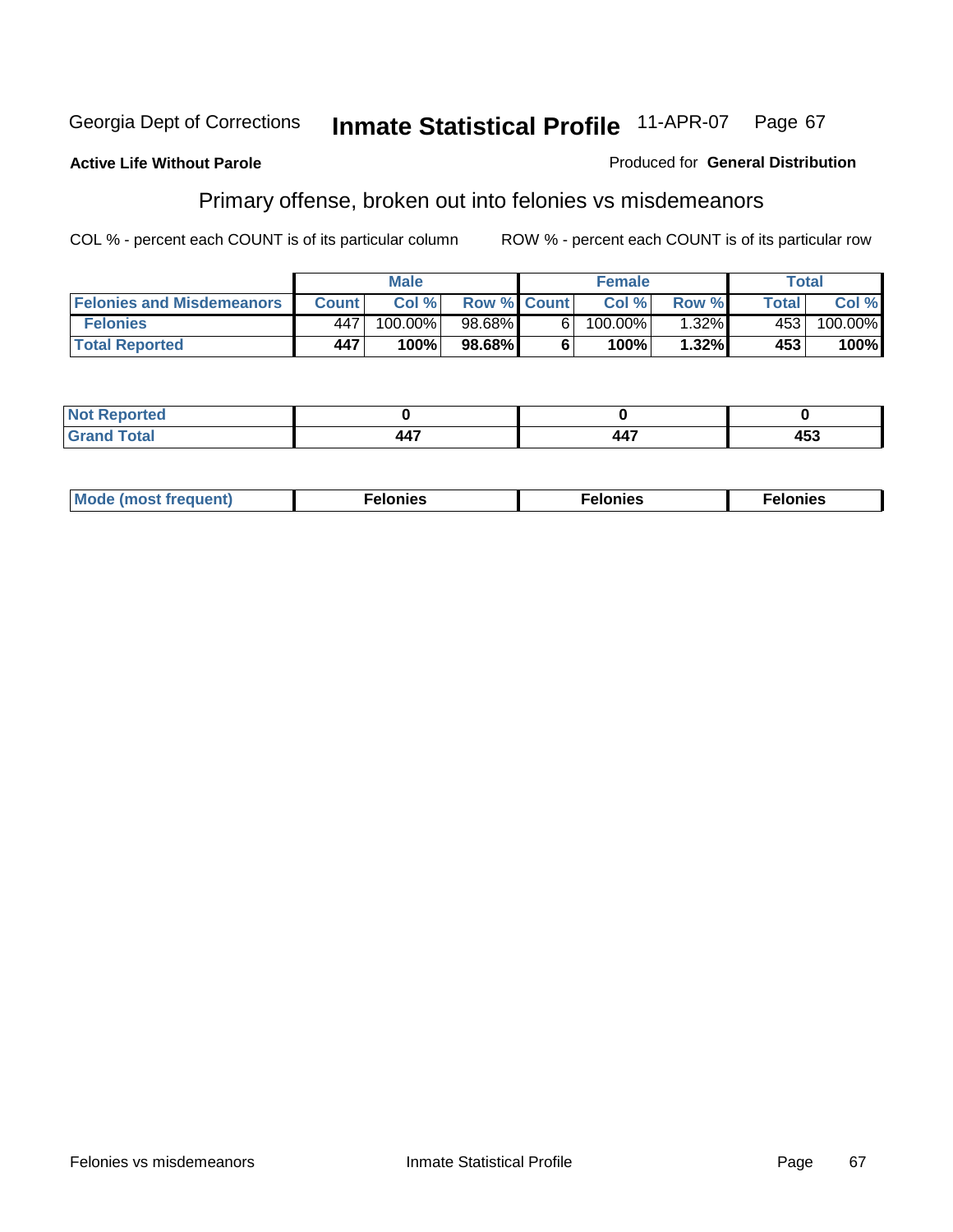Georgia Dept of Corrections **Inmate Statistical Profile** 11-APR-07

**Active Life Without Parole**

Produced for **General Distribution**

## Primary offense, broken out into felonies vs misdemeanors

COL % - percent each COUNT is of its particular column

ROW % - percent each COUNT is of its particular row

| | Male | | | Female | | | Total | |
|---|---|---|---|---|---|---|---|---|
| **Felonies and Misdemeanors** | **Count** | **Col %** | **Row %** | **Count** | **Col %** | **Row %** | **Total** | **Col %** |
| **Felonies** | 447 | 100.00% | 98.68% | 6 | 100.00% | 1.32% | 453 | 100.00% |
| **Total Reported** | **447** | **100%** | **98.68%** | **6** | **100%** | **1.32%** | **453** | **100%** |

| | Male | Female | Total |
|---|---|---|---|
| **Not Reported** | **0** | **0** | **0** |
| **Grand Total** | **447** | **447** | **453** |

| | Male | Female | Total |
|---|---|---|---|
| **Mode (most frequent)** | **Felonies** | **Felonies** | **Felonies** |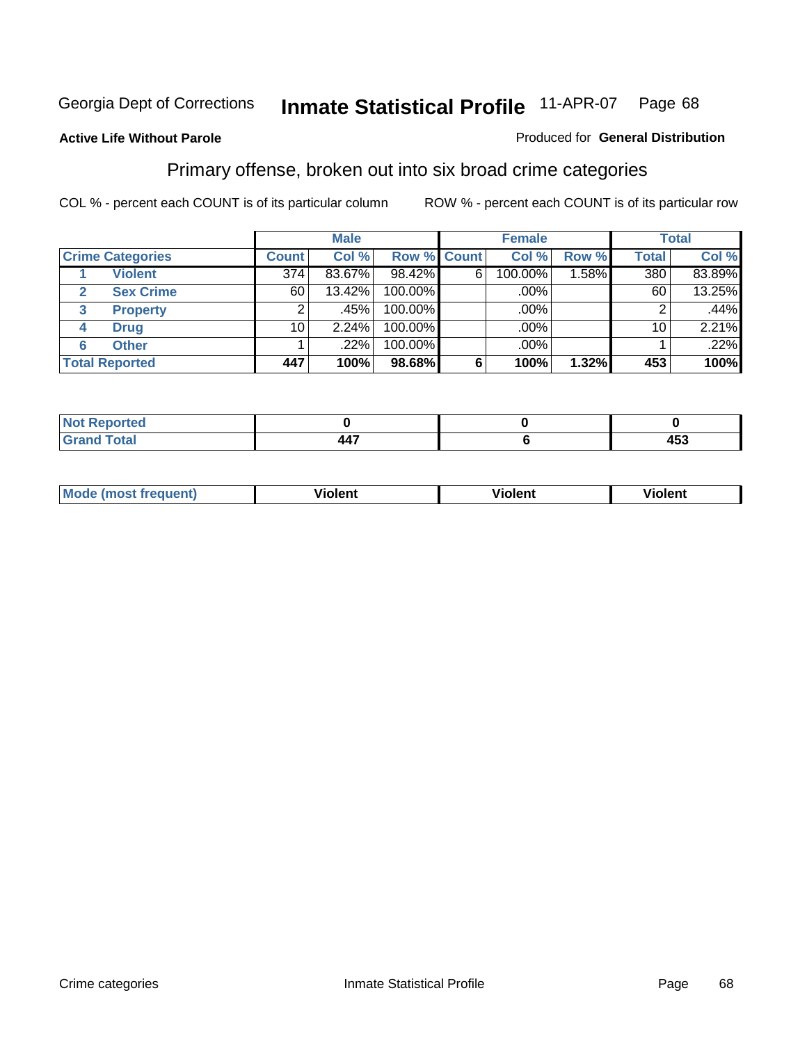Georgia Dept of Corrections **Inmate Statistical Profile** 11-APR-07 Page 68

**Active Life Without Parole**

Produced for **General Distribution**

## Primary offense, broken out into six broad crime categories

COL % - percent each COUNT is of its particular column

ROW % - percent each COUNT is of its particular row

| | | Male | | | Female | | | Total | |
|---|---|---|---|---|---|---|---|---|---|
| **Crime Categories** | | **Count** | **Col %** | **Row %** | **Count** | **Col %** | **Row %** | **Total** | **Col %** |
| 1 | **Violent** | 374 | 83.67% | 98.42% | 6 | 100.00% | 1.58% | 380 | 83.89% |
| 2 | **Sex Crime** | 60 | 13.42% | 100.00% | | .00% | | 60 | 13.25% |
| 3 | **Property** | 2 | .45% | 100.00% | | .00% | | 2 | .44% |
| 4 | **Drug** | 10 | 2.24% | 100.00% | | .00% | | 10 | 2.21% |
| 6 | **Other** | 1 | .22% | 100.00% | | .00% | | 1 | .22% |
| **Total Reported** | | **447** | **100%** | **98.68%** | **6** | **100%** | **1.32%** | **453** | **100%** |

| | Male | Female | Total |
|---|---|---|---|
| **Not Reported** | **0** | **0** | **0** |
| **Grand Total** | **447** | **6** | **453** |

| | Male | Female | Total |
|---|---|---|---|
| **Mode (most frequent)** | **Violent** | **Violent** | **Violent** |

Crime categories Inmate Statistical Profile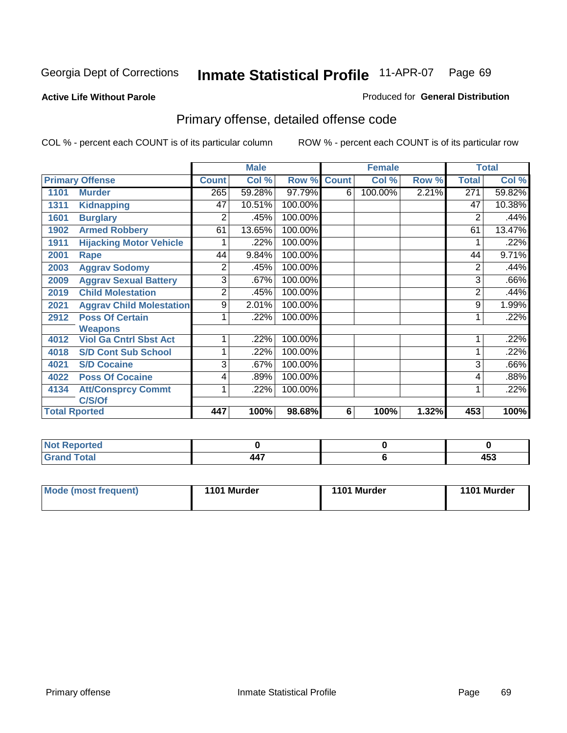Georgia Dept of Corrections **Inmate Statistical Profile** 11-APR-07

**Active Life Without Parole**

Produced for **General Distribution**

## Primary offense, detailed offense code

COL % - percent each COUNT is of its particular column

ROW % - percent each COUNT is of its particular row

| Primary Offense | | Male | | | Female | | | Total | |
|---|---|---|---|---|---|---|---|---|---|
| | | Count | Col % | Row % | Count | Col % | Row % | Total | Col % |
| 1101 | Murder | 265 | 59.28% | 97.79% | 6 | 100.00% | 2.21% | 271 | 59.82% |
| 1311 | Kidnapping | 47 | 10.51% | 100.00% | | | | 47 | 10.38% |
| 1601 | Burglary | 2 | .45% | 100.00% | | | | 2 | .44% |
| 1902 | Armed Robbery | 61 | 13.65% | 100.00% | | | | 61 | 13.47% |
| 1911 | Hijacking Motor Vehicle | 1 | .22% | 100.00% | | | | 1 | .22% |
| 2001 | Rape | 44 | 9.84% | 100.00% | | | | 44 | 9.71% |
| 2003 | Aggrav Sodomy | 2 | .45% | 100.00% | | | | 2 | .44% |
| 2009 | Aggrav Sexual Battery | 3 | .67% | 100.00% | | | | 3 | .66% |
| 2019 | Child Molestation | 2 | .45% | 100.00% | | | | 2 | .44% |
| 2021 | Aggrav Child Molestation | 9 | 2.01% | 100.00% | | | | 9 | 1.99% |
| 2912 | Poss Of Certain Weapons | 1 | .22% | 100.00% | | | | 1 | .22% |
| 4012 | Viol Ga Cntrl Sbst Act | 1 | .22% | 100.00% | | | | 1 | .22% |
| 4018 | S/D Cont Sub School | 1 | .22% | 100.00% | | | | 1 | .22% |
| 4021 | S/D Cocaine | 3 | .67% | 100.00% | | | | 3 | .66% |
| 4022 | Poss Of Cocaine | 4 | .89% | 100.00% | | | | 4 | .88% |
| 4134 | Att/Consprcy Commt C/S/Of | 1 | .22% | 100.00% | | | | 1 | .22% |
| **Total Rported** | | **447** | **100%** | **98.68%** | **6** | **100%** | **1.32%** | **453** | **100%** |

| | Male | Female | Total |
|---|---|---|---|
| Not Reported | 0 | 0 | 0 |
| Grand Total | 447 | 6 | 453 |

| | Male | Female | Total |
|---|---|---|---|
| Mode (most frequent) | 1101 Murder | 1101 Murder | 1101 Murder |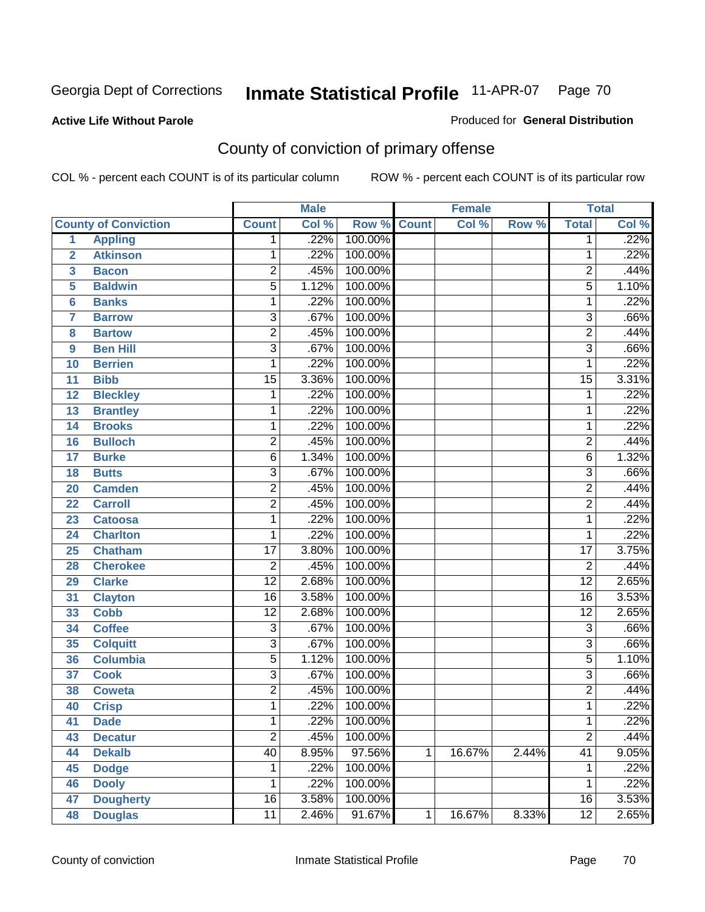Georgia Dept of Corrections **Inmate Statistical Profile** 11-APR-07

**Active Life Without Parole**

Produced for **General Distribution**

## County of conviction of primary offense

COL % - percent each COUNT is of its particular column

ROW % - percent each COUNT is of its particular row

| County of Conviction | | Male | | | Female | | | Total | |
|---|---|---|---|---|---|---|---|---|---|
| | | Count | Col % | Row % | Count | Col % | Row % | Total | Col % |
| 1 | Appling | 1 | .22% | 100.00% | | | | 1 | .22% |
| 2 | Atkinson | 1 | .22% | 100.00% | | | | 1 | .22% |
| 3 | Bacon | 2 | .45% | 100.00% | | | | 2 | .44% |
| 5 | Baldwin | 5 | 1.12% | 100.00% | | | | 5 | 1.10% |
| 6 | Banks | 1 | .22% | 100.00% | | | | 1 | .22% |
| 7 | Barrow | 3 | .67% | 100.00% | | | | 3 | .66% |
| 8 | Bartow | 2 | .45% | 100.00% | | | | 2 | .44% |
| 9 | Ben Hill | 3 | .67% | 100.00% | | | | 3 | .66% |
| 10 | Berrien | 1 | .22% | 100.00% | | | | 1 | .22% |
| 11 | Bibb | 15 | 3.36% | 100.00% | | | | 15 | 3.31% |
| 12 | Bleckley | 1 | .22% | 100.00% | | | | 1 | .22% |
| 13 | Brantley | 1 | .22% | 100.00% | | | | 1 | .22% |
| 14 | Brooks | 1 | .22% | 100.00% | | | | 1 | .22% |
| 16 | Bulloch | 2 | .45% | 100.00% | | | | 2 | .44% |
| 17 | Burke | 6 | 1.34% | 100.00% | | | | 6 | 1.32% |
| 18 | Butts | 3 | .67% | 100.00% | | | | 3 | .66% |
| 20 | Camden | 2 | .45% | 100.00% | | | | 2 | .44% |
| 22 | Carroll | 2 | .45% | 100.00% | | | | 2 | .44% |
| 23 | Catoosa | 1 | .22% | 100.00% | | | | 1 | .22% |
| 24 | Charlton | 1 | .22% | 100.00% | | | | 1 | .22% |
| 25 | Chatham | 17 | 3.80% | 100.00% | | | | 17 | 3.75% |
| 28 | Cherokee | 2 | .45% | 100.00% | | | | 2 | .44% |
| 29 | Clarke | 12 | 2.68% | 100.00% | | | | 12 | 2.65% |
| 31 | Clayton | 16 | 3.58% | 100.00% | | | | 16 | 3.53% |
| 33 | Cobb | 12 | 2.68% | 100.00% | | | | 12 | 2.65% |
| 34 | Coffee | 3 | .67% | 100.00% | | | | 3 | .66% |
| 35 | Colquitt | 3 | .67% | 100.00% | | | | 3 | .66% |
| 36 | Columbia | 5 | 1.12% | 100.00% | | | | 5 | 1.10% |
| 37 | Cook | 3 | .67% | 100.00% | | | | 3 | .66% |
| 38 | Coweta | 2 | .45% | 100.00% | | | | 2 | .44% |
| 40 | Crisp | 1 | .22% | 100.00% | | | | 1 | .22% |
| 41 | Dade | 1 | .22% | 100.00% | | | | 1 | .22% |
| 43 | Decatur | 2 | .45% | 100.00% | | | | 2 | .44% |
| 44 | Dekalb | 40 | 8.95% | 97.56% | 1 | 16.67% | 2.44% | 41 | 9.05% |
| 45 | Dodge | 1 | .22% | 100.00% | | | | 1 | .22% |
| 46 | Dooly | 1 | .22% | 100.00% | | | | 1 | .22% |
| 47 | Dougherty | 16 | 3.58% | 100.00% | | | | 16 | 3.53% |
| 48 | Douglas | 11 | 2.46% | 91.67% | 1 | 16.67% | 8.33% | 12 | 2.65% |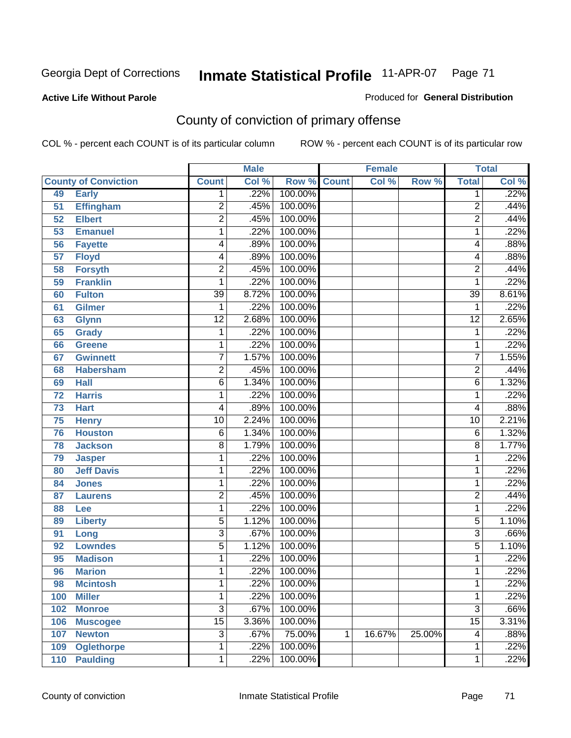## Active Life Without Parole

Produced for **General Distribution**

# County of conviction of primary offense

COL % - percent each COUNT is of its particular column ROW % - percent each COUNT is of its particular row

| County of Conviction | | Male | | | Female | | | Total | |
|---|---|---|---|---|---|---|---|---|---|
| | | Count | Col % | Row % | Count | Col % | Row % | Total | Col % |
| 49 | Early | 1 | .22% | 100.00% | | | | 1 | .22% |
| 51 | Effingham | 2 | .45% | 100.00% | | | | 2 | .44% |
| 52 | Elbert | 2 | .45% | 100.00% | | | | 2 | .44% |
| 53 | Emanuel | 1 | .22% | 100.00% | | | | 1 | .22% |
| 56 | Fayette | 4 | .89% | 100.00% | | | | 4 | .88% |
| 57 | Floyd | 4 | .89% | 100.00% | | | | 4 | .88% |
| 58 | Forsyth | 2 | .45% | 100.00% | | | | 2 | .44% |
| 59 | Franklin | 1 | .22% | 100.00% | | | | 1 | .22% |
| 60 | Fulton | 39 | 8.72% | 100.00% | | | | 39 | 8.61% |
| 61 | Gilmer | 1 | .22% | 100.00% | | | | 1 | .22% |
| 63 | Glynn | 12 | 2.68% | 100.00% | | | | 12 | 2.65% |
| 65 | Grady | 1 | .22% | 100.00% | | | | 1 | .22% |
| 66 | Greene | 1 | .22% | 100.00% | | | | 1 | .22% |
| 67 | Gwinnett | 7 | 1.57% | 100.00% | | | | 7 | 1.55% |
| 68 | Habersham | 2 | .45% | 100.00% | | | | 2 | .44% |
| 69 | Hall | 6 | 1.34% | 100.00% | | | | 6 | 1.32% |
| 72 | Harris | 1 | .22% | 100.00% | | | | 1 | .22% |
| 73 | Hart | 4 | .89% | 100.00% | | | | 4 | .88% |
| 75 | Henry | 10 | 2.24% | 100.00% | | | | 10 | 2.21% |
| 76 | Houston | 6 | 1.34% | 100.00% | | | | 6 | 1.32% |
| 78 | Jackson | 8 | 1.79% | 100.00% | | | | 8 | 1.77% |
| 79 | Jasper | 1 | .22% | 100.00% | | | | 1 | .22% |
| 80 | Jeff Davis | 1 | .22% | 100.00% | | | | 1 | .22% |
| 84 | Jones | 1 | .22% | 100.00% | | | | 1 | .22% |
| 87 | Laurens | 2 | .45% | 100.00% | | | | 2 | .44% |
| 88 | Lee | 1 | .22% | 100.00% | | | | 1 | .22% |
| 89 | Liberty | 5 | 1.12% | 100.00% | | | | 5 | 1.10% |
| 91 | Long | 3 | .67% | 100.00% | | | | 3 | .66% |
| 92 | Lowndes | 5 | 1.12% | 100.00% | | | | 5 | 1.10% |
| 95 | Madison | 1 | .22% | 100.00% | | | | 1 | .22% |
| 96 | Marion | 1 | .22% | 100.00% | | | | 1 | .22% |
| 98 | Mcintosh | 1 | .22% | 100.00% | | | | 1 | .22% |
| 100 | Miller | 1 | .22% | 100.00% | | | | 1 | .22% |
| 102 | Monroe | 3 | .67% | 100.00% | | | | 3 | .66% |
| 106 | Muscogee | 15 | 3.36% | 100.00% | | | | 15 | 3.31% |
| 107 | Newton | 3 | .67% | 75.00% | 1 | 16.67% | 25.00% | 4 | .88% |
| 109 | Oglethorpe | 1 | .22% | 100.00% | | | | 1 | .22% |
| 110 | Paulding | 1 | .22% | 100.00% | | | | 1 | .22% |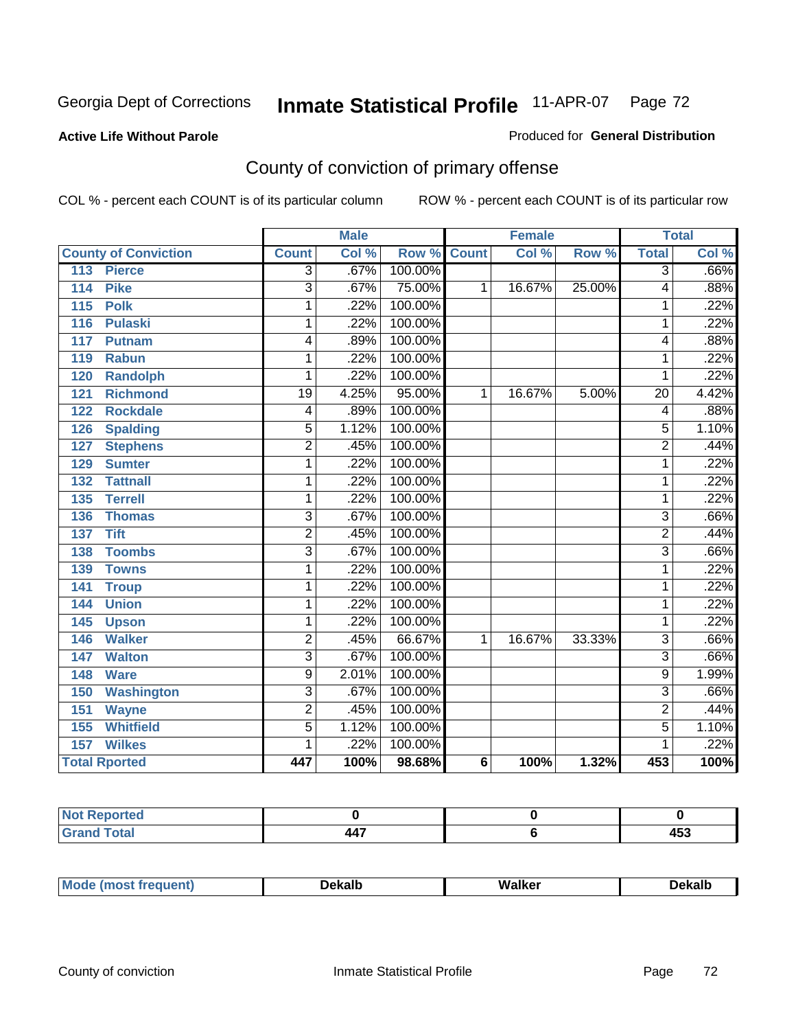Georgia Dept of Corrections **Inmate Statistical Profile** 11-APR-07

**Active Life Without Parole**

Produced for **General Distribution**

## County of conviction of primary offense

COL % - percent each COUNT is of its particular column ROW % - percent each COUNT is of its particular row

| County of Conviction | Male | | | Female | | | Total | |
|---|---|---|---|---|---|---|---|---|
| | Count | Col % | Row % | Count | Col % | Row % | Total | Col % |
| 113 Pierce | 3 | .67% | 100.00% | | | | 3 | .66% |
| 114 Pike | 3 | .67% | 75.00% | 1 | 16.67% | 25.00% | 4 | .88% |
| 115 Polk | 1 | .22% | 100.00% | | | | 1 | .22% |
| 116 Pulaski | 1 | .22% | 100.00% | | | | 1 | .22% |
| 117 Putnam | 4 | .89% | 100.00% | | | | 4 | .88% |
| 119 Rabun | 1 | .22% | 100.00% | | | | 1 | .22% |
| 120 Randolph | 1 | .22% | 100.00% | | | | 1 | .22% |
| 121 Richmond | 19 | 4.25% | 95.00% | 1 | 16.67% | 5.00% | 20 | 4.42% |
| 122 Rockdale | 4 | .89% | 100.00% | | | | 4 | .88% |
| 126 Spalding | 5 | 1.12% | 100.00% | | | | 5 | 1.10% |
| 127 Stephens | 2 | .45% | 100.00% | | | | 2 | .44% |
| 129 Sumter | 1 | .22% | 100.00% | | | | 1 | .22% |
| 132 Tattnall | 1 | .22% | 100.00% | | | | 1 | .22% |
| 135 Terrell | 1 | .22% | 100.00% | | | | 1 | .22% |
| 136 Thomas | 3 | .67% | 100.00% | | | | 3 | .66% |
| 137 Tift | 2 | .45% | 100.00% | | | | 2 | .44% |
| 138 Toombs | 3 | .67% | 100.00% | | | | 3 | .66% |
| 139 Towns | 1 | .22% | 100.00% | | | | 1 | .22% |
| 141 Troup | 1 | .22% | 100.00% | | | | 1 | .22% |
| 144 Union | 1 | .22% | 100.00% | | | | 1 | .22% |
| 145 Upson | 1 | .22% | 100.00% | | | | 1 | .22% |
| 146 Walker | 2 | .45% | 66.67% | 1 | 16.67% | 33.33% | 3 | .66% |
| 147 Walton | 3 | .67% | 100.00% | | | | 3 | .66% |
| 148 Ware | 9 | 2.01% | 100.00% | | | | 9 | 1.99% |
| 150 Washington | 3 | .67% | 100.00% | | | | 3 | .66% |
| 151 Wayne | 2 | .45% | 100.00% | | | | 2 | .44% |
| 155 Whitfield | 5 | 1.12% | 100.00% | | | | 5 | 1.10% |
| 157 Wilkes | 1 | .22% | 100.00% | | | | 1 | .22% |
| **Total Rported** | **447** | **100%** | **98.68%** | **6** | **100%** | **1.32%** | **453** | **100%** |

| | Male | Female | Total |
|---|---|---|---|
| Not Reported | 0 | 0 | 0 |
| Grand Total | 447 | 6 | 453 |

| | Male | Female | Total |
|---|---|---|---|
| Mode (most frequent) | Dekalb | Walker | Dekalb |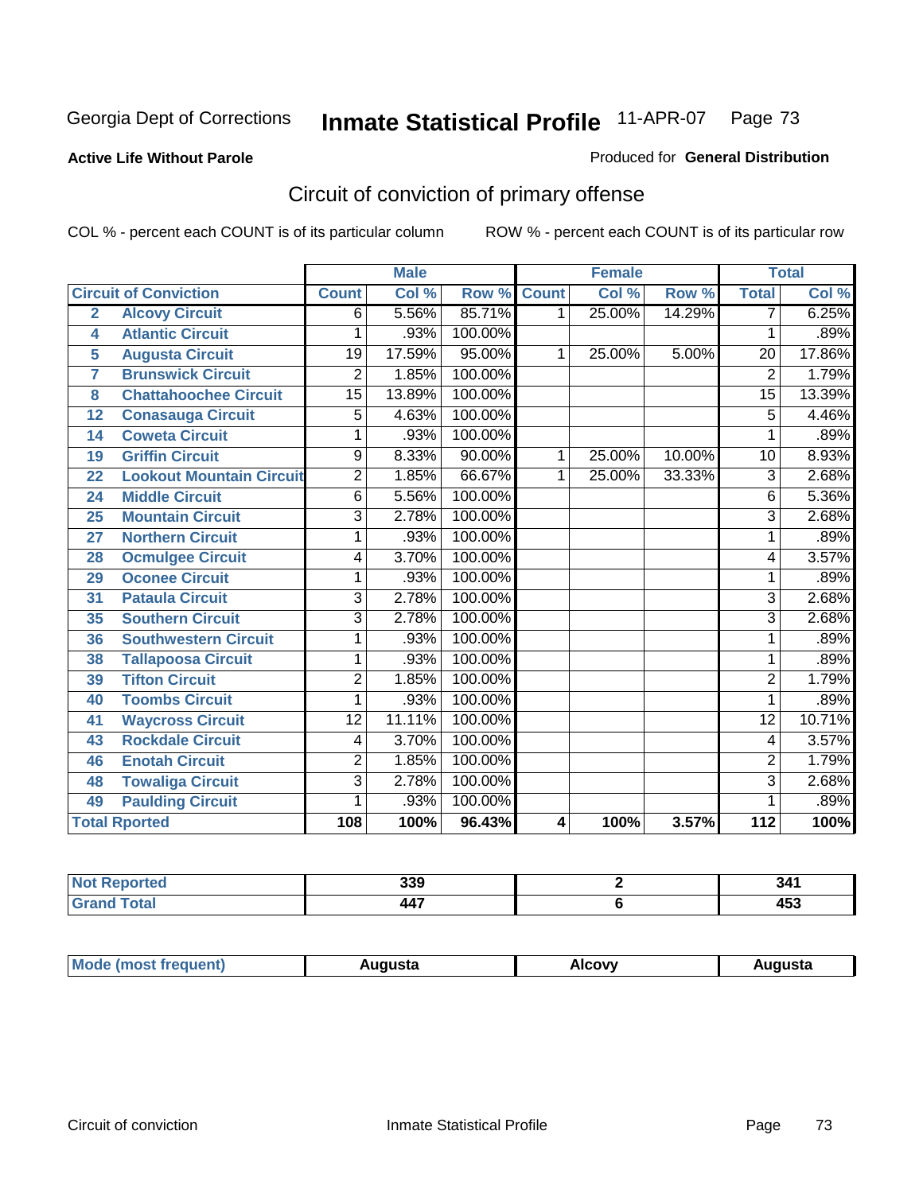Georgia Dept of Corrections **Inmate Statistical Profile** 11-APR-07

**Active Life Without Parole**

Produced for **General Distribution**

## Circuit of conviction of primary offense

COL % - percent each COUNT is of its particular column

ROW % - percent each COUNT is of its particular row

| | | Male | | | Female | | | Total | |
|---|---|---|---|---|---|---|---|---|---|
| Circuit of Conviction | | Count | Col % | Row % | Count | Col % | Row % | Total | Col % |
| 2 | Alcovy Circuit | 6 | 5.56% | 85.71% | 1 | 25.00% | 14.29% | 7 | 6.25% |
| 4 | Atlantic Circuit | 1 | .93% | 100.00% | | | | 1 | .89% |
| 5 | Augusta Circuit | 19 | 17.59% | 95.00% | 1 | 25.00% | 5.00% | 20 | 17.86% |
| 7 | Brunswick Circuit | 2 | 1.85% | 100.00% | | | | 2 | 1.79% |
| 8 | Chattahoochee Circuit | 15 | 13.89% | 100.00% | | | | 15 | 13.39% |
| 12 | Conasauga Circuit | 5 | 4.63% | 100.00% | | | | 5 | 4.46% |
| 14 | Coweta Circuit | 1 | .93% | 100.00% | | | | 1 | .89% |
| 19 | Griffin Circuit | 9 | 8.33% | 90.00% | 1 | 25.00% | 10.00% | 10 | 8.93% |
| 22 | Lookout Mountain Circuit | 2 | 1.85% | 66.67% | 1 | 25.00% | 33.33% | 3 | 2.68% |
| 24 | Middle Circuit | 6 | 5.56% | 100.00% | | | | 6 | 5.36% |
| 25 | Mountain Circuit | 3 | 2.78% | 100.00% | | | | 3 | 2.68% |
| 27 | Northern Circuit | 1 | .93% | 100.00% | | | | 1 | .89% |
| 28 | Ocmulgee Circuit | 4 | 3.70% | 100.00% | | | | 4 | 3.57% |
| 29 | Oconee Circuit | 1 | .93% | 100.00% | | | | 1 | .89% |
| 31 | Pataula Circuit | 3 | 2.78% | 100.00% | | | | 3 | 2.68% |
| 35 | Southern Circuit | 3 | 2.78% | 100.00% | | | | 3 | 2.68% |
| 36 | Southwestern Circuit | 1 | .93% | 100.00% | | | | 1 | .89% |
| 38 | Tallapoosa Circuit | 1 | .93% | 100.00% | | | | 1 | .89% |
| 39 | Tifton Circuit | 2 | 1.85% | 100.00% | | | | 2 | 1.79% |
| 40 | Toombs Circuit | 1 | .93% | 100.00% | | | | 1 | .89% |
| 41 | Waycross Circuit | 12 | 11.11% | 100.00% | | | | 12 | 10.71% |
| 43 | Rockdale Circuit | 4 | 3.70% | 100.00% | | | | 4 | 3.57% |
| 46 | Enotah Circuit | 2 | 1.85% | 100.00% | | | | 2 | 1.79% |
| 48 | Towaliga Circuit | 3 | 2.78% | 100.00% | | | | 3 | 2.68% |
| 49 | Paulding Circuit | 1 | .93% | 100.00% | | | | 1 | .89% |
| **Total Rported** | | **108** | **100%** | **96.43%** | **4** | **100%** | **3.57%** | **112** | **100%** |

| | Male | Female | Total |
|---|---|---|---|
| Not Reported | 339 | 2 | 341 |
| Grand Total | 447 | 6 | 453 |

| | Male | Female | Total |
|---|---|---|---|
| Mode (most frequent) | Augusta | Alcovy | Augusta |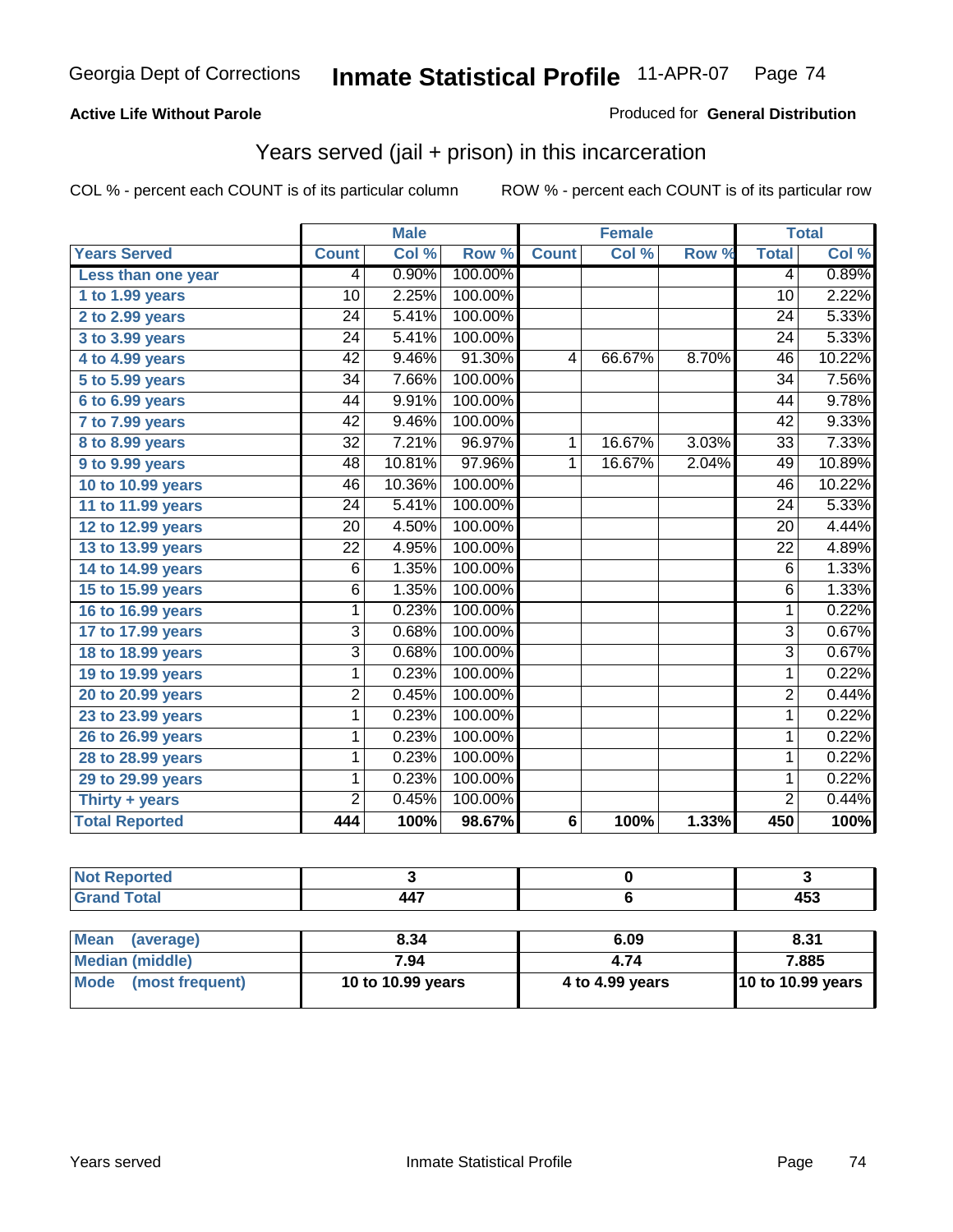**Active Life Without Parole**

Produced for **General Distribution**

## Years served (jail + prison) in this incarceration

COL % - percent each COUNT is of its particular column

ROW % - percent each COUNT is of its particular row

| | Male | | | Female | | | Total | |
|---|---|---|---|---|---|---|---|---|
| **Years Served** | **Count** | **Col %** | **Row %** | **Count** | **Col %** | **Row %** | **Total** | **Col %** |
| Less than one year | 4 | 0.90% | 100.00% | | | | 4 | 0.89% |
| 1 to 1.99 years | 10 | 2.25% | 100.00% | | | | 10 | 2.22% |
| 2 to 2.99 years | 24 | 5.41% | 100.00% | | | | 24 | 5.33% |
| 3 to 3.99 years | 24 | 5.41% | 100.00% | | | | 24 | 5.33% |
| 4 to 4.99 years | 42 | 9.46% | 91.30% | 4 | 66.67% | 8.70% | 46 | 10.22% |
| 5 to 5.99 years | 34 | 7.66% | 100.00% | | | | 34 | 7.56% |
| 6 to 6.99 years | 44 | 9.91% | 100.00% | | | | 44 | 9.78% |
| 7 to 7.99 years | 42 | 9.46% | 100.00% | | | | 42 | 9.33% |
| 8 to 8.99 years | 32 | 7.21% | 96.97% | 1 | 16.67% | 3.03% | 33 | 7.33% |
| 9 to 9.99 years | 48 | 10.81% | 97.96% | 1 | 16.67% | 2.04% | 49 | 10.89% |
| 10 to 10.99 years | 46 | 10.36% | 100.00% | | | | 46 | 10.22% |
| 11 to 11.99 years | 24 | 5.41% | 100.00% | | | | 24 | 5.33% |
| 12 to 12.99 years | 20 | 4.50% | 100.00% | | | | 20 | 4.44% |
| 13 to 13.99 years | 22 | 4.95% | 100.00% | | | | 22 | 4.89% |
| 14 to 14.99 years | 6 | 1.35% | 100.00% | | | | 6 | 1.33% |
| 15 to 15.99 years | 6 | 1.35% | 100.00% | | | | 6 | 1.33% |
| 16 to 16.99 years | 1 | 0.23% | 100.00% | | | | 1 | 0.22% |
| 17 to 17.99 years | 3 | 0.68% | 100.00% | | | | 3 | 0.67% |
| 18 to 18.99 years | 3 | 0.68% | 100.00% | | | | 3 | 0.67% |
| 19 to 19.99 years | 1 | 0.23% | 100.00% | | | | 1 | 0.22% |
| 20 to 20.99 years | 2 | 0.45% | 100.00% | | | | 2 | 0.44% |
| 23 to 23.99 years | 1 | 0.23% | 100.00% | | | | 1 | 0.22% |
| 26 to 26.99 years | 1 | 0.23% | 100.00% | | | | 1 | 0.22% |
| 28 to 28.99 years | 1 | 0.23% | 100.00% | | | | 1 | 0.22% |
| 29 to 29.99 years | 1 | 0.23% | 100.00% | | | | 1 | 0.22% |
| Thirty + years | 2 | 0.45% | 100.00% | | | | 2 | 0.44% |
| **Total Reported** | **444** | **100%** | **98.67%** | **6** | **100%** | **1.33%** | **450** | **100%** |

| | Male | Female | Total |
|---|---|---|---|
| Not Reported | 3 | 0 | 3 |
| Grand Total | 447 | 6 | 453 |

| | Male | Female | Total |
|---|---|---|---|
| Mean (average) | 8.34 | 6.09 | 8.31 |
| Median (middle) | 7.94 | 4.74 | 7.885 |
| Mode (most frequent) | 10 to 10.99 years | 4 to 4.99 years | 10 to 10.99 years |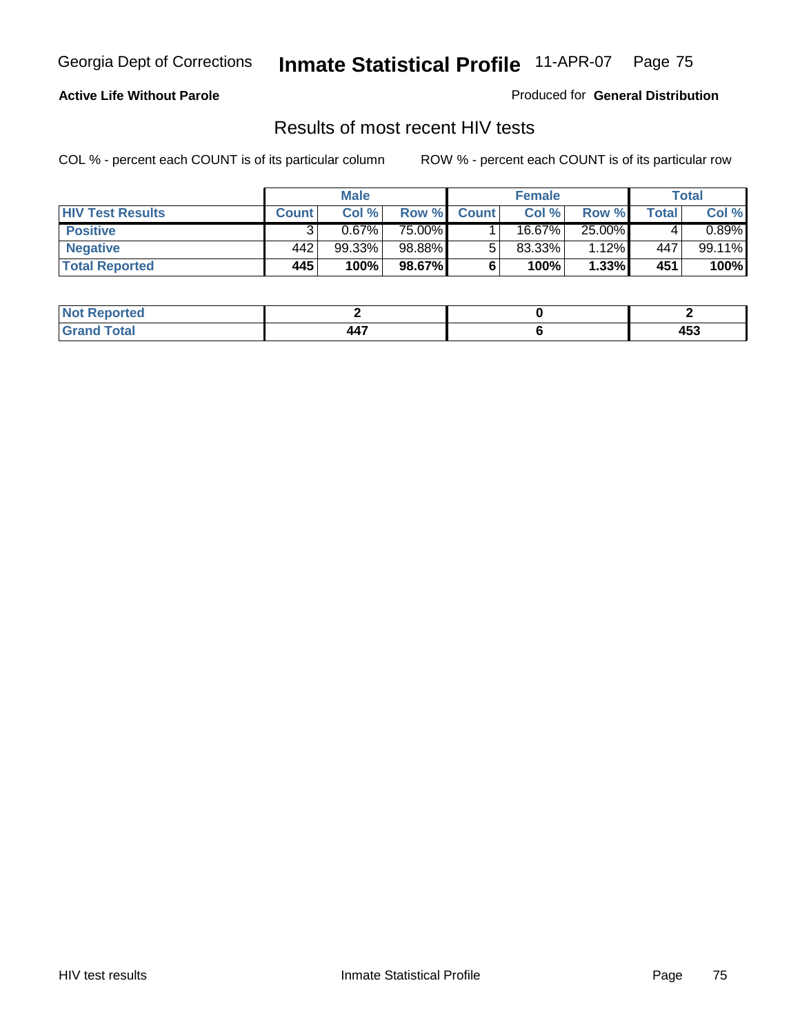Georgia Dept of Corrections **Inmate Statistical Profile** 11-APR-07

**Active Life Without Parole**

Produced for **General Distribution**

## Results of most recent HIV tests

COL % - percent each COUNT is of its particular column ROW % - percent each COUNT is of its particular row

| | Male | | | Female | | | Total | |
|---|---|---|---|---|---|---|---|---|
| **HIV Test Results** | **Count** | **Col %** | **Row %** | **Count** | **Col %** | **Row %** | **Total** | **Col %** |
| **Positive** | 3 | 0.67% | 75.00% | 1 | 16.67% | 25.00% | 4 | 0.89% |
| **Negative** | 442 | 99.33% | 98.88% | 5 | 83.33% | 1.12% | 447 | 99.11% |
| **Total Reported** | **445** | **100%** | **98.67%** | **6** | **100%** | **1.33%** | **451** | **100%** |

| | Male | Female | Total |
|---|---|---|---|
| **Not Reported** | **2** | **0** | **2** |
| **Grand Total** | **447** | **6** | **453** |

HIV test results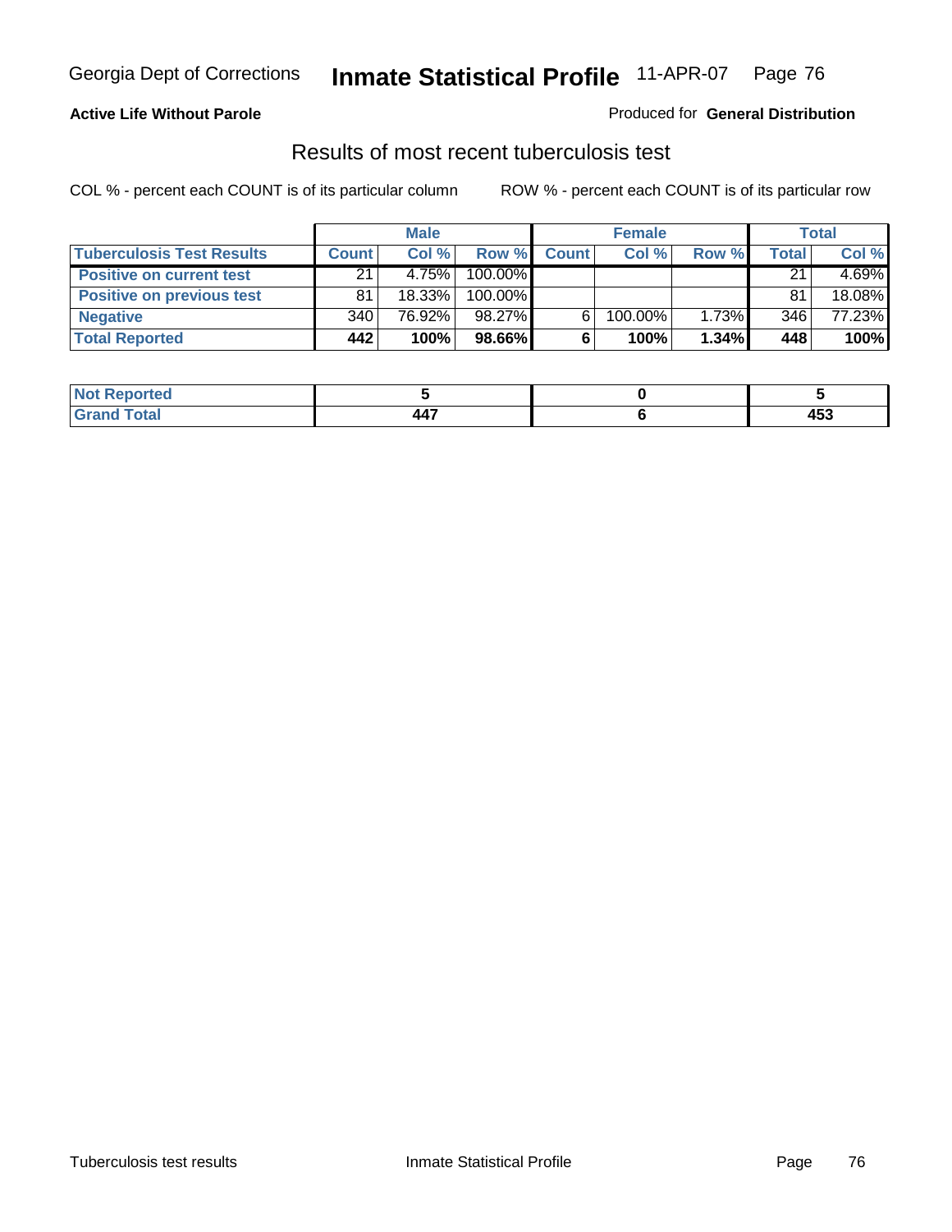**Active Life Without Parole**

Produced for **General Distribution**

## Results of most recent tuberculosis test

COL % - percent each COUNT is of its particular column

ROW % - percent each COUNT is of its particular row

| | Male | | | Female | | | Total | |
|---|---|---|---|---|---|---|---|---|
| **Tuberculosis Test Results** | **Count** | **Col %** | **Row %** | **Count** | **Col %** | **Row %** | **Total** | **Col %** |
| **Positive on current test** | 21 | 4.75% | 100.00% | | | | 21 | 4.69% |
| **Positive on previous test** | 81 | 18.33% | 100.00% | | | | 81 | 18.08% |
| **Negative** | 340 | 76.92% | 98.27% | 6 | 100.00% | 1.73% | 346 | 77.23% |
| **Total Reported** | **442** | **100%** | **98.66%** | **6** | **100%** | **1.34%** | **448** | **100%** |

| | Male | Female | Total |
|---|---|---|---|
| **Not Reported** | **5** | **0** | **5** |
| **Grand Total** | **447** | **6** | **453** |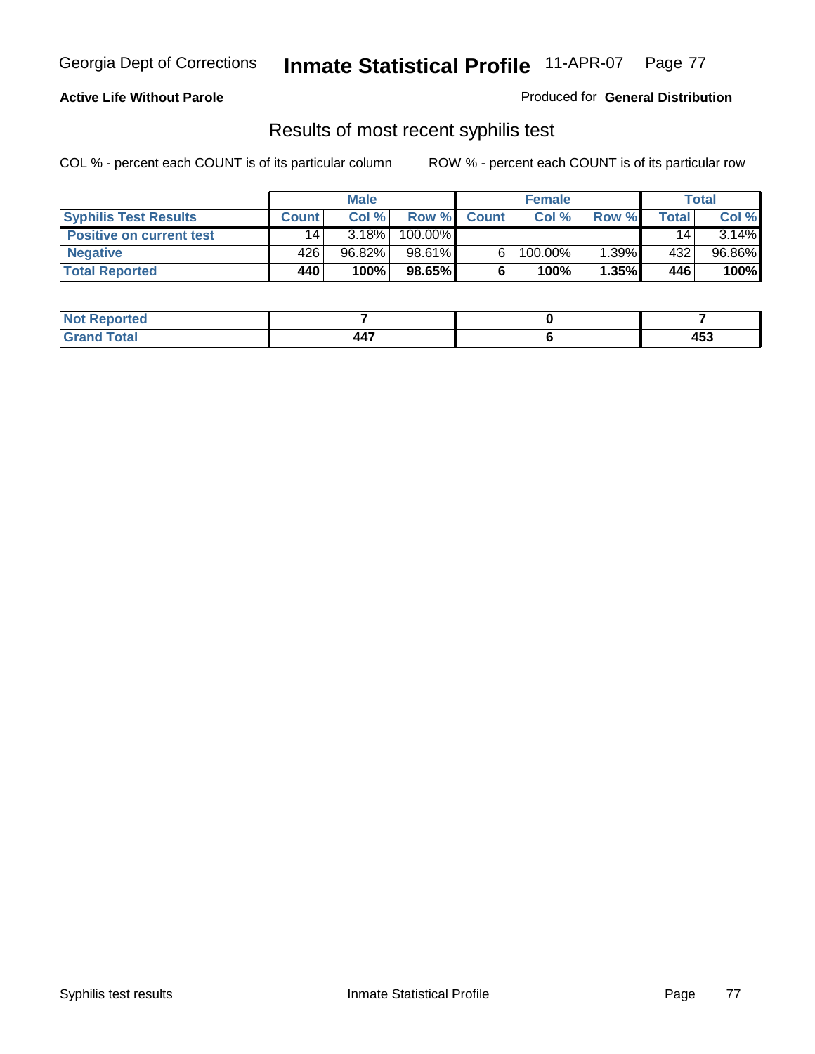**Active Life Without Parole**

Produced for **General Distribution**

## Results of most recent syphilis test

COL % - percent each COUNT is of its particular column    ROW % - percent each COUNT is of its particular row

| | Male | | | Female | | | Total | |
|---|---|---|---|---|---|---|---|---|
| **Syphilis Test Results** | **Count** | **Col %** | **Row %** | **Count** | **Col %** | **Row %** | **Total** | **Col %** |
| **Positive on current test** | 14 | 3.18% | 100.00% | | | | 14 | 3.14% |
| **Negative** | 426 | 96.82% | 98.61% | 6 | 100.00% | 1.39% | 432 | 96.86% |
| **Total Reported** | **440** | **100%** | **98.65%** | **6** | **100%** | **1.35%** | **446** | **100%** |

| | Male | Female | Total |
|---|---|---|---|
| **Not Reported** | **7** | **0** | **7** |
| **Grand Total** | **447** | **6** | **453** |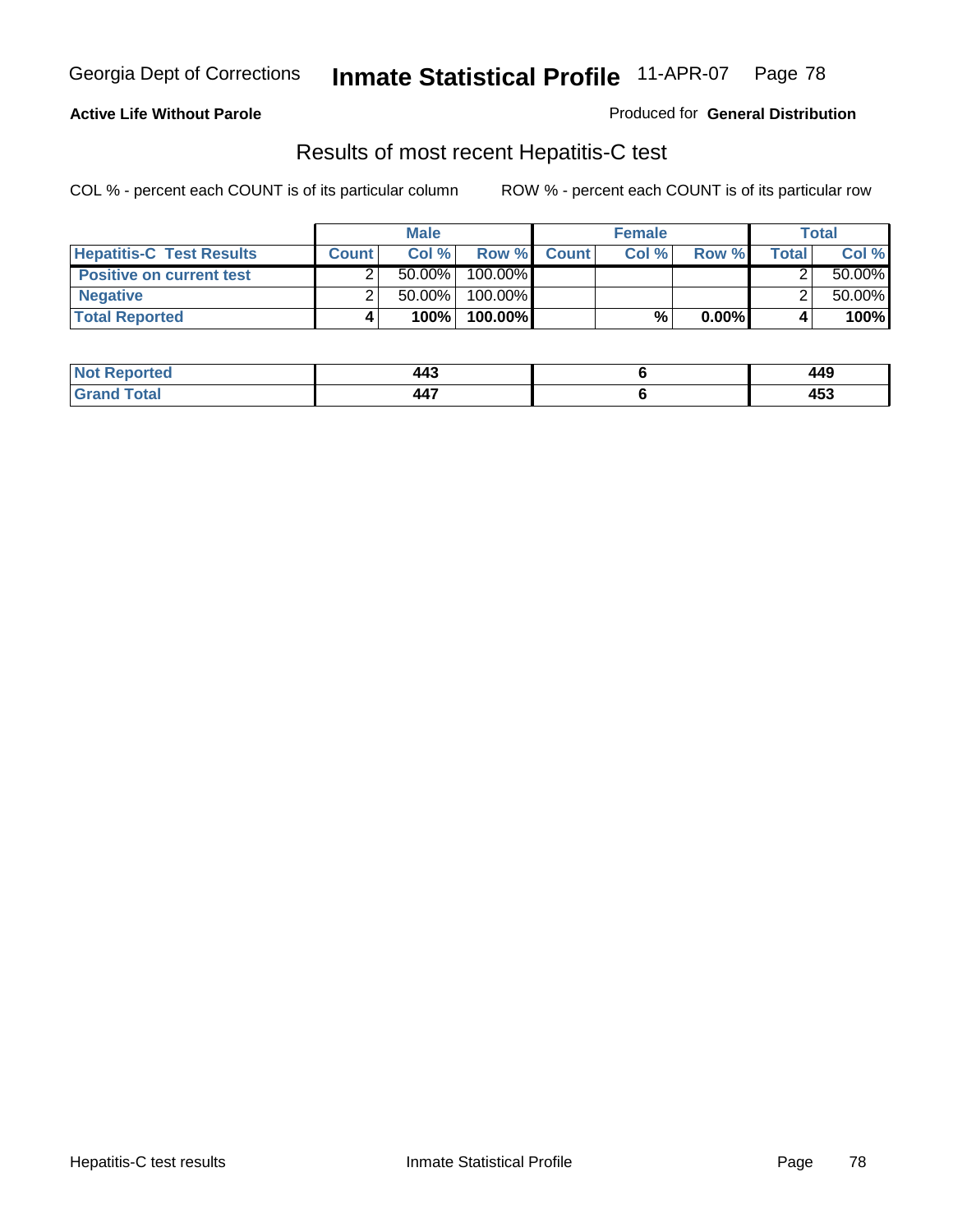**Active Life Without Parole**

Produced for **General Distribution**

## Results of most recent Hepatitis-C test

COL % - percent each COUNT is of its particular column

ROW % - percent each COUNT is of its particular row

| | Male | | | Female | | | Total | |
|---|---|---|---|---|---|---|---|---|
| **Hepatitis-C Test Results** | **Count** | **Col %** | **Row %** | **Count** | **Col %** | **Row %** | **Total** | **Col %** |
| **Positive on current test** | 2 | 50.00% | 100.00% | | | | 2 | 50.00% |
| **Negative** | 2 | 50.00% | 100.00% | | | | 2 | 50.00% |
| **Total Reported** | **4** | **100%** | **100.00%** | | **%** | **0.00%** | **4** | **100%** |

| | Male | Female | Total |
|---|---|---|---|
| **Not Reported** | **443** | **6** | **449** |
| **Grand Total** | **447** | **6** | **453** |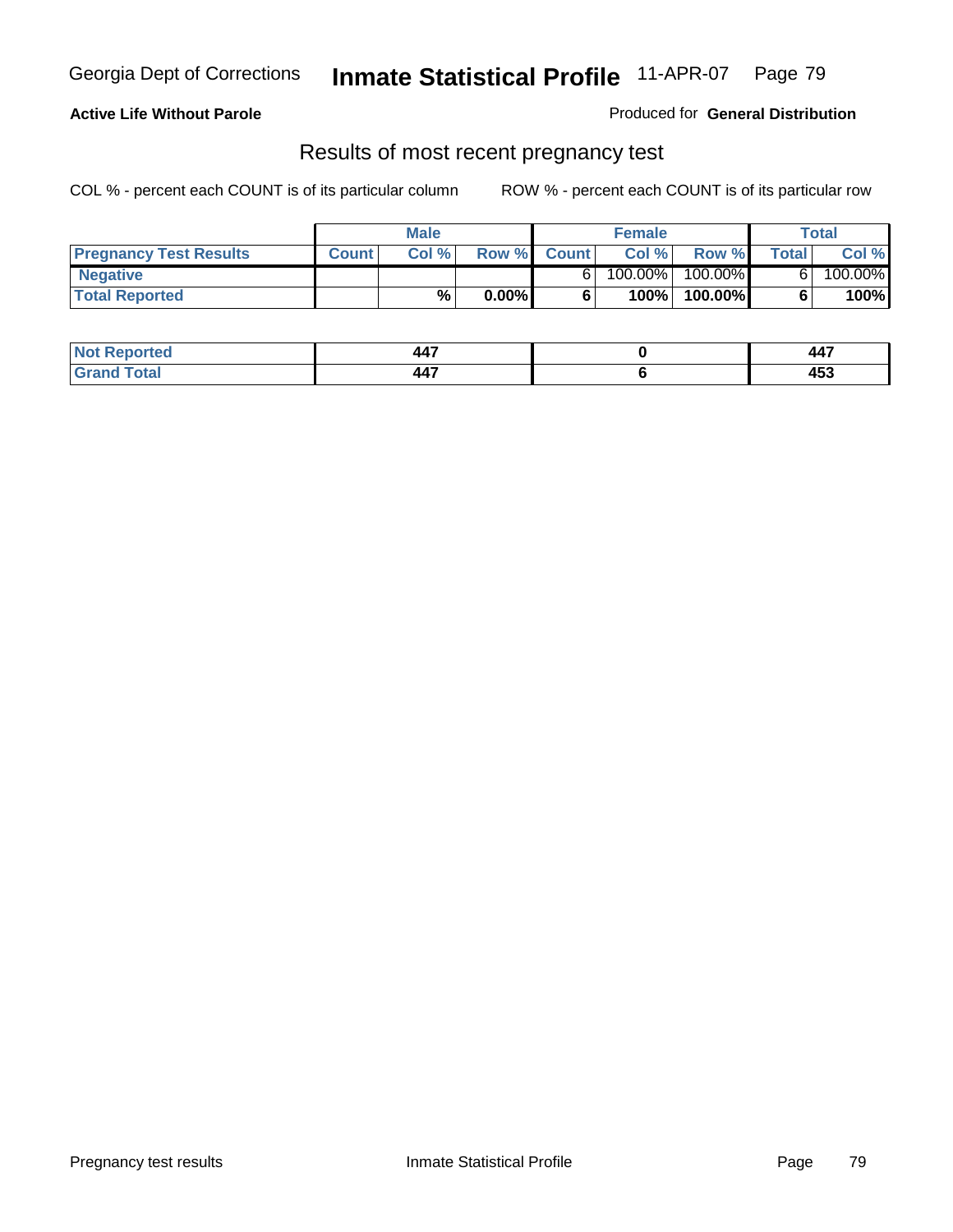**Active Life Without Parole**

Produced for **General Distribution**

## Results of most recent pregnancy test

COL % - percent each COUNT is of its particular column

ROW % - percent each COUNT is of its particular row

| | Male | | | Female | | | Total | |
|---|---|---|---|---|---|---|---|---|
| **Pregnancy Test Results** | **Count** | **Col %** | **Row %** | **Count** | **Col %** | **Row %** | **Total** | **Col %** |
| **Negative** | | | | 6 | 100.00% | 100.00% | 6 | 100.00% |
| **Total Reported** | | **%** | **0.00%** | **6** | **100%** | **100.00%** | **6** | **100%** |

| | Male | Female | Total |
|---|---|---|---|
| **Not Reported** | **447** | **0** | **447** |
| **Grand Total** | **447** | **6** | **453** |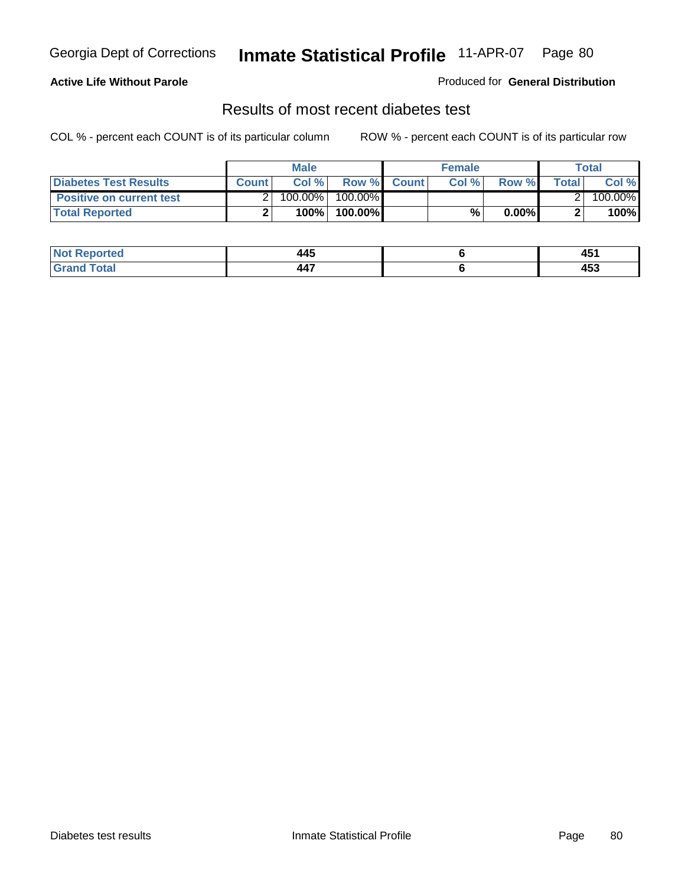**Active Life Without Parole**

Produced for **General Distribution**

## Results of most recent diabetes test

COL % - percent each COUNT is of its particular column

ROW % - percent each COUNT is of its particular row

| | Male | | | Female | | | Total | |
|---|---|---|---|---|---|---|---|---|
| **Diabetes Test Results** | **Count** | **Col %** | **Row %** | **Count** | **Col %** | **Row %** | **Total** | **Col %** |
| **Positive on current test** | 2 | 100.00% | 100.00% | | | | 2 | 100.00% |
| **Total Reported** | **2** | **100%** | **100.00%** | | **%** | **0.00%** | **2** | **100%** |

| | Male | Female | Total |
|---|---|---|---|
| **Not Reported** | **445** | **6** | **451** |
| **Grand Total** | **447** | **6** | **453** |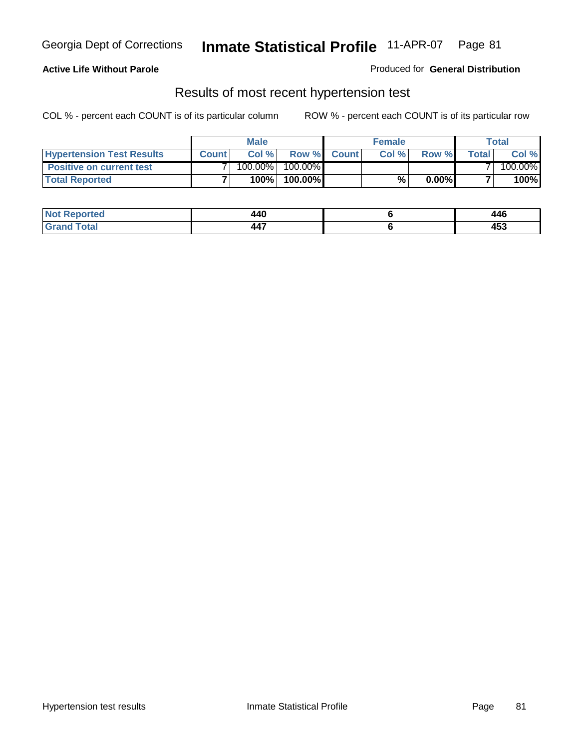**Active Life Without Parole**

Produced for **General Distribution**

## Results of most recent hypertension test

COL % - percent each COUNT is of its particular column

ROW % - percent each COUNT is of its particular row

| | Male | | | Female | | | Total | |
|---|---|---|---|---|---|---|---|---|
| **Hypertension Test Results** | **Count** | **Col %** | **Row %** | **Count** | **Col %** | **Row %** | **Total** | **Col %** |
| **Positive on current test** | 7 | 100.00% | 100.00% | | | | 7 | 100.00% |
| **Total Reported** | **7** | **100%** | **100.00%** | | **%** | **0.00%** | **7** | **100%** |

| | Male | Female | Total |
|---|---|---|---|
| **Not Reported** | **440** | **6** | **446** |
| **Grand Total** | **447** | **6** | **453** |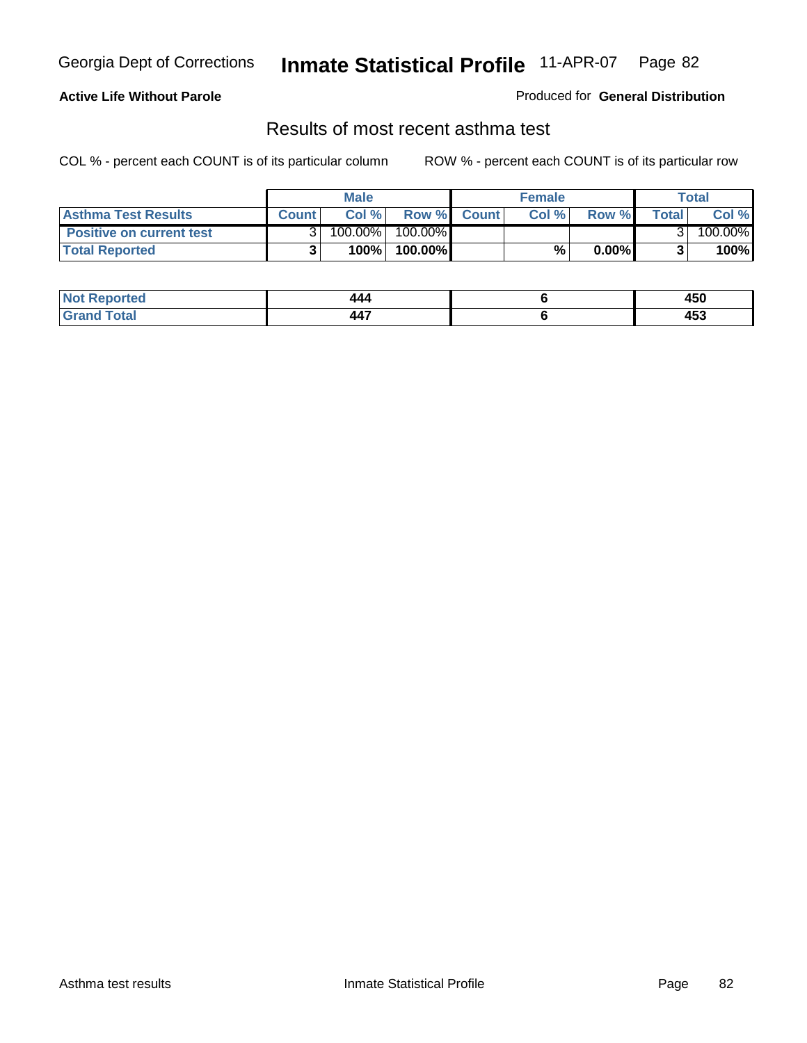Georgia Dept of Corrections **Inmate Statistical Profile** 11-APR-07

**Active Life Without Parole**

Produced for **General Distribution**

## Results of most recent asthma test

COL % - percent each COUNT is of its particular column ROW % - percent each COUNT is of its particular row

| | Male | | | Female | | | Total | |
|---|---|---|---|---|---|---|---|---|
| **Asthma Test Results** | **Count** | **Col %** | **Row %** | **Count** | **Col %** | **Row %** | **Total** | **Col %** |
| **Positive on current test** | 3 | 100.00% | 100.00% | | | | 3 | 100.00% |
| **Total Reported** | **3** | **100%** | **100.00%** | | **%** | **0.00%** | **3** | **100%** |

| | Male | Female | Total |
|---|---|---|---|
| **Not Reported** | **444** | **6** | **450** |
| **Grand Total** | **447** | **6** | **453** |